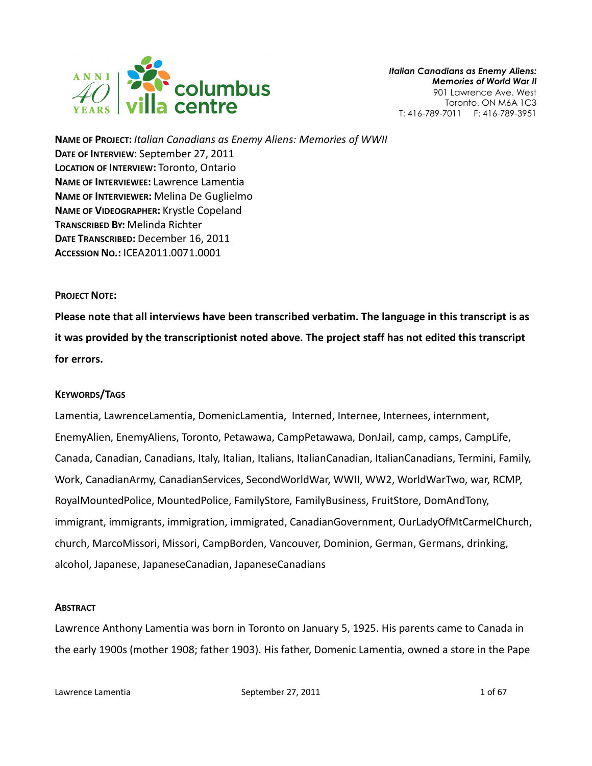*Italian Canadians as Enemy Aliens: Memories of World War II*
901 Lawrence Ave. West
Toronto, ON M6A 1C3
T: 416-789-7011 F: 416-789-3951

**NAME OF PROJECT:** *Italian Canadians as Enemy Aliens: Memories of WWII*
**DATE OF INTERVIEW**: September 27, 2011
**LOCATION OF INTERVIEW:** Toronto, Ontario
**NAME OF INTERVIEWEE:** Lawrence Lamentia
**NAME OF INTERVIEWER:** Melina De Guglielmo
**NAME OF VIDEOGRAPHER:** Krystle Copeland
**TRANSCRIBED BY:** Melinda Richter
**DATE TRANSCRIBED:** December 16, 2011
**ACCESSION NO.:** ICEA2011.0071.0001

**PROJECT NOTE:**

**Please note that all interviews have been transcribed verbatim. The language in this transcript is as it was provided by the transcriptionist noted above. The project staff has not edited this transcript for errors.**

**KEYWORDS/TAGS**

Lamentia, LawrenceLamentia, DomenicLamentia, Interned, Internee, Internees, internment, EnemyAlien, EnemyAliens, Toronto, Petawawa, CampPetawawa, DonJail, camp, camps, CampLife, Canada, Canadian, Canadians, Italy, Italian, Italians, ItalianCanadian, ItalianCanadians, Termini, Family, Work, CanadianArmy, CanadianServices, SecondWorldWar, WWII, WW2, WorldWarTwo, war, RCMP, RoyalMountedPolice, MountedPolice, FamilyStore, FamilyBusiness, FruitStore, DomAndTony, immigrant, immigrants, immigration, immigrated, CanadianGovernment, OurLadyOfMtCarmelChurch, church, MarcoMissori, Missori, CampBorden, Vancouver, Dominion, German, Germans, drinking, alcohol, Japanese, JapaneseCanadian, JapaneseCanadians

**ABSTRACT**

Lawrence Anthony Lamentia was born in Toronto on January 5, 1925. His parents came to Canada in the early 1900s (mother 1908; father 1903). His father, Domenic Lamentia, owned a store in the Pape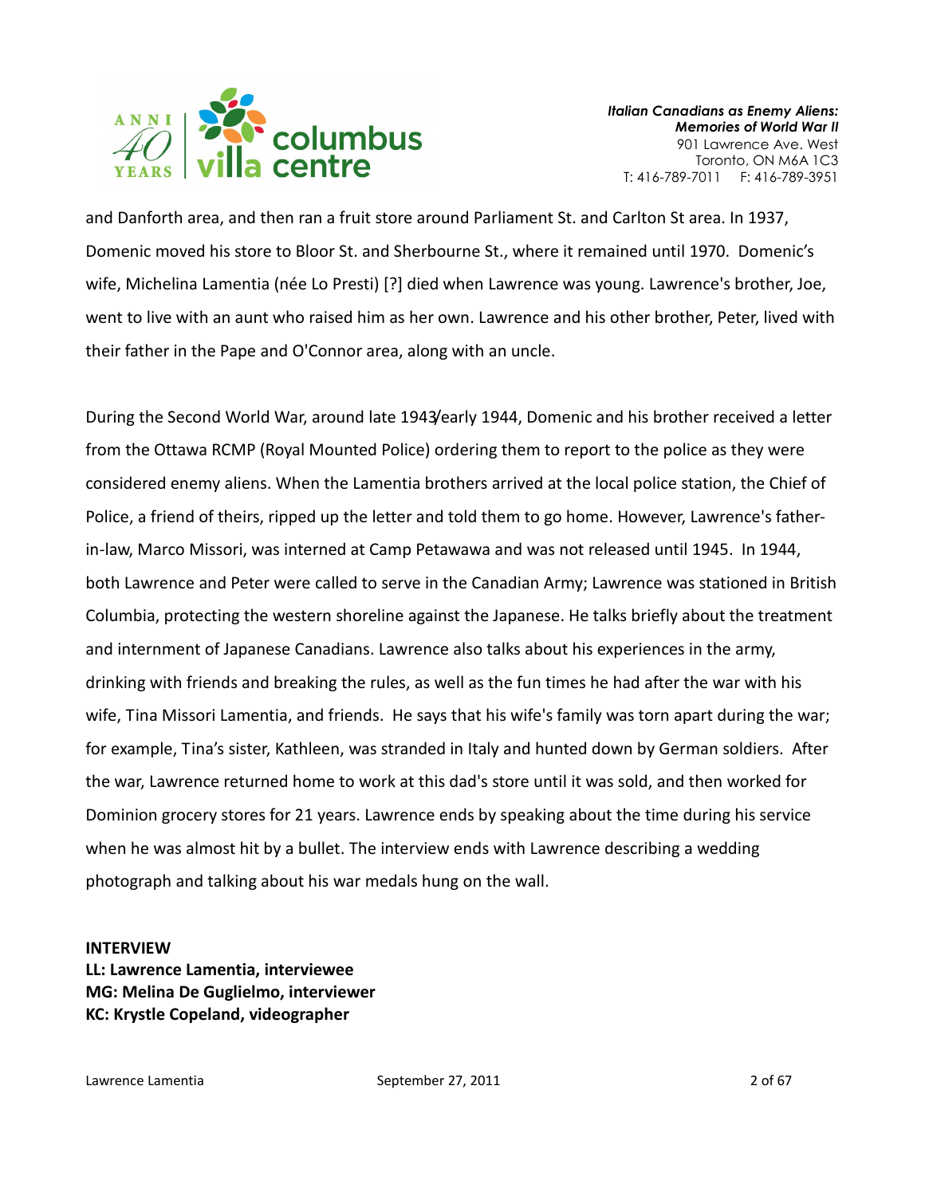and Danforth area, and then ran a fruit store around Parliament St. and Carlton St area. In 1937, Domenic moved his store to Bloor St. and Sherbourne St., where it remained until 1970. Domenic's wife, Michelina Lamentia (née Lo Presti) [?] died when Lawrence was young. Lawrence's brother, Joe, went to live with an aunt who raised him as her own. Lawrence and his other brother, Peter, lived with their father in the Pape and O'Connor area, along with an uncle.

During the Second World War, around late 1943/early 1944, Domenic and his brother received a letter from the Ottawa RCMP (Royal Mounted Police) ordering them to report to the police as they were considered enemy aliens. When the Lamentia brothers arrived at the local police station, the Chief of Police, a friend of theirs, ripped up the letter and told them to go home. However, Lawrence's father-in-law, Marco Missori, was interned at Camp Petawawa and was not released until 1945. In 1944, both Lawrence and Peter were called to serve in the Canadian Army; Lawrence was stationed in British Columbia, protecting the western shoreline against the Japanese. He talks briefly about the treatment and internment of Japanese Canadians. Lawrence also talks about his experiences in the army, drinking with friends and breaking the rules, as well as the fun times he had after the war with his wife, Tina Missori Lamentia, and friends. He says that his wife's family was torn apart during the war; for example, Tina's sister, Kathleen, was stranded in Italy and hunted down by German soldiers. After the war, Lawrence returned home to work at this dad's store until it was sold, and then worked for Dominion grocery stores for 21 years. Lawrence ends by speaking about the time during his service when he was almost hit by a bullet. The interview ends with Lawrence describing a wedding photograph and talking about his war medals hung on the wall.

**INTERVIEW**
**LL: Lawrence Lamentia, interviewee**
**MG: Melina De Guglielmo, interviewer**
**KC: Krystle Copeland, videographer**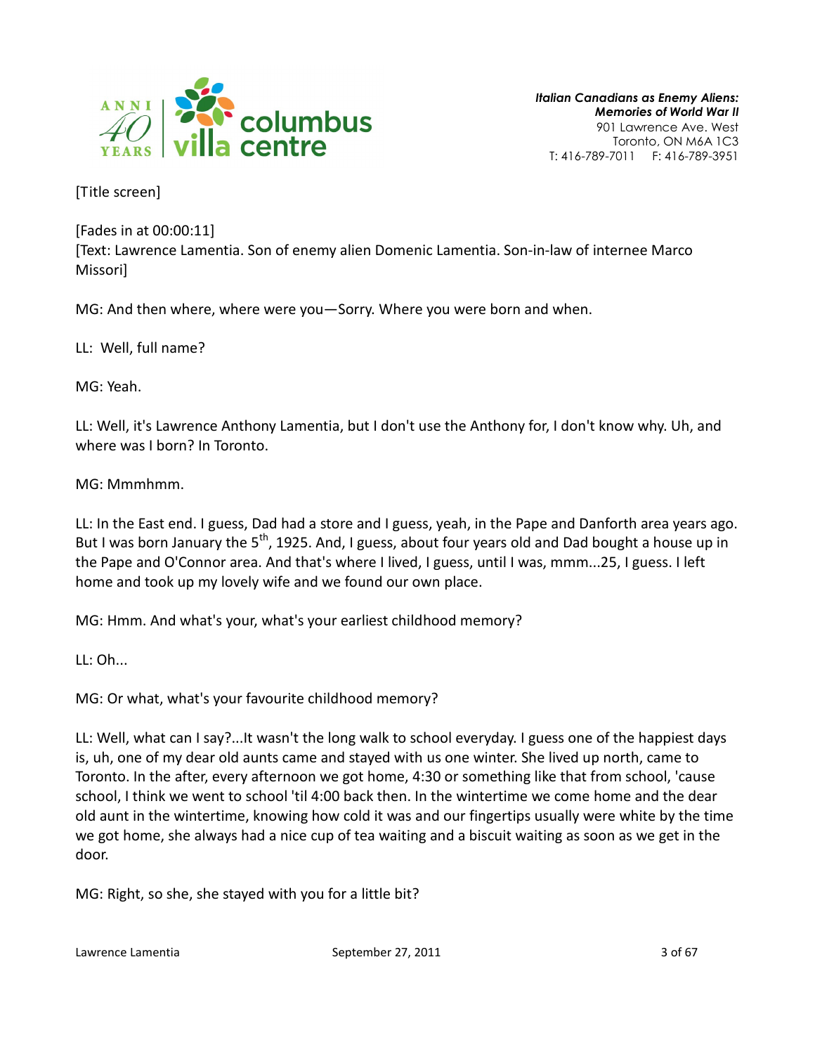[Title screen]

[Fades in at 00:00:11]
[Text: Lawrence Lamentia. Son of enemy alien Domenic Lamentia. Son-in-law of internee Marco Missori]

MG: And then where, where were you—Sorry. Where you were born and when.

LL: Well, full name?

MG: Yeah.

LL: Well, it's Lawrence Anthony Lamentia, but I don't use the Anthony for, I don't know why. Uh, and where was I born? In Toronto.

MG: Mmmhmm.

LL: In the East end. I guess, Dad had a store and I guess, yeah, in the Pape and Danforth area years ago. But I was born January the 5th, 1925. And, I guess, about four years old and Dad bought a house up in the Pape and O'Connor area. And that's where I lived, I guess, until I was, mmm...25, I guess. I left home and took up my lovely wife and we found our own place.

MG: Hmm. And what's your, what's your earliest childhood memory?

LL: Oh...

MG: Or what, what's your favourite childhood memory?

LL: Well, what can I say?...It wasn't the long walk to school everyday. I guess one of the happiest days is, uh, one of my dear old aunts came and stayed with us one winter. She lived up north, came to Toronto. In the after, every afternoon we got home, 4:30 or something like that from school, 'cause school, I think we went to school 'til 4:00 back then. In the wintertime we come home and the dear old aunt in the wintertime, knowing how cold it was and our fingertips usually were white by the time we got home, she always had a nice cup of tea waiting and a biscuit waiting as soon as we get in the door.

MG: Right, so she, she stayed with you for a little bit?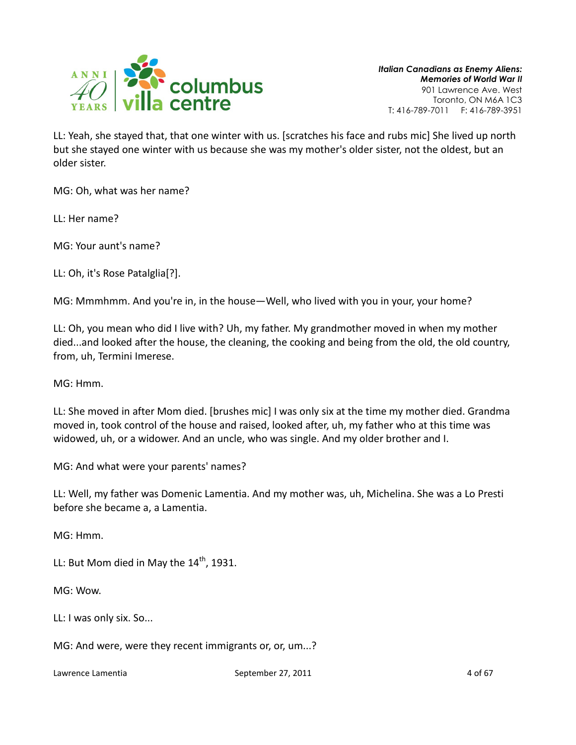LL: Yeah, she stayed that, that one winter with us. [scratches his face and rubs mic] She lived up north but she stayed one winter with us because she was my mother's older sister, not the oldest, but an older sister.

MG: Oh, what was her name?

LL: Her name?

MG: Your aunt's name?

LL: Oh, it's Rose Patalglia[?].

MG: Mmmhmm. And you're in, in the house—Well, who lived with you in your, your home?

LL: Oh, you mean who did I live with? Uh, my father. My grandmother moved in when my mother died...and looked after the house, the cleaning, the cooking and being from the old, the old country, from, uh, Termini Imerese.

MG: Hmm.

LL: She moved in after Mom died. [brushes mic] I was only six at the time my mother died. Grandma moved in, took control of the house and raised, looked after, uh, my father who at this time was widowed, uh, or a widower. And an uncle, who was single. And my older brother and I.

MG: And what were your parents' names?

LL: Well, my father was Domenic Lamentia. And my mother was, uh, Michelina. She was a Lo Presti before she became a, a Lamentia.

MG: Hmm.

LL: But Mom died in May the 14th, 1931.

MG: Wow.

LL: I was only six. So...

MG: And were, were they recent immigrants or, or, um...?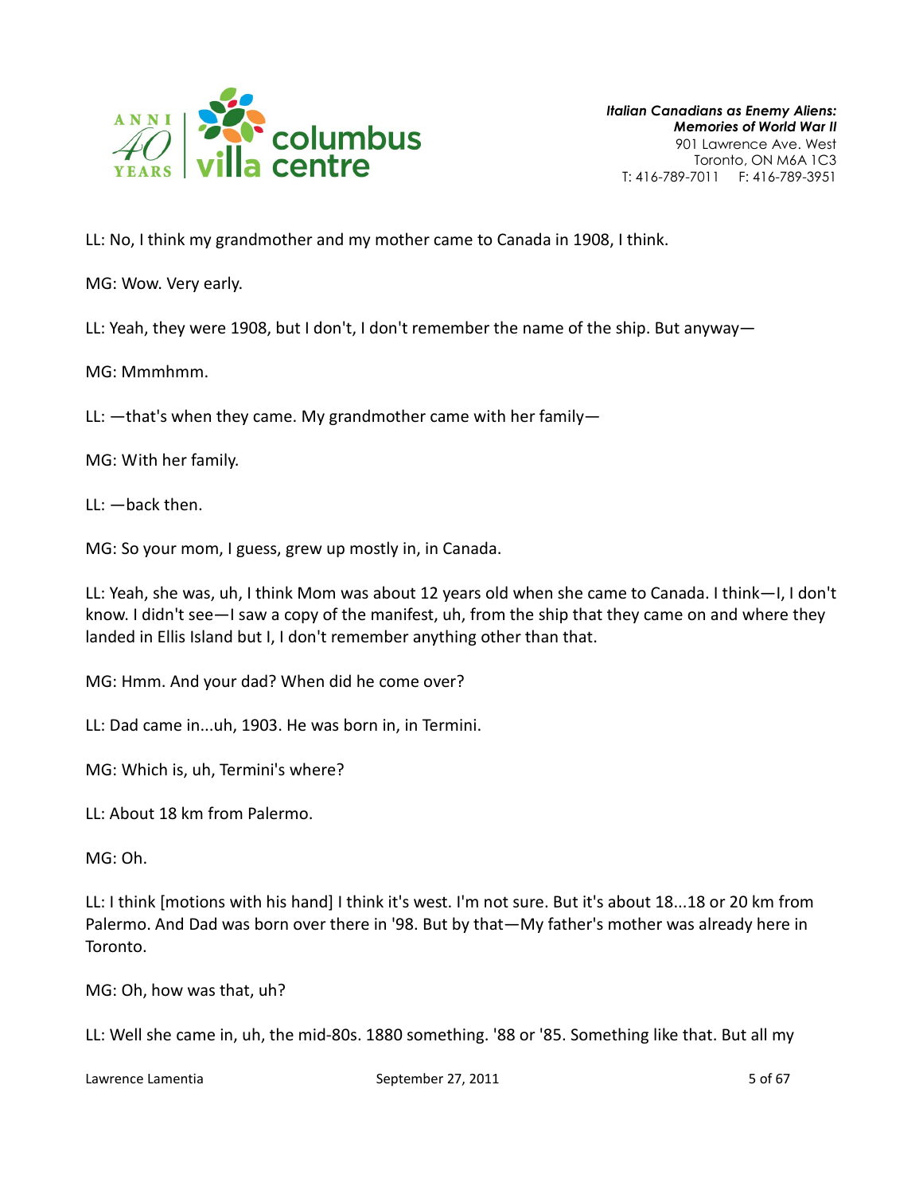LL: No, I think my grandmother and my mother came to Canada in 1908, I think.

MG: Wow. Very early.

LL: Yeah, they were 1908, but I don't, I don't remember the name of the ship. But anyway—

MG: Mmmhmm.

LL: —that's when they came. My grandmother came with her family—

MG: With her family.

LL: —back then.

MG: So your mom, I guess, grew up mostly in, in Canada.

LL: Yeah, she was, uh, I think Mom was about 12 years old when she came to Canada. I think—I, I don't know. I didn't see—I saw a copy of the manifest, uh, from the ship that they came on and where they landed in Ellis Island but I, I don't remember anything other than that.

MG: Hmm. And your dad? When did he come over?

LL: Dad came in...uh, 1903. He was born in, in Termini.

MG: Which is, uh, Termini's where?

LL: About 18 km from Palermo.

MG: Oh.

LL: I think [motions with his hand] I think it's west. I'm not sure. But it's about 18...18 or 20 km from Palermo. And Dad was born over there in '98. But by that—My father's mother was already here in Toronto.

MG: Oh, how was that, uh?

LL: Well she came in, uh, the mid-80s. 1880 something. '88 or '85. Something like that. But all my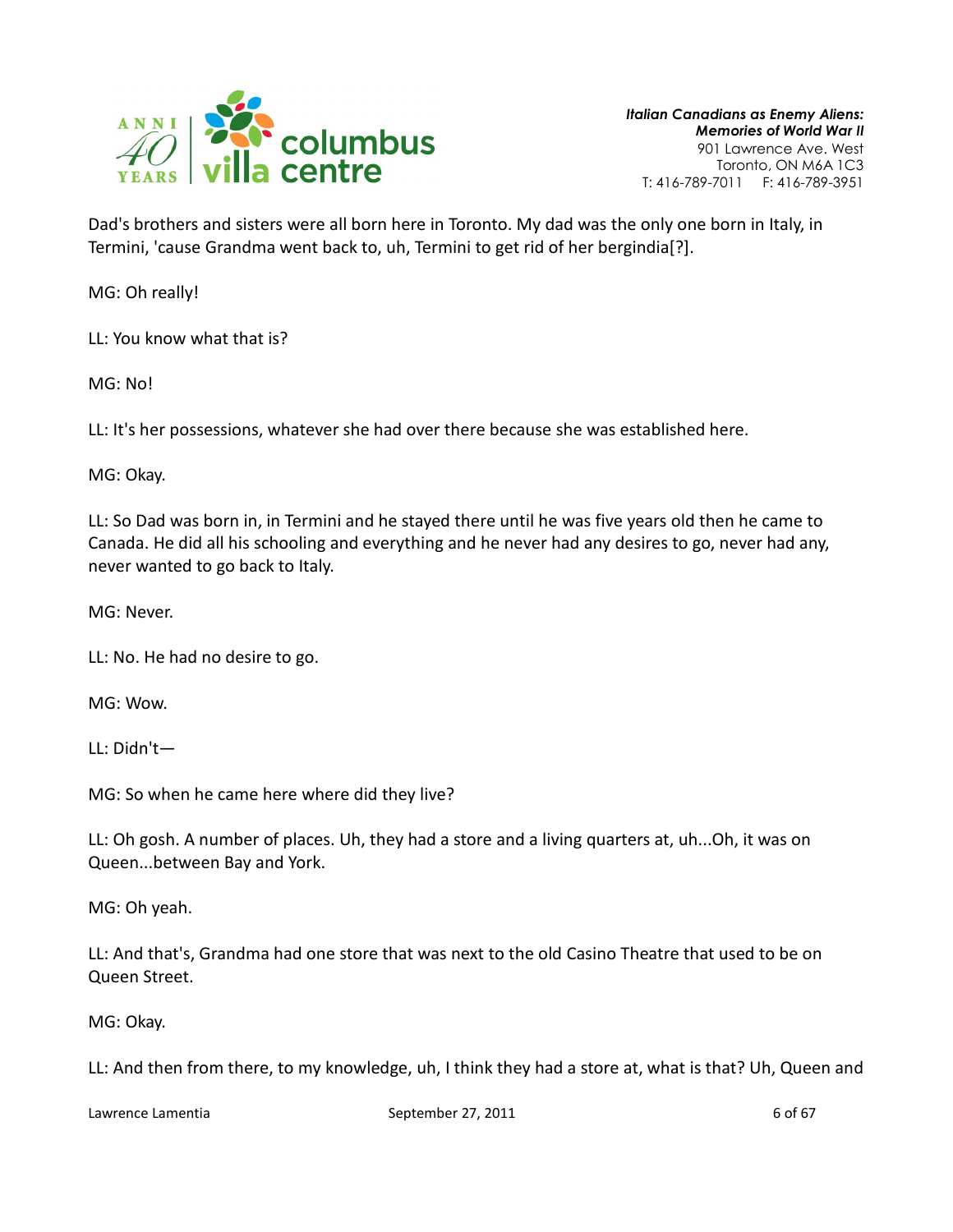Dad's brothers and sisters were all born here in Toronto. My dad was the only one born in Italy, in Termini, 'cause Grandma went back to, uh, Termini to get rid of her bergindia[?].

MG: Oh really!

LL: You know what that is?

MG: No!

LL: It's her possessions, whatever she had over there because she was established here.

MG: Okay.

LL: So Dad was born in, in Termini and he stayed there until he was five years old then he came to Canada. He did all his schooling and everything and he never had any desires to go, never had any, never wanted to go back to Italy.

MG: Never.

LL: No. He had no desire to go.

MG: Wow.

LL: Didn't—

MG: So when he came here where did they live?

LL: Oh gosh. A number of places. Uh, they had a store and a living quarters at, uh...Oh, it was on Queen...between Bay and York.

MG: Oh yeah.

LL: And that's, Grandma had one store that was next to the old Casino Theatre that used to be on Queen Street.

MG: Okay.

LL: And then from there, to my knowledge, uh, I think they had a store at, what is that? Uh, Queen and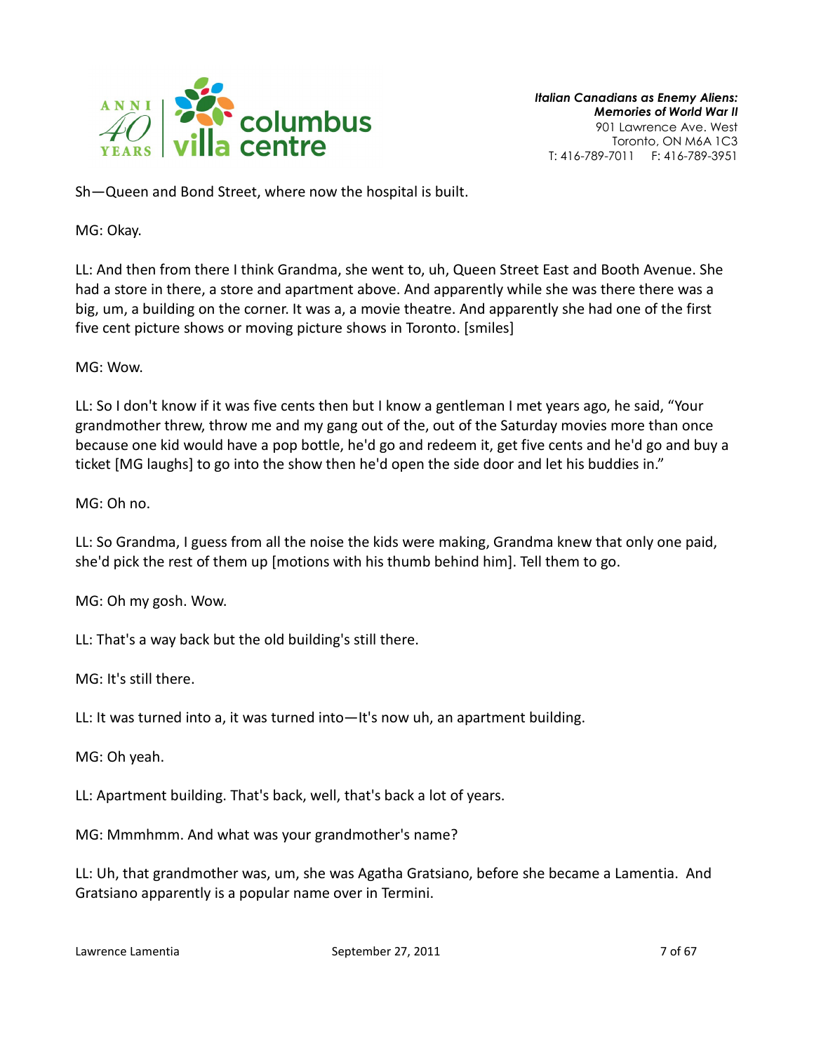Sh—Queen and Bond Street, where now the hospital is built.

MG: Okay.

LL: And then from there I think Grandma, she went to, uh, Queen Street East and Booth Avenue. She had a store in there, a store and apartment above. And apparently while she was there there was a big, um, a building on the corner. It was a, a movie theatre. And apparently she had one of the first five cent picture shows or moving picture shows in Toronto. [smiles]

MG: Wow.

LL: So I don't know if it was five cents then but I know a gentleman I met years ago, he said, "Your grandmother threw, throw me and my gang out of the, out of the Saturday movies more than once because one kid would have a pop bottle, he'd go and redeem it, get five cents and he'd go and buy a ticket [MG laughs] to go into the show then he'd open the side door and let his buddies in."

MG: Oh no.

LL: So Grandma, I guess from all the noise the kids were making, Grandma knew that only one paid, she'd pick the rest of them up [motions with his thumb behind him]. Tell them to go.

MG: Oh my gosh. Wow.

LL: That's a way back but the old building's still there.

MG: It's still there.

LL: It was turned into a, it was turned into—It's now uh, an apartment building.

MG: Oh yeah.

LL: Apartment building. That's back, well, that's back a lot of years.

MG: Mmmhmm. And what was your grandmother's name?

LL: Uh, that grandmother was, um, she was Agatha Gratsiano, before she became a Lamentia. And Gratsiano apparently is a popular name over in Termini.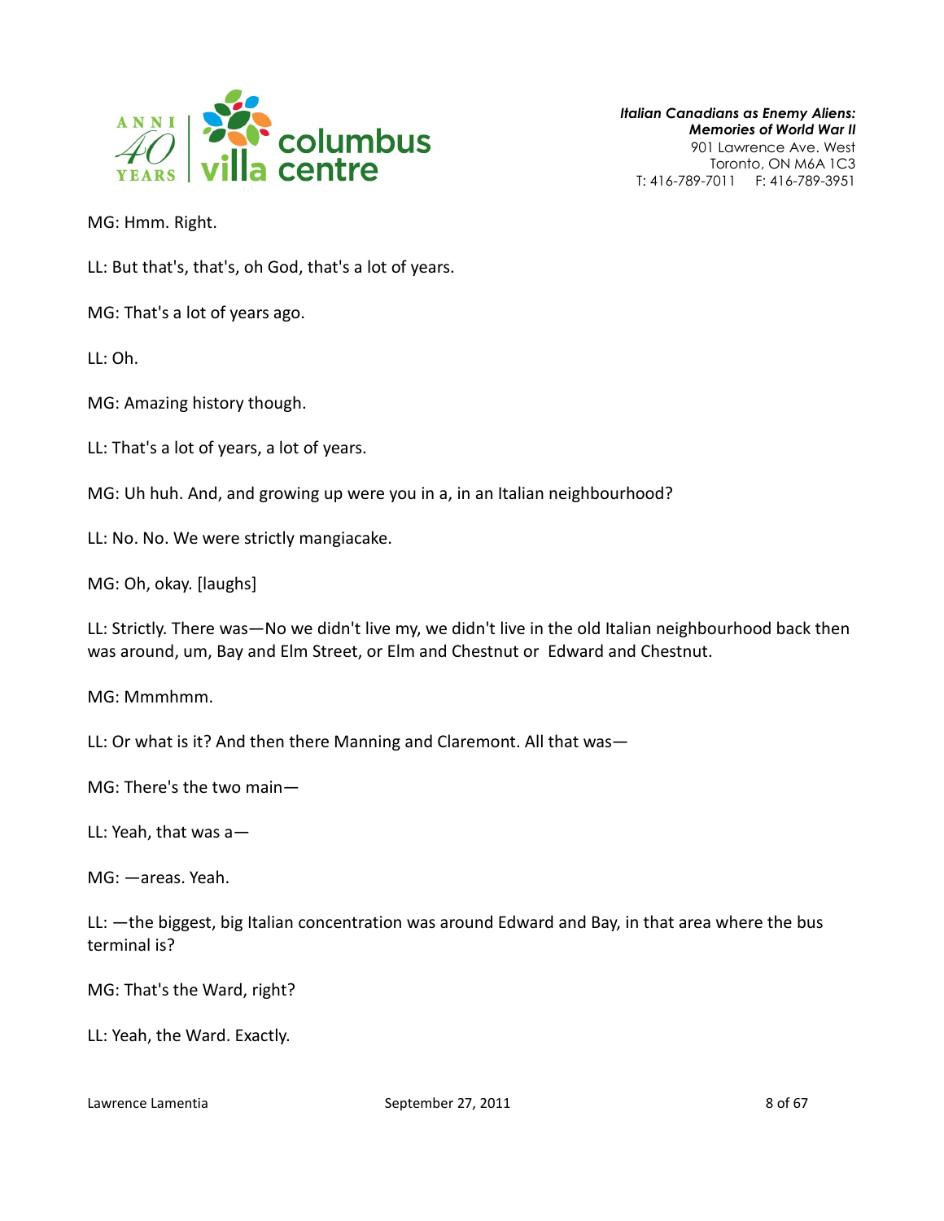MG: Hmm. Right.

LL: But that's, that's, oh God, that's a lot of years.

MG: That's a lot of years ago.

LL: Oh.

MG: Amazing history though.

LL: That's a lot of years, a lot of years.

MG: Uh huh. And, and growing up were you in a, in an Italian neighbourhood?

LL: No. No. We were strictly mangiacake.

MG: Oh, okay. [laughs]

LL: Strictly. There was—No we didn't live my, we didn't live in the old Italian neighbourhood back then was around, um, Bay and Elm Street, or Elm and Chestnut or Edward and Chestnut.

MG: Mmmhmm.

LL: Or what is it? And then there Manning and Claremont. All that was—

MG: There's the two main—

LL: Yeah, that was a—

MG: —areas. Yeah.

LL: —the biggest, big Italian concentration was around Edward and Bay, in that area where the bus terminal is?

MG: That's the Ward, right?

LL: Yeah, the Ward. Exactly.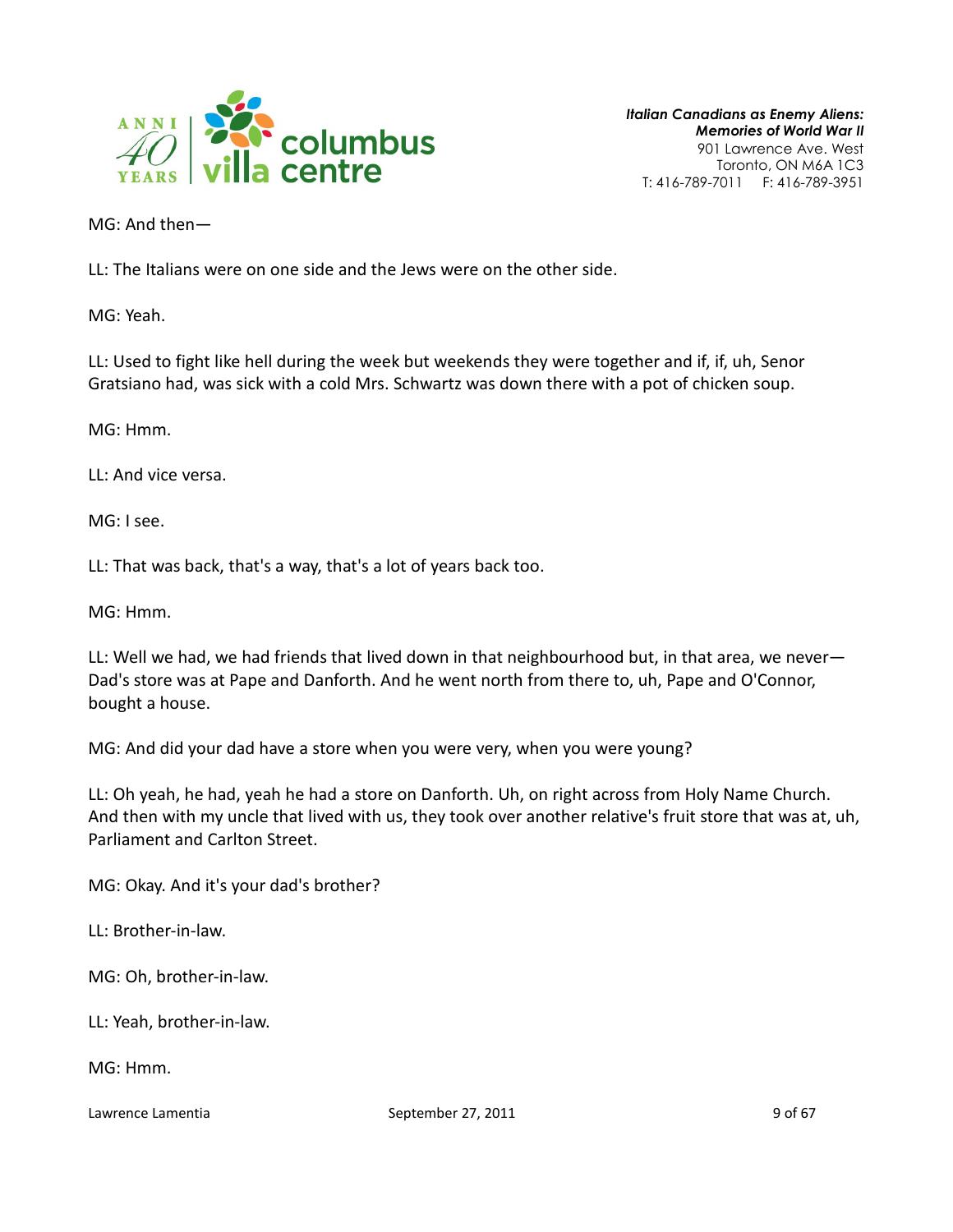MG: And then—

LL: The Italians were on one side and the Jews were on the other side.

MG: Yeah.

LL: Used to fight like hell during the week but weekends they were together and if, if, uh, Senor Gratsiano had, was sick with a cold Mrs. Schwartz was down there with a pot of chicken soup.

MG: Hmm.

LL: And vice versa.

MG: I see.

LL: That was back, that's a way, that's a lot of years back too.

MG: Hmm.

LL: Well we had, we had friends that lived down in that neighbourhood but, in that area, we never—Dad's store was at Pape and Danforth. And he went north from there to, uh, Pape and O'Connor, bought a house.

MG: And did your dad have a store when you were very, when you were young?

LL: Oh yeah, he had, yeah he had a store on Danforth. Uh, on right across from Holy Name Church. And then with my uncle that lived with us, they took over another relative's fruit store that was at, uh, Parliament and Carlton Street.

MG: Okay. And it's your dad's brother?

LL: Brother-in-law.

MG: Oh, brother-in-law.

LL: Yeah, brother-in-law.

MG: Hmm.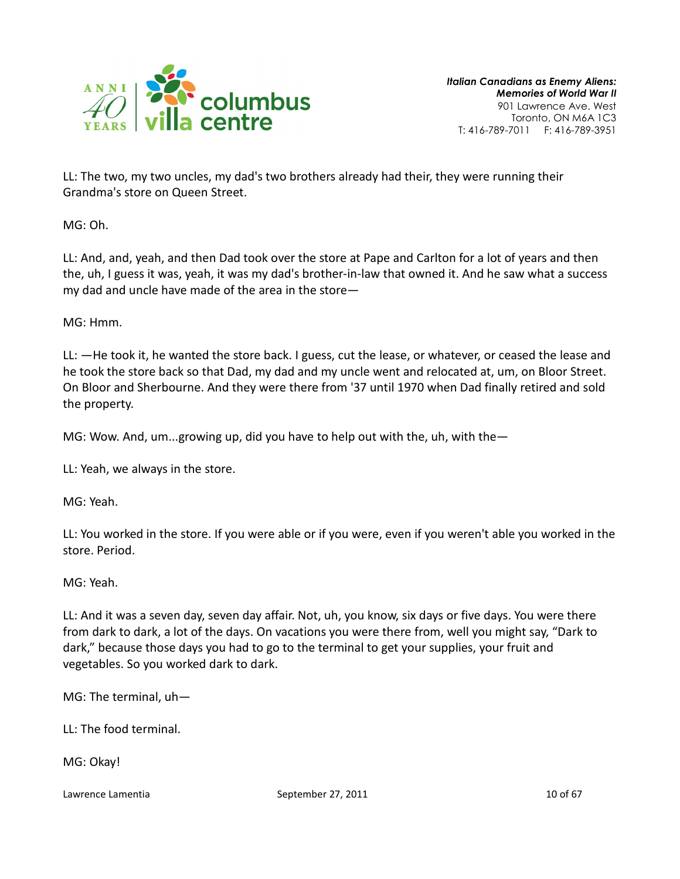LL: The two, my two uncles, my dad's two brothers already had their, they were running their Grandma's store on Queen Street.

MG: Oh.

LL: And, and, yeah, and then Dad took over the store at Pape and Carlton for a lot of years and then the, uh, I guess it was, yeah, it was my dad's brother-in-law that owned it. And he saw what a success my dad and uncle have made of the area in the store—

MG: Hmm.

LL: —He took it, he wanted the store back. I guess, cut the lease, or whatever, or ceased the lease and he took the store back so that Dad, my dad and my uncle went and relocated at, um, on Bloor Street. On Bloor and Sherbourne. And they were there from '37 until 1970 when Dad finally retired and sold the property.

MG: Wow. And, um...growing up, did you have to help out with the, uh, with the—

LL: Yeah, we always in the store.

MG: Yeah.

LL: You worked in the store. If you were able or if you were, even if you weren't able you worked in the store. Period.

MG: Yeah.

LL: And it was a seven day, seven day affair. Not, uh, you know, six days or five days. You were there from dark to dark, a lot of the days. On vacations you were there from, well you might say, "Dark to dark," because those days you had to go to the terminal to get your supplies, your fruit and vegetables. So you worked dark to dark.

MG: The terminal, uh—

LL: The food terminal.

MG: Okay!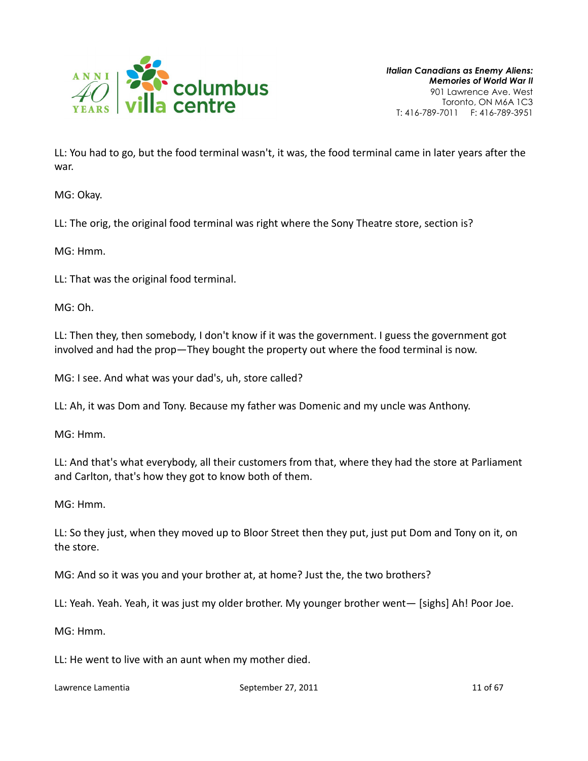LL: You had to go, but the food terminal wasn't, it was, the food terminal came in later years after the war.

MG: Okay.

LL: The orig, the original food terminal was right where the Sony Theatre store, section is?

MG: Hmm.

LL: That was the original food terminal.

MG: Oh.

LL: Then they, then somebody, I don't know if it was the government. I guess the government got involved and had the prop—They bought the property out where the food terminal is now.

MG: I see. And what was your dad's, uh, store called?

LL: Ah, it was Dom and Tony. Because my father was Domenic and my uncle was Anthony.

MG: Hmm.

LL: And that's what everybody, all their customers from that, where they had the store at Parliament and Carlton, that's how they got to know both of them.

MG: Hmm.

LL: So they just, when they moved up to Bloor Street then they put, just put Dom and Tony on it, on the store.

MG: And so it was you and your brother at, at home? Just the, the two brothers?

LL: Yeah. Yeah. Yeah, it was just my older brother. My younger brother went— [sighs] Ah! Poor Joe.

MG: Hmm.

LL: He went to live with an aunt when my mother died.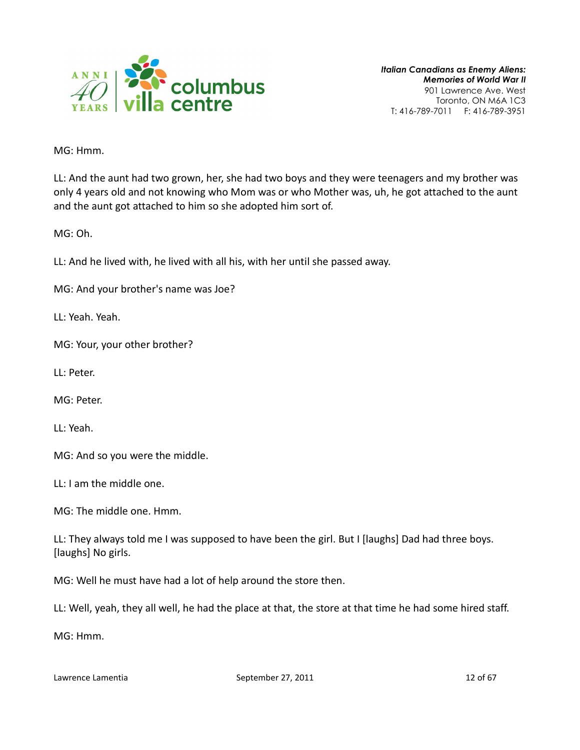MG: Hmm.

LL: And the aunt had two grown, her, she had two boys and they were teenagers and my brother was only 4 years old and not knowing who Mom was or who Mother was, uh, he got attached to the aunt and the aunt got attached to him so she adopted him sort of.

MG: Oh.

LL: And he lived with, he lived with all his, with her until she passed away.

MG: And your brother's name was Joe?

LL: Yeah. Yeah.

MG: Your, your other brother?

LL: Peter.

MG: Peter.

LL: Yeah.

MG: And so you were the middle.

LL: I am the middle one.

MG: The middle one. Hmm.

LL: They always told me I was supposed to have been the girl. But I [laughs] Dad had three boys. [laughs] No girls.

MG: Well he must have had a lot of help around the store then.

LL: Well, yeah, they all well, he had the place at that, the store at that time he had some hired staff.

MG: Hmm.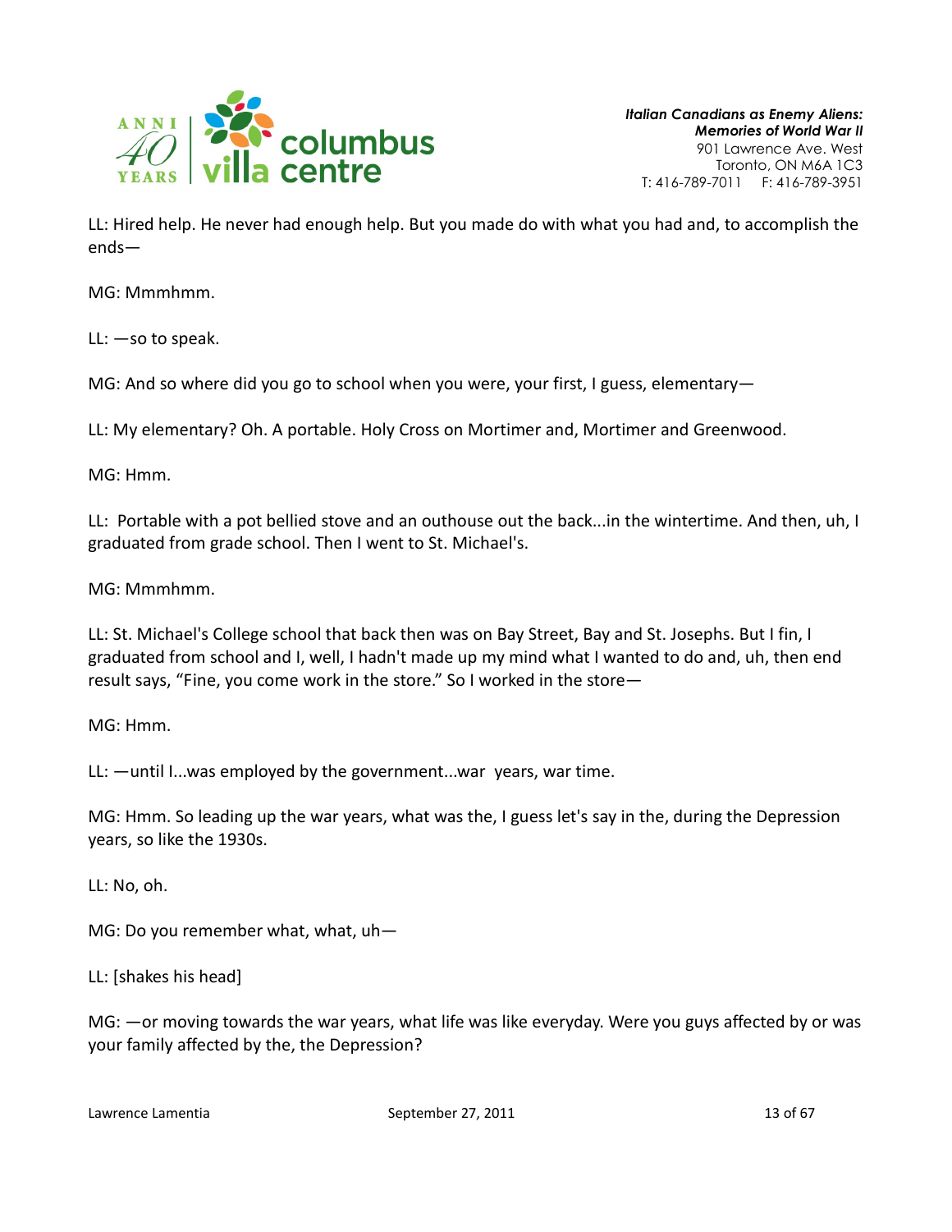LL: Hired help. He never had enough help. But you made do with what you had and, to accomplish the ends—

MG: Mmmhmm.

LL: —so to speak.

MG: And so where did you go to school when you were, your first, I guess, elementary—

LL: My elementary? Oh. A portable. Holy Cross on Mortimer and, Mortimer and Greenwood.

MG: Hmm.

LL: Portable with a pot bellied stove and an outhouse out the back...in the wintertime. And then, uh, I graduated from grade school. Then I went to St. Michael's.

MG: Mmmhmm.

LL: St. Michael's College school that back then was on Bay Street, Bay and St. Josephs. But I fin, I graduated from school and I, well, I hadn't made up my mind what I wanted to do and, uh, then end result says, "Fine, you come work in the store." So I worked in the store—

MG: Hmm.

LL: —until I...was employed by the government...war years, war time.

MG: Hmm. So leading up the war years, what was the, I guess let's say in the, during the Depression years, so like the 1930s.

LL: No, oh.

MG: Do you remember what, what, uh—

LL: [shakes his head]

MG: —or moving towards the war years, what life was like everyday. Were you guys affected by or was your family affected by the, the Depression?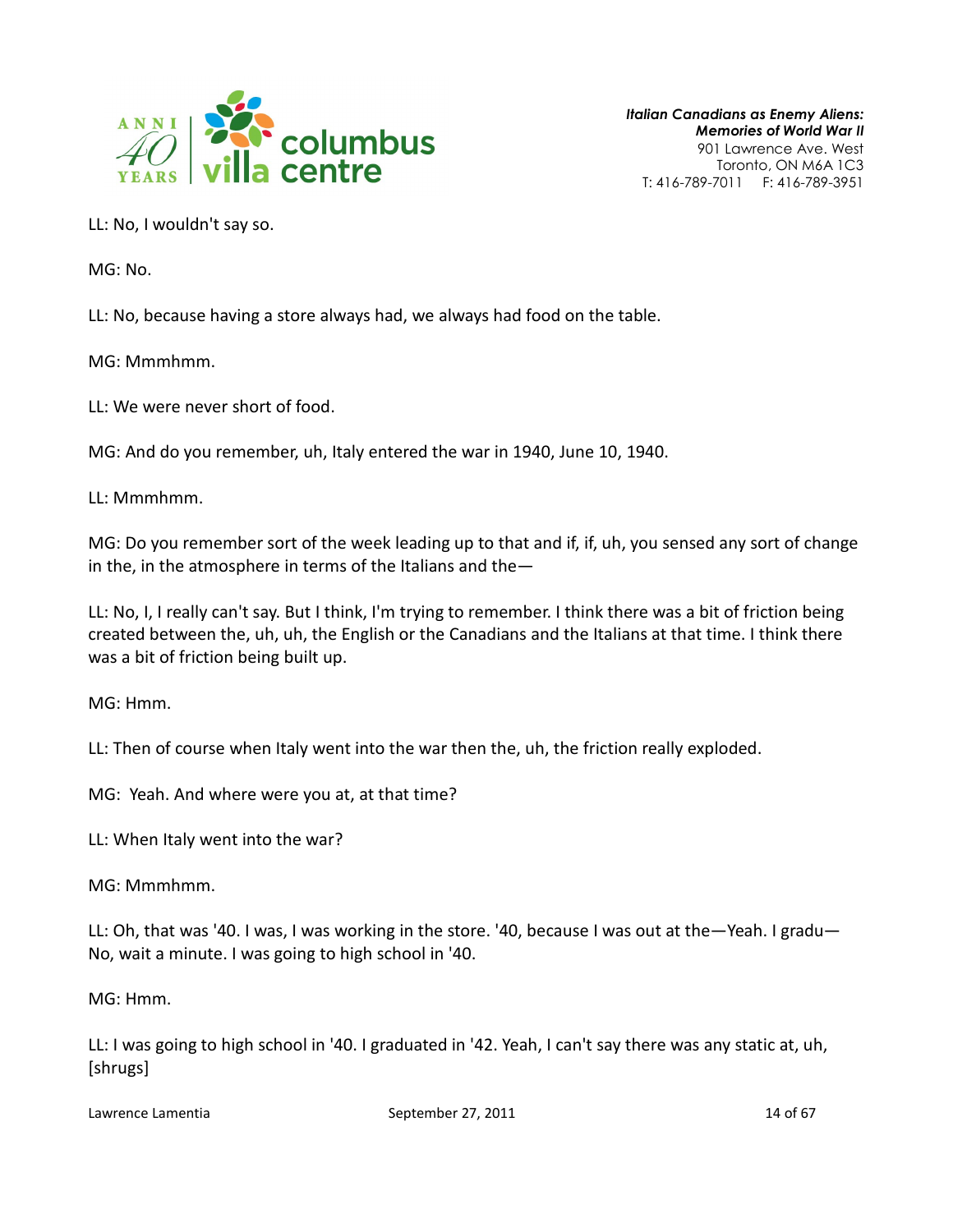LL: No, I wouldn't say so.

MG: No.

LL: No, because having a store always had, we always had food on the table.

MG: Mmmhmm.

LL: We were never short of food.

MG: And do you remember, uh, Italy entered the war in 1940, June 10, 1940.

LL: Mmmhmm.

MG: Do you remember sort of the week leading up to that and if, if, uh, you sensed any sort of change in the, in the atmosphere in terms of the Italians and the—

LL: No, I, I really can't say. But I think, I'm trying to remember. I think there was a bit of friction being created between the, uh, uh, the English or the Canadians and the Italians at that time. I think there was a bit of friction being built up.

MG: Hmm.

LL: Then of course when Italy went into the war then the, uh, the friction really exploded.

MG: Yeah. And where were you at, at that time?

LL: When Italy went into the war?

MG: Mmmhmm.

LL: Oh, that was '40. I was, I was working in the store. '40, because I was out at the—Yeah. I gradu—No, wait a minute. I was going to high school in '40.

MG: Hmm.

LL: I was going to high school in '40. I graduated in '42. Yeah, I can't say there was any static at, uh, [shrugs]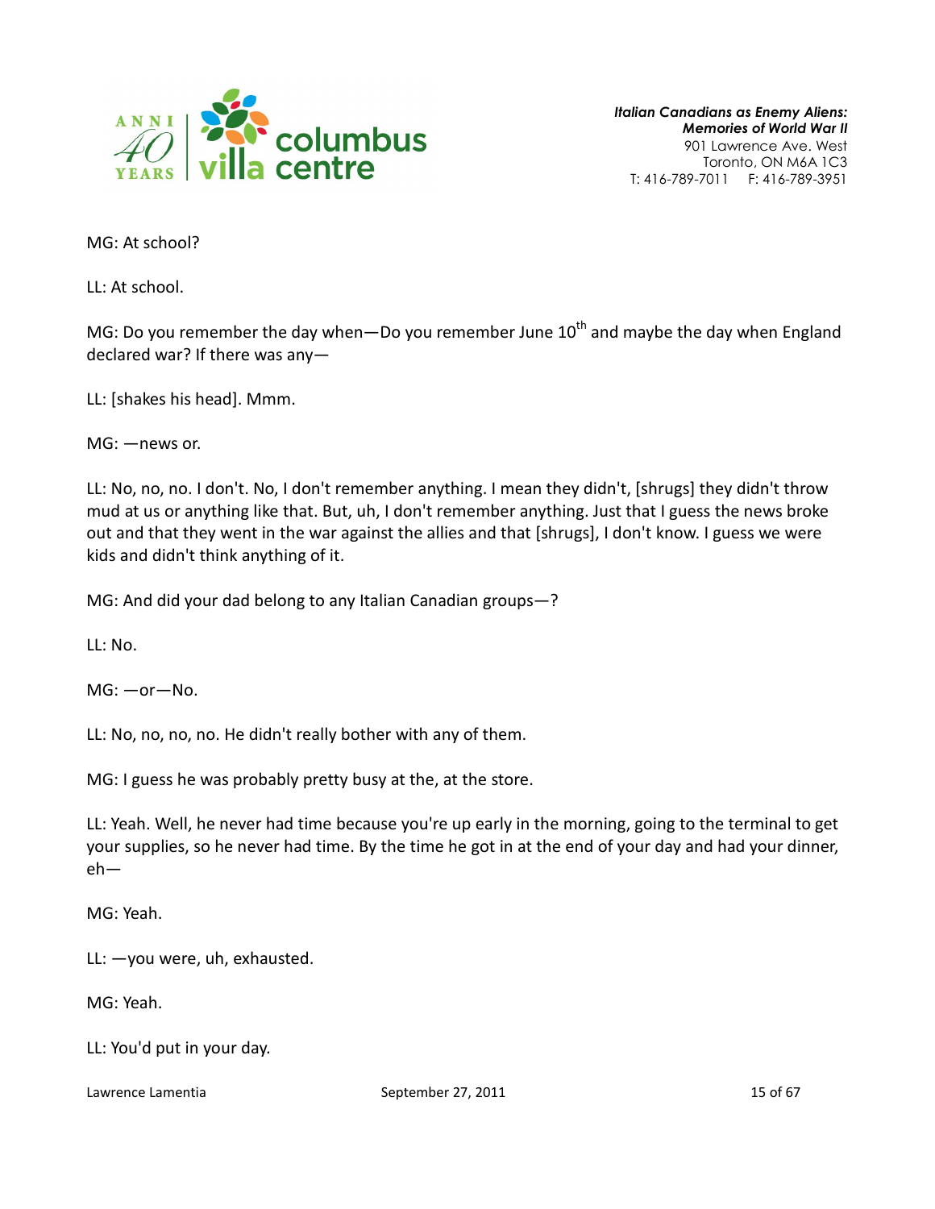MG: At school?

LL: At school.

MG: Do you remember the day when—Do you remember June 10th and maybe the day when England declared war? If there was any—

LL: [shakes his head]. Mmm.

MG: —news or.

LL: No, no, no. I don't. No, I don't remember anything. I mean they didn't, [shrugs] they didn't throw mud at us or anything like that. But, uh, I don't remember anything. Just that I guess the news broke out and that they went in the war against the allies and that [shrugs], I don't know. I guess we were kids and didn't think anything of it.

MG: And did your dad belong to any Italian Canadian groups—?

LL: No.

MG: —or—No.

LL: No, no, no, no. He didn't really bother with any of them.

MG: I guess he was probably pretty busy at the, at the store.

LL: Yeah. Well, he never had time because you're up early in the morning, going to the terminal to get your supplies, so he never had time. By the time he got in at the end of your day and had your dinner, eh—

MG: Yeah.

LL: —you were, uh, exhausted.

MG: Yeah.

LL: You'd put in your day.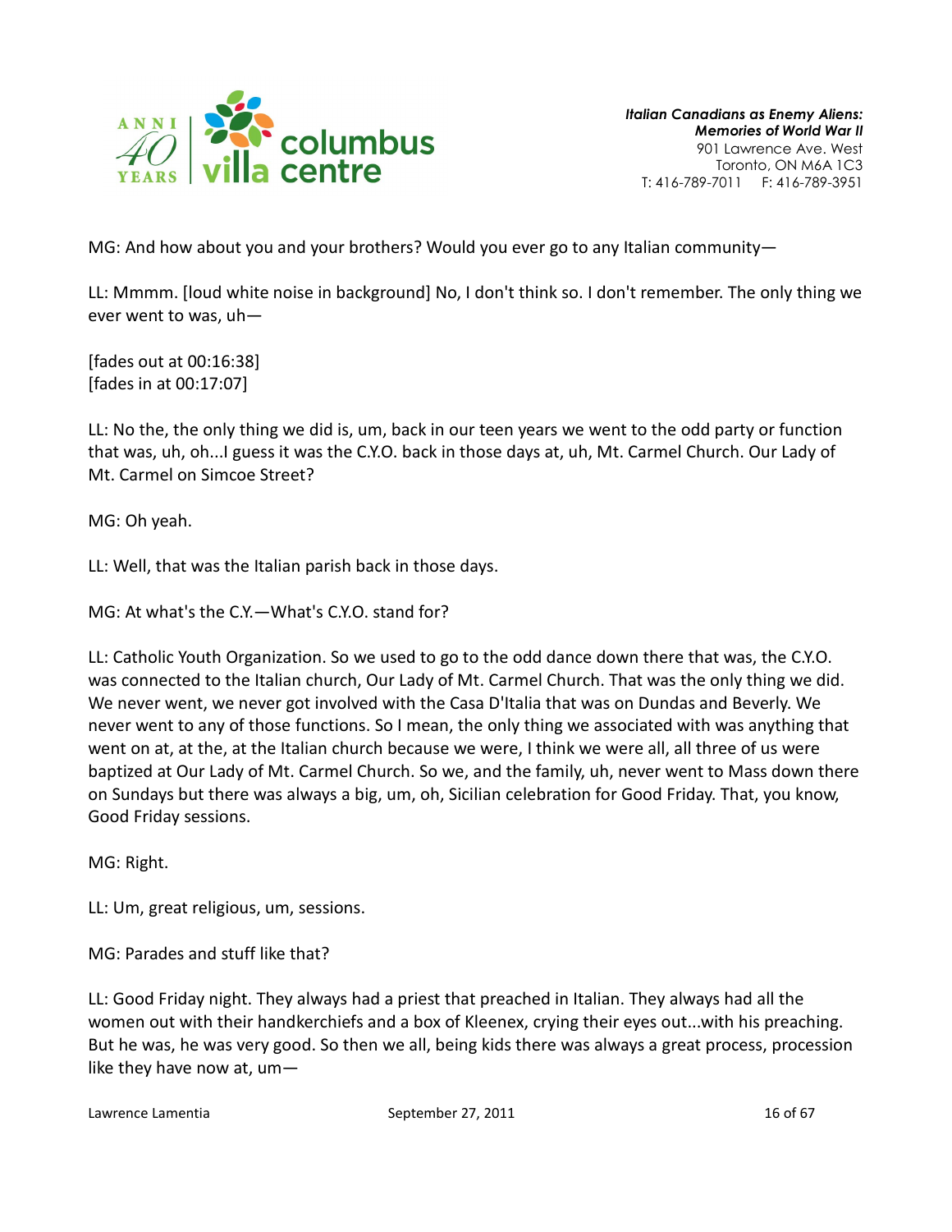MG: And how about you and your brothers? Would you ever go to any Italian community—

LL: Mmmm. [loud white noise in background] No, I don't think so. I don't remember. The only thing we ever went to was, uh—

[fades out at 00:16:38]
[fades in at 00:17:07]

LL: No the, the only thing we did is, um, back in our teen years we went to the odd party or function that was, uh, oh...I guess it was the C.Y.O. back in those days at, uh, Mt. Carmel Church. Our Lady of Mt. Carmel on Simcoe Street?

MG: Oh yeah.

LL: Well, that was the Italian parish back in those days.

MG: At what's the C.Y.—What's C.Y.O. stand for?

LL: Catholic Youth Organization. So we used to go to the odd dance down there that was, the C.Y.O. was connected to the Italian church, Our Lady of Mt. Carmel Church. That was the only thing we did. We never went, we never got involved with the Casa D'Italia that was on Dundas and Beverly. We never went to any of those functions. So I mean, the only thing we associated with was anything that went on at, at the, at the Italian church because we were, I think we were all, all three of us were baptized at Our Lady of Mt. Carmel Church. So we, and the family, uh, never went to Mass down there on Sundays but there was always a big, um, oh, Sicilian celebration for Good Friday. That, you know, Good Friday sessions.

MG: Right.

LL: Um, great religious, um, sessions.

MG: Parades and stuff like that?

LL: Good Friday night. They always had a priest that preached in Italian. They always had all the women out with their handkerchiefs and a box of Kleenex, crying their eyes out...with his preaching. But he was, he was very good. So then we all, being kids there was always a great process, procession like they have now at, um—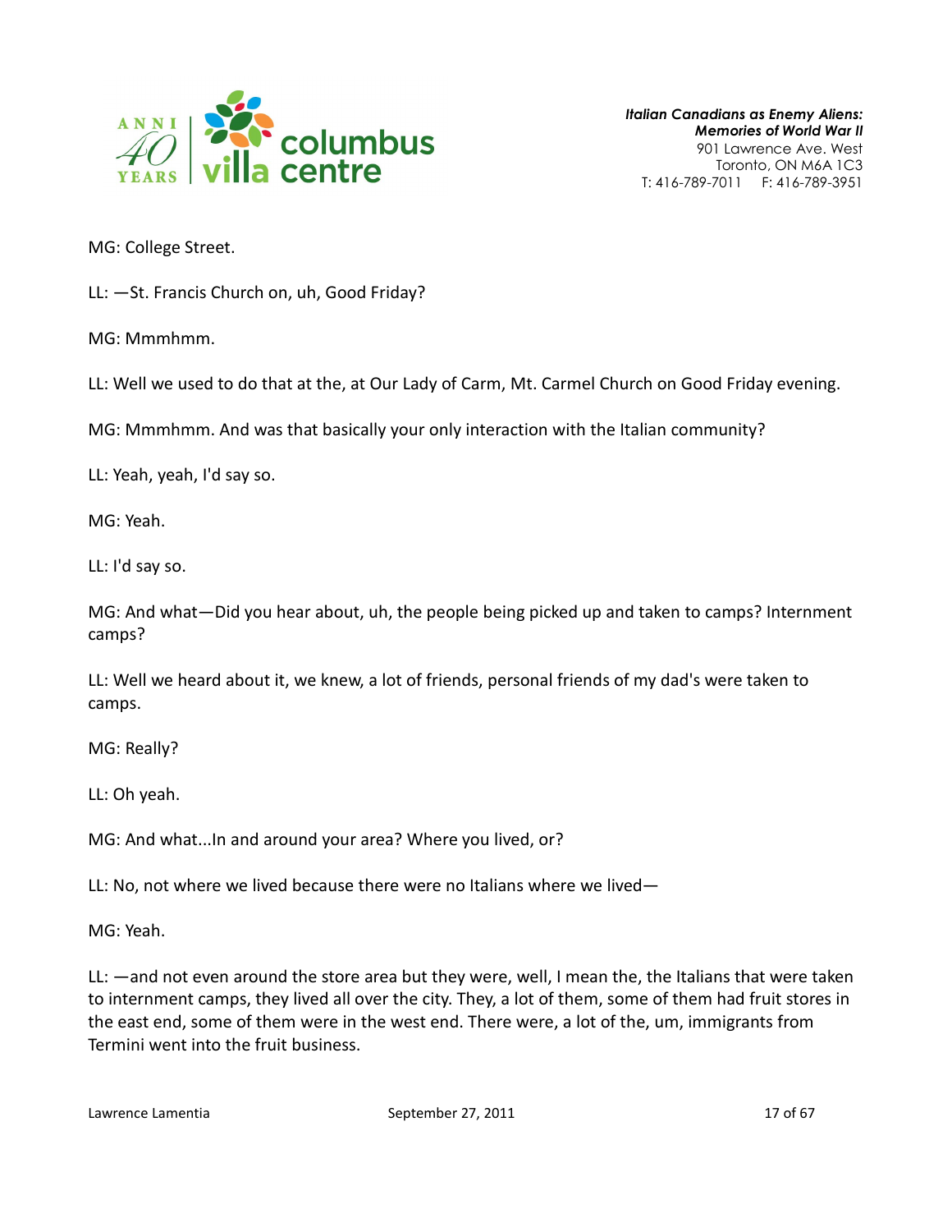MG: College Street.

LL: —St. Francis Church on, uh, Good Friday?

MG: Mmmhmm.

LL: Well we used to do that at the, at Our Lady of Carm, Mt. Carmel Church on Good Friday evening.

MG: Mmmhmm. And was that basically your only interaction with the Italian community?

LL: Yeah, yeah, I'd say so.

MG: Yeah.

LL: I'd say so.

MG: And what—Did you hear about, uh, the people being picked up and taken to camps? Internment camps?

LL: Well we heard about it, we knew, a lot of friends, personal friends of my dad's were taken to camps.

MG: Really?

LL: Oh yeah.

MG: And what...In and around your area? Where you lived, or?

LL: No, not where we lived because there were no Italians where we lived—

MG: Yeah.

LL: —and not even around the store area but they were, well, I mean the, the Italians that were taken to internment camps, they lived all over the city. They, a lot of them, some of them had fruit stores in the east end, some of them were in the west end. There were, a lot of the, um, immigrants from Termini went into the fruit business.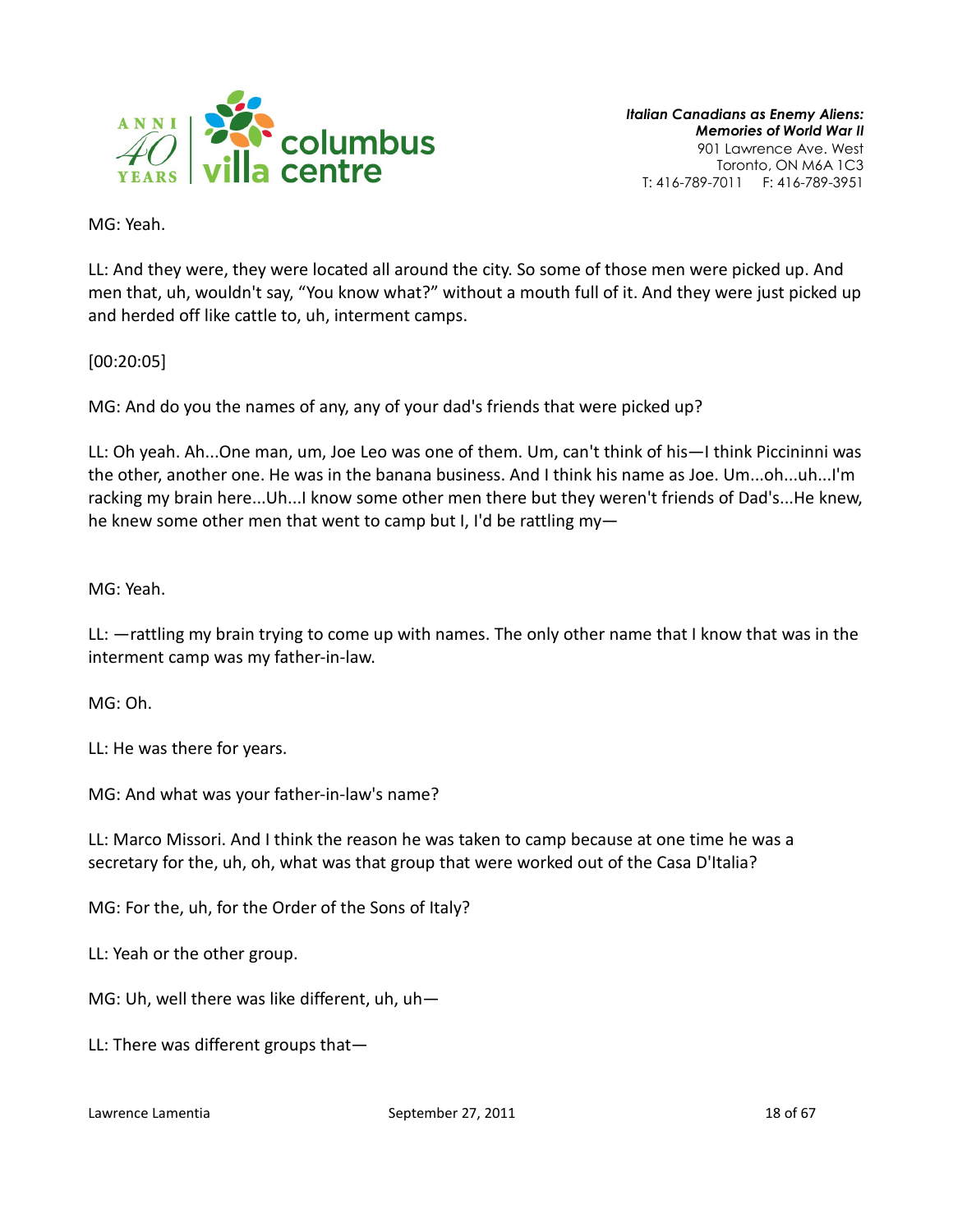MG: Yeah.

LL: And they were, they were located all around the city. So some of those men were picked up. And men that, uh, wouldn't say, "You know what?" without a mouth full of it. And they were just picked up and herded off like cattle to, uh, interment camps.

[00:20:05]

MG: And do you the names of any, any of your dad's friends that were picked up?

LL: Oh yeah. Ah...One man, um, Joe Leo was one of them. Um, can't think of his—I think Piccininni was the other, another one. He was in the banana business. And I think his name as Joe. Um...oh...uh...I'm racking my brain here...Uh...I know some other men there but they weren't friends of Dad's...He knew, he knew some other men that went to camp but I, I'd be rattling my—

MG: Yeah.

LL: —rattling my brain trying to come up with names. The only other name that I know that was in the interment camp was my father-in-law.

MG: Oh.

LL: He was there for years.

MG: And what was your father-in-law's name?

LL: Marco Missori. And I think the reason he was taken to camp because at one time he was a secretary for the, uh, oh, what was that group that were worked out of the Casa D'Italia?

MG: For the, uh, for the Order of the Sons of Italy?

LL: Yeah or the other group.

MG: Uh, well there was like different, uh, uh—

LL: There was different groups that—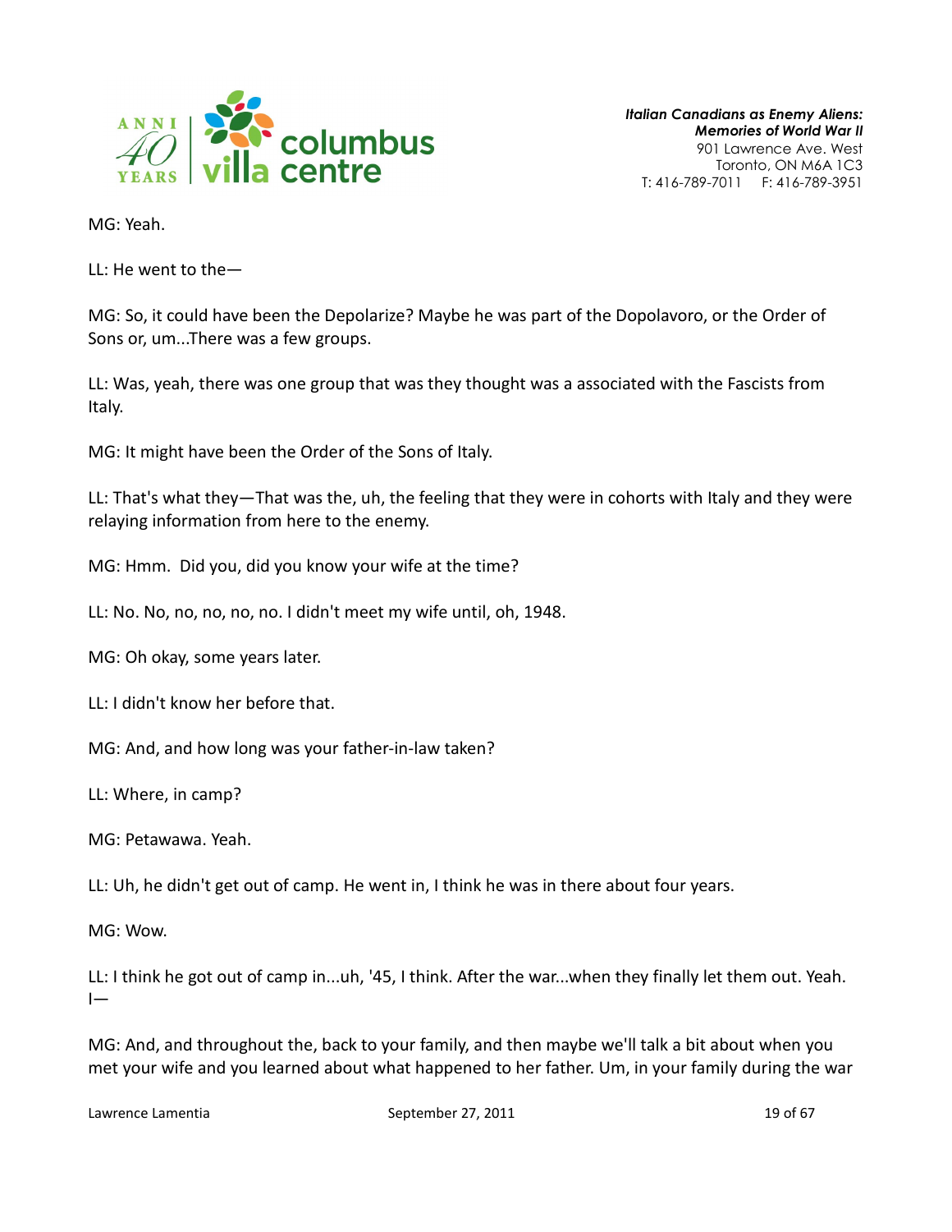MG: Yeah.

LL: He went to the—

MG: So, it could have been the Depolarize? Maybe he was part of the Dopolavoro, or the Order of Sons or, um...There was a few groups.

LL: Was, yeah, there was one group that was they thought was a associated with the Fascists from Italy.

MG: It might have been the Order of the Sons of Italy.

LL: That's what they—That was the, uh, the feeling that they were in cohorts with Italy and they were relaying information from here to the enemy.

MG: Hmm. Did you, did you know your wife at the time?

LL: No. No, no, no, no, no. I didn't meet my wife until, oh, 1948.

MG: Oh okay, some years later.

LL: I didn't know her before that.

MG: And, and how long was your father-in-law taken?

LL: Where, in camp?

MG: Petawawa. Yeah.

LL: Uh, he didn't get out of camp. He went in, I think he was in there about four years.

MG: Wow.

LL: I think he got out of camp in...uh, '45, I think. After the war...when they finally let them out. Yeah. I—

MG: And, and throughout the, back to your family, and then maybe we'll talk a bit about when you met your wife and you learned about what happened to her father. Um, in your family during the war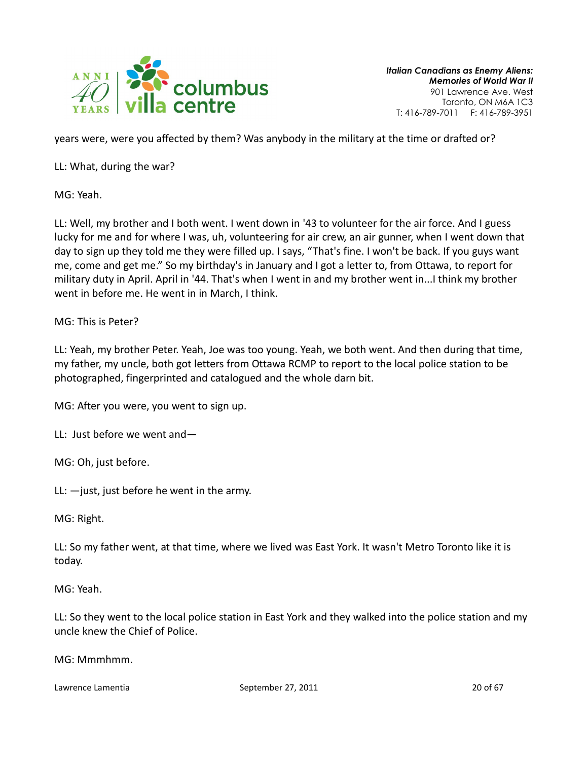years were, were you affected by them? Was anybody in the military at the time or drafted or?

LL: What, during the war?

MG: Yeah.

LL: Well, my brother and I both went. I went down in '43 to volunteer for the air force. And I guess lucky for me and for where I was, uh, volunteering for air crew, an air gunner, when I went down that day to sign up they told me they were filled up. I says, "That's fine. I won't be back. If you guys want me, come and get me." So my birthday's in January and I got a letter to, from Ottawa, to report for military duty in April. April in '44. That's when I went in and my brother went in...I think my brother went in before me. He went in in March, I think.

MG: This is Peter?

LL: Yeah, my brother Peter. Yeah, Joe was too young. Yeah, we both went. And then during that time, my father, my uncle, both got letters from Ottawa RCMP to report to the local police station to be photographed, fingerprinted and catalogued and the whole darn bit.

MG: After you were, you went to sign up.

LL: Just before we went and—

MG: Oh, just before.

LL: —just, just before he went in the army.

MG: Right.

LL: So my father went, at that time, where we lived was East York. It wasn't Metro Toronto like it is today.

MG: Yeah.

LL: So they went to the local police station in East York and they walked into the police station and my uncle knew the Chief of Police.

MG: Mmmhmm.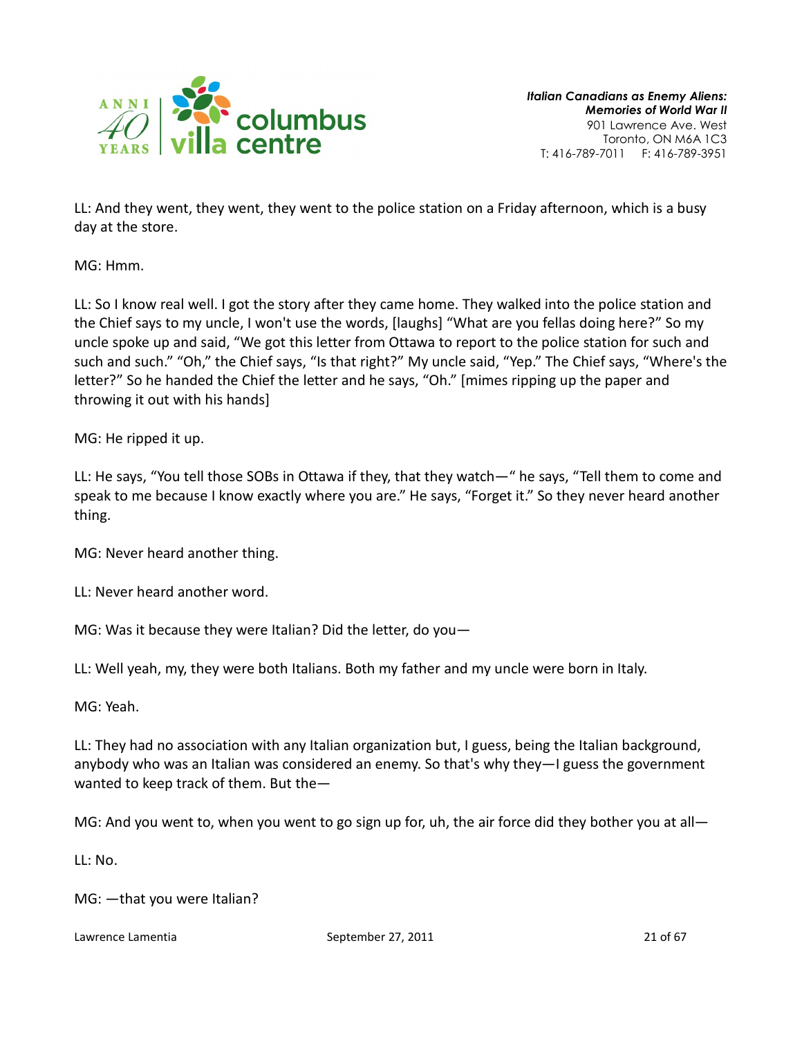LL: And they went, they went, they went to the police station on a Friday afternoon, which is a busy day at the store.

MG: Hmm.

LL: So I know real well. I got the story after they came home. They walked into the police station and the Chief says to my uncle, I won't use the words, [laughs] “What are you fellas doing here?” So my uncle spoke up and said, “We got this letter from Ottawa to report to the police station for such and such and such.” “Oh,” the Chief says, “Is that right?” My uncle said, “Yep.” The Chief says, “Where's the letter?” So he handed the Chief the letter and he says, “Oh.” [mimes ripping up the paper and throwing it out with his hands]

MG: He ripped it up.

LL: He says, “You tell those SOBs in Ottawa if they, that they watch—“ he says, “Tell them to come and speak to me because I know exactly where you are.” He says, “Forget it.” So they never heard another thing.

MG: Never heard another thing.

LL: Never heard another word.

MG: Was it because they were Italian? Did the letter, do you—

LL: Well yeah, my, they were both Italians. Both my father and my uncle were born in Italy.

MG: Yeah.

LL: They had no association with any Italian organization but, I guess, being the Italian background, anybody who was an Italian was considered an enemy. So that's why they—I guess the government wanted to keep track of them. But the—

MG: And you went to, when you went to go sign up for, uh, the air force did they bother you at all—

LL: No.

MG: —that you were Italian?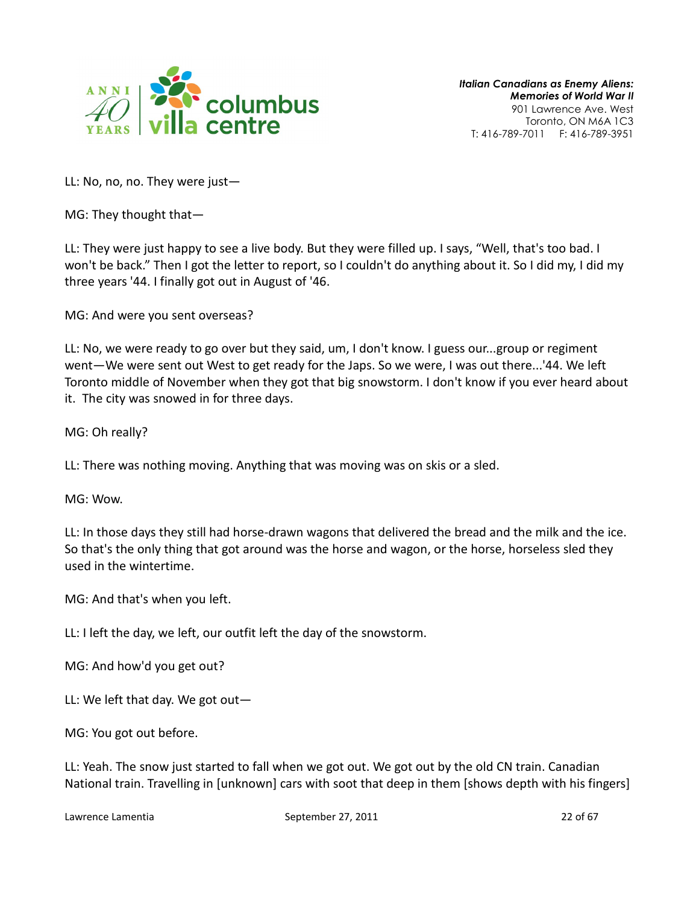LL: No, no, no. They were just—

MG: They thought that—

LL: They were just happy to see a live body. But they were filled up. I says, “Well, that's too bad. I won't be back.” Then I got the letter to report, so I couldn't do anything about it. So I did my, I did my three years '44. I finally got out in August of '46.

MG: And were you sent overseas?

LL: No, we were ready to go over but they said, um, I don't know. I guess our...group or regiment went—We were sent out West to get ready for the Japs. So we were, I was out there...'44. We left Toronto middle of November when they got that big snowstorm. I don't know if you ever heard about it. The city was snowed in for three days.

MG: Oh really?

LL: There was nothing moving. Anything that was moving was on skis or a sled.

MG: Wow.

LL: In those days they still had horse-drawn wagons that delivered the bread and the milk and the ice. So that's the only thing that got around was the horse and wagon, or the horse, horseless sled they used in the wintertime.

MG: And that's when you left.

LL: I left the day, we left, our outfit left the day of the snowstorm.

MG: And how'd you get out?

LL: We left that day. We got out—

MG: You got out before.

LL: Yeah. The snow just started to fall when we got out. We got out by the old CN train. Canadian National train. Travelling in [unknown] cars with soot that deep in them [shows depth with his fingers]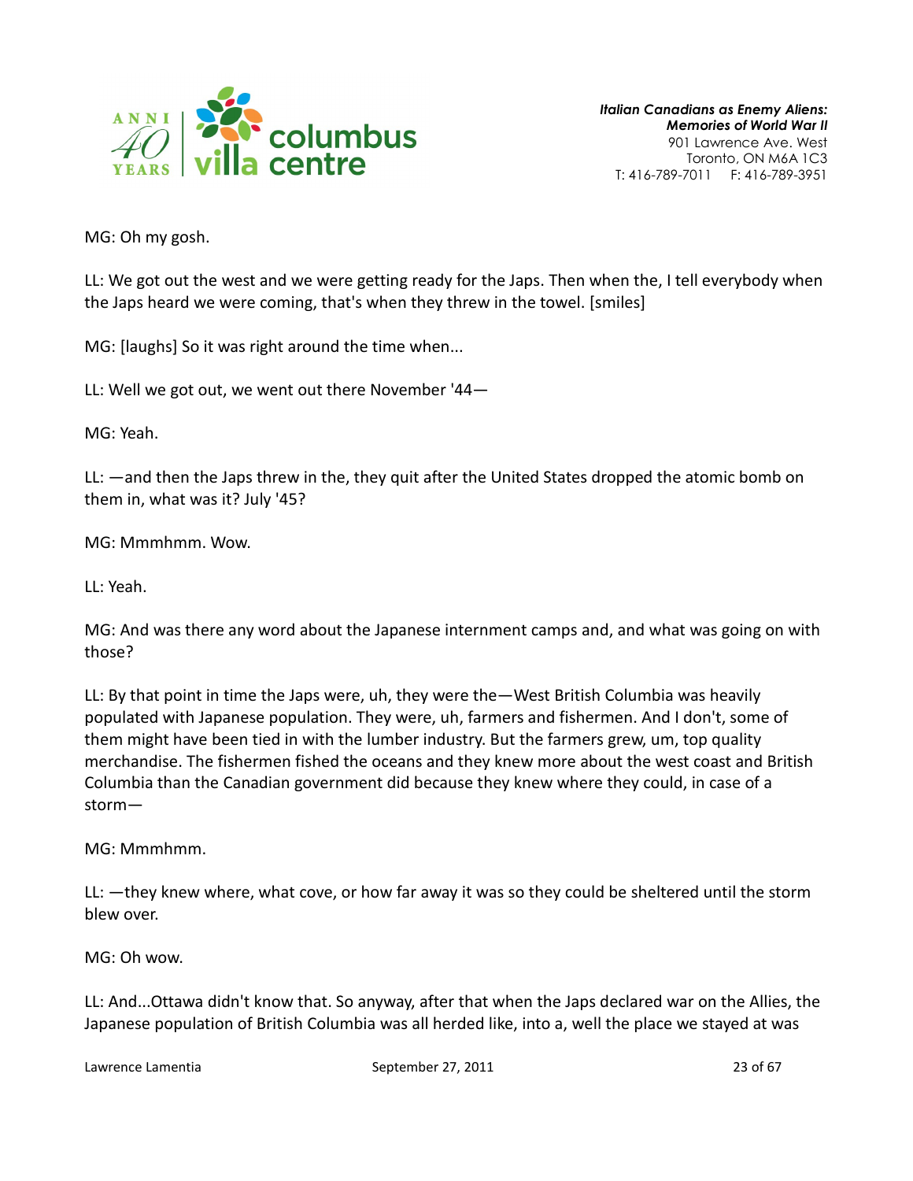MG: Oh my gosh.

LL: We got out the west and we were getting ready for the Japs. Then when the, I tell everybody when the Japs heard we were coming, that's when they threw in the towel. [smiles]

MG: [laughs] So it was right around the time when...

LL: Well we got out, we went out there November '44—

MG: Yeah.

LL: —and then the Japs threw in the, they quit after the United States dropped the atomic bomb on them in, what was it? July '45?

MG: Mmmhmm. Wow.

LL: Yeah.

MG: And was there any word about the Japanese internment camps and, and what was going on with those?

LL: By that point in time the Japs were, uh, they were the—West British Columbia was heavily populated with Japanese population. They were, uh, farmers and fishermen. And I don't, some of them might have been tied in with the lumber industry. But the farmers grew, um, top quality merchandise. The fishermen fished the oceans and they knew more about the west coast and British Columbia than the Canadian government did because they knew where they could, in case of a storm—

MG: Mmmhmm.

LL: —they knew where, what cove, or how far away it was so they could be sheltered until the storm blew over.

MG: Oh wow.

LL: And...Ottawa didn't know that. So anyway, after that when the Japs declared war on the Allies, the Japanese population of British Columbia was all herded like, into a, well the place we stayed at was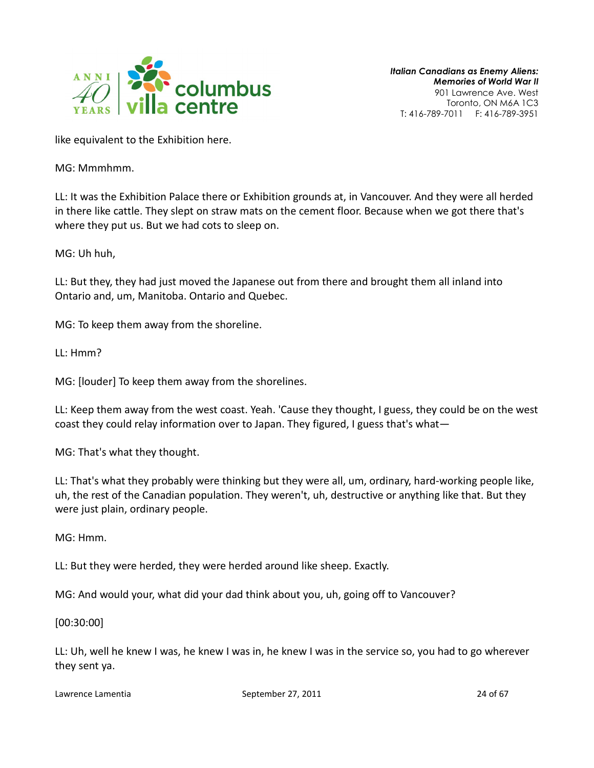like equivalent to the Exhibition here.

MG: Mmmhmm.

LL: It was the Exhibition Palace there or Exhibition grounds at, in Vancouver. And they were all herded in there like cattle. They slept on straw mats on the cement floor. Because when we got there that's where they put us. But we had cots to sleep on.

MG: Uh huh,

LL: But they, they had just moved the Japanese out from there and brought them all inland into Ontario and, um, Manitoba. Ontario and Quebec.

MG: To keep them away from the shoreline.

LL: Hmm?

MG: [louder] To keep them away from the shorelines.

LL: Keep them away from the west coast. Yeah. 'Cause they thought, I guess, they could be on the west coast they could relay information over to Japan. They figured, I guess that's what—

MG: That's what they thought.

LL: That's what they probably were thinking but they were all, um, ordinary, hard-working people like, uh, the rest of the Canadian population. They weren't, uh, destructive or anything like that. But they were just plain, ordinary people.

MG: Hmm.

LL: But they were herded, they were herded around like sheep. Exactly.

MG: And would your, what did your dad think about you, uh, going off to Vancouver?

[00:30:00]

LL: Uh, well he knew I was, he knew I was in, he knew I was in the service so, you had to go wherever they sent ya.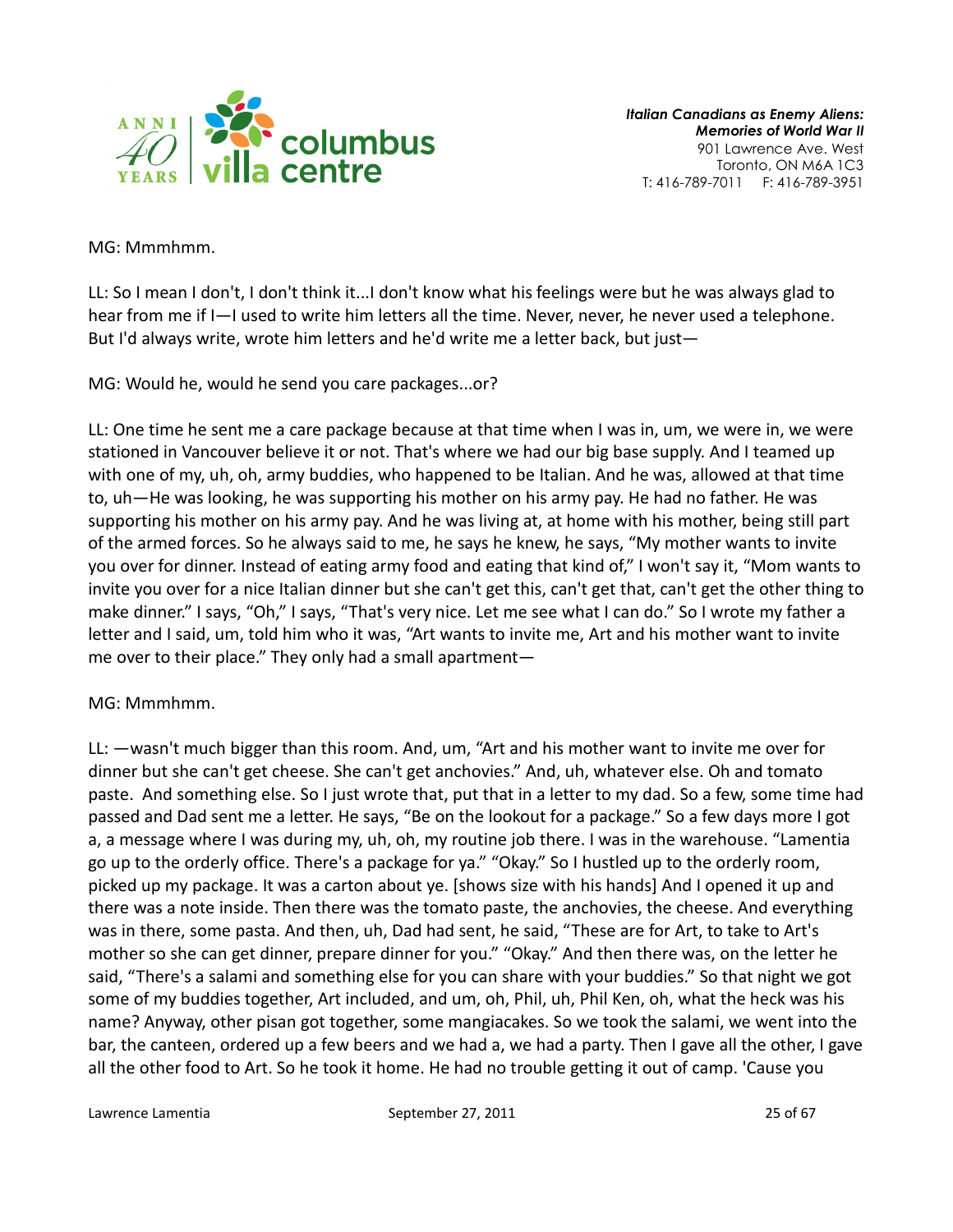MG: Mmmhmm.

LL: So I mean I don't, I don't think it...I don't know what his feelings were but he was always glad to hear from me if I—I used to write him letters all the time. Never, never, he never used a telephone. But I'd always write, wrote him letters and he'd write me a letter back, but just—

MG: Would he, would he send you care packages...or?

LL: One time he sent me a care package because at that time when I was in, um, we were in, we were stationed in Vancouver believe it or not. That's where we had our big base supply. And I teamed up with one of my, uh, oh, army buddies, who happened to be Italian. And he was, allowed at that time to, uh—He was looking, he was supporting his mother on his army pay. He had no father. He was supporting his mother on his army pay. And he was living at, at home with his mother, being still part of the armed forces. So he always said to me, he says he knew, he says, "My mother wants to invite you over for dinner. Instead of eating army food and eating that kind of," I won't say it, "Mom wants to invite you over for a nice Italian dinner but she can't get this, can't get that, can't get the other thing to make dinner." I says, "Oh," I says, "That's very nice. Let me see what I can do." So I wrote my father a letter and I said, um, told him who it was, "Art wants to invite me, Art and his mother want to invite me over to their place." They only had a small apartment—

MG: Mmmhmm.

LL: —wasn't much bigger than this room. And, um, "Art and his mother want to invite me over for dinner but she can't get cheese. She can't get anchovies." And, uh, whatever else. Oh and tomato paste. And something else. So I just wrote that, put that in a letter to my dad. So a few, some time had passed and Dad sent me a letter. He says, "Be on the lookout for a package." So a few days more I got a, a message where I was during my, uh, oh, my routine job there. I was in the warehouse. "Lamentia go up to the orderly office. There's a package for ya." "Okay." So I hustled up to the orderly room, picked up my package. It was a carton about ye. [shows size with his hands] And I opened it up and there was a note inside. Then there was the tomato paste, the anchovies, the cheese. And everything was in there, some pasta. And then, uh, Dad had sent, he said, "These are for Art, to take to Art's mother so she can get dinner, prepare dinner for you." "Okay." And then there was, on the letter he said, "There's a salami and something else for you can share with your buddies." So that night we got some of my buddies together, Art included, and um, oh, Phil, uh, Phil Ken, oh, what the heck was his name? Anyway, other pisan got together, some mangiacakes. So we took the salami, we went into the bar, the canteen, ordered up a few beers and we had a, we had a party. Then I gave all the other, I gave all the other food to Art. So he took it home. He had no trouble getting it out of camp. 'Cause you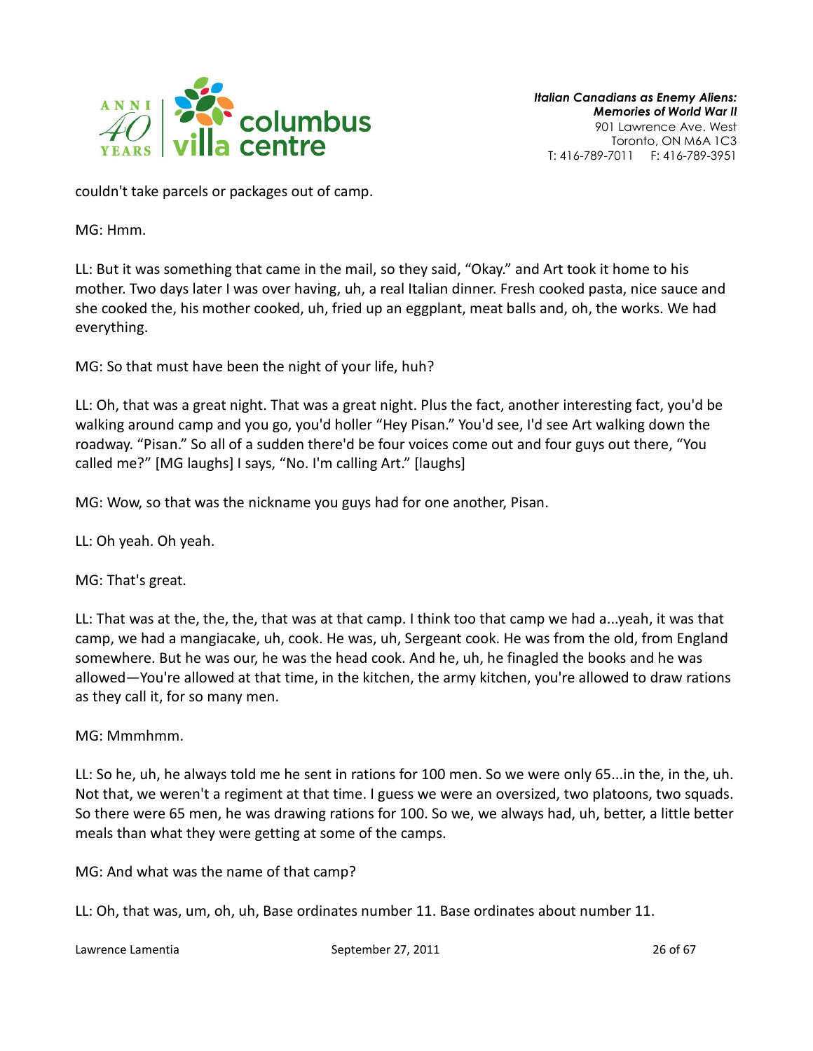couldn't take parcels or packages out of camp.

MG: Hmm.

LL: But it was something that came in the mail, so they said, "Okay." and Art took it home to his mother. Two days later I was over having, uh, a real Italian dinner. Fresh cooked pasta, nice sauce and she cooked the, his mother cooked, uh, fried up an eggplant, meat balls and, oh, the works. We had everything.

MG: So that must have been the night of your life, huh?

LL: Oh, that was a great night. That was a great night. Plus the fact, another interesting fact, you'd be walking around camp and you go, you'd holler "Hey Pisan." You'd see, I'd see Art walking down the roadway. "Pisan." So all of a sudden there'd be four voices come out and four guys out there, "You called me?" [MG laughs] I says, "No. I'm calling Art." [laughs]

MG: Wow, so that was the nickname you guys had for one another, Pisan.

LL: Oh yeah. Oh yeah.

MG: That's great.

LL: That was at the, the, the, that was at that camp. I think too that camp we had a...yeah, it was that camp, we had a mangiacake, uh, cook. He was, uh, Sergeant cook. He was from the old, from England somewhere. But he was our, he was the head cook. And he, uh, he finagled the books and he was allowed—You're allowed at that time, in the kitchen, the army kitchen, you're allowed to draw rations as they call it, for so many men.

MG: Mmmhmm.

LL: So he, uh, he always told me he sent in rations for 100 men. So we were only 65...in the, in the, uh. Not that, we weren't a regiment at that time. I guess we were an oversized, two platoons, two squads. So there were 65 men, he was drawing rations for 100. So we, we always had, uh, better, a little better meals than what they were getting at some of the camps.

MG: And what was the name of that camp?

LL: Oh, that was, um, oh, uh, Base ordinates number 11. Base ordinates about number 11.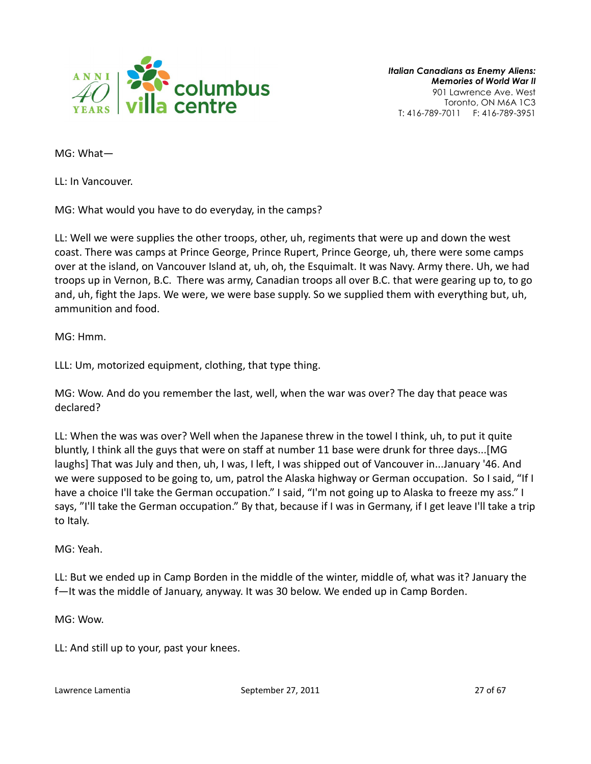MG: What—

LL: In Vancouver.

MG: What would you have to do everyday, in the camps?

LL: Well we were supplies the other troops, other, uh, regiments that were up and down the west coast. There was camps at Prince George, Prince Rupert, Prince George, uh, there were some camps over at the island, on Vancouver Island at, uh, oh, the Esquimalt. It was Navy. Army there. Uh, we had troops up in Vernon, B.C. There was army, Canadian troops all over B.C. that were gearing up to, to go and, uh, fight the Japs. We were, we were base supply. So we supplied them with everything but, uh, ammunition and food.

MG: Hmm.

LLL: Um, motorized equipment, clothing, that type thing.

MG: Wow. And do you remember the last, well, when the war was over? The day that peace was declared?

LL: When the was was over? Well when the Japanese threw in the towel I think, uh, to put it quite bluntly, I think all the guys that were on staff at number 11 base were drunk for three days...[MG laughs] That was July and then, uh, I was, I left, I was shipped out of Vancouver in...January '46. And we were supposed to be going to, um, patrol the Alaska highway or German occupation. So I said, "If I have a choice I'll take the German occupation." I said, "I'm not going up to Alaska to freeze my ass." I says, "I'll take the German occupation." By that, because if I was in Germany, if I get leave I'll take a trip to Italy.

MG: Yeah.

LL: But we ended up in Camp Borden in the middle of the winter, middle of, what was it? January the f—It was the middle of January, anyway. It was 30 below. We ended up in Camp Borden.

MG: Wow.

LL: And still up to your, past your knees.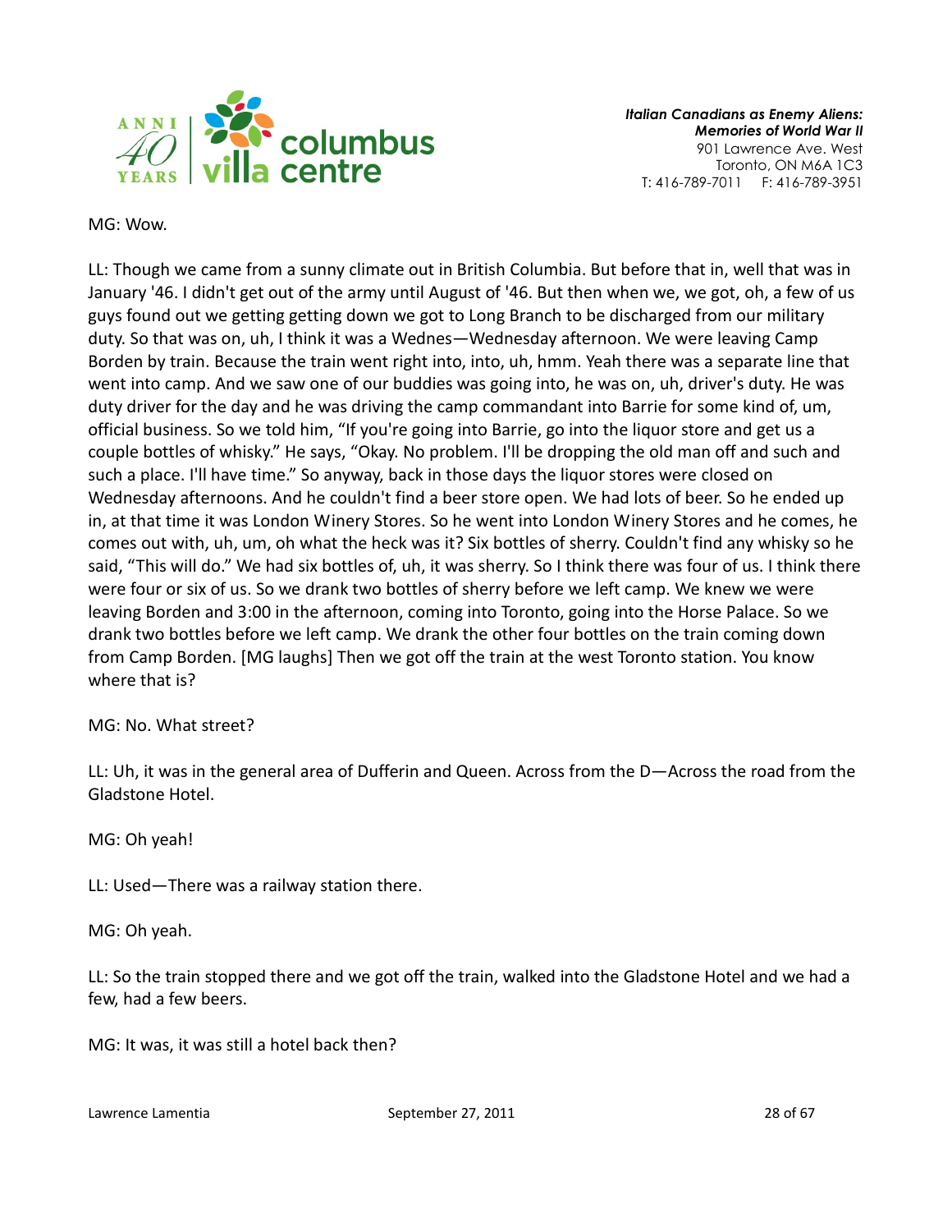MG: Wow.

LL: Though we came from a sunny climate out in British Columbia. But before that in, well that was in January '46. I didn't get out of the army until August of '46. But then when we, we got, oh, a few of us guys found out we getting getting down we got to Long Branch to be discharged from our military duty. So that was on, uh, I think it was a Wednes—Wednesday afternoon. We were leaving Camp Borden by train. Because the train went right into, into, uh, hmm. Yeah there was a separate line that went into camp. And we saw one of our buddies was going into, he was on, uh, driver's duty. He was duty driver for the day and he was driving the camp commandant into Barrie for some kind of, um, official business. So we told him, "If you're going into Barrie, go into the liquor store and get us a couple bottles of whisky." He says, "Okay. No problem. I'll be dropping the old man off and such and such a place. I'll have time." So anyway, back in those days the liquor stores were closed on Wednesday afternoons. And he couldn't find a beer store open. We had lots of beer. So he ended up in, at that time it was London Winery Stores. So he went into London Winery Stores and he comes, he comes out with, uh, um, oh what the heck was it? Six bottles of sherry. Couldn't find any whisky so he said, "This will do." We had six bottles of, uh, it was sherry. So I think there was four of us. I think there were four or six of us. So we drank two bottles of sherry before we left camp. We knew we were leaving Borden and 3:00 in the afternoon, coming into Toronto, going into the Horse Palace. So we drank two bottles before we left camp. We drank the other four bottles on the train coming down from Camp Borden. [MG laughs] Then we got off the train at the west Toronto station. You know where that is?

MG: No. What street?

LL: Uh, it was in the general area of Dufferin and Queen. Across from the D—Across the road from the Gladstone Hotel.

MG: Oh yeah!

LL: Used—There was a railway station there.

MG: Oh yeah.

LL: So the train stopped there and we got off the train, walked into the Gladstone Hotel and we had a few, had a few beers.

MG: It was, it was still a hotel back then?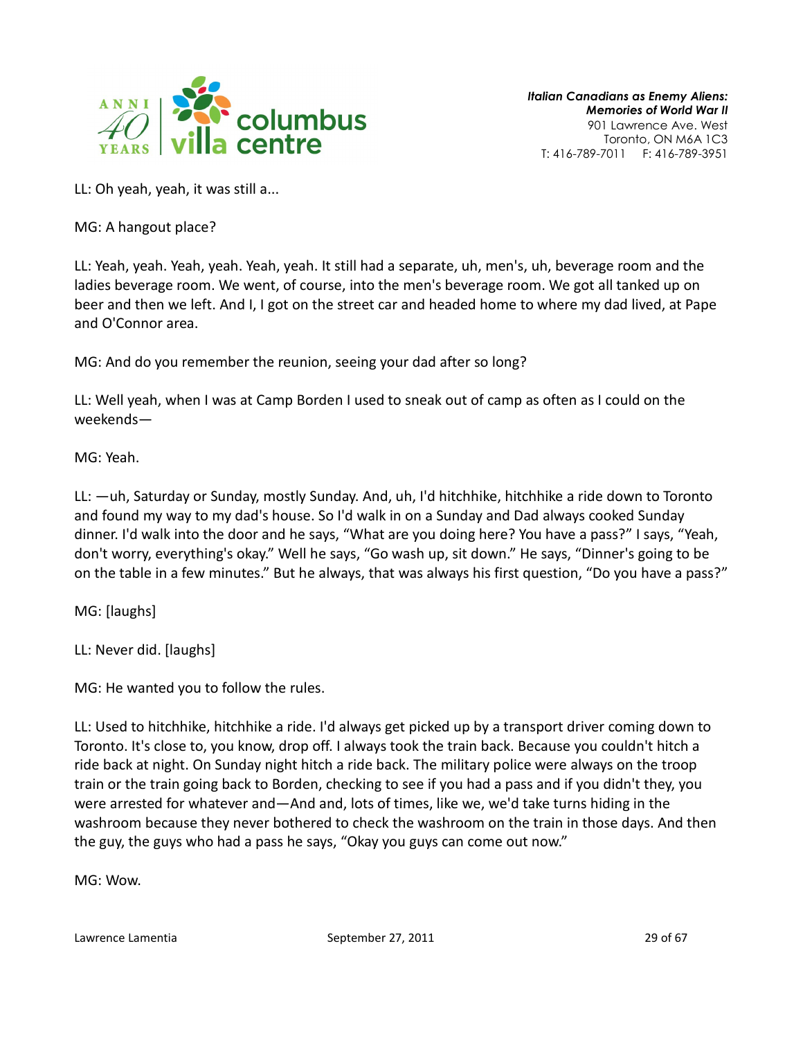LL: Oh yeah, yeah, it was still a...

MG: A hangout place?

LL: Yeah, yeah. Yeah, yeah. Yeah, yeah. It still had a separate, uh, men's, uh, beverage room and the ladies beverage room. We went, of course, into the men's beverage room. We got all tanked up on beer and then we left. And I, I got on the street car and headed home to where my dad lived, at Pape and O'Connor area.

MG: And do you remember the reunion, seeing your dad after so long?

LL: Well yeah, when I was at Camp Borden I used to sneak out of camp as often as I could on the weekends—

MG: Yeah.

LL: —uh, Saturday or Sunday, mostly Sunday. And, uh, I'd hitchhike, hitchhike a ride down to Toronto and found my way to my dad's house. So I'd walk in on a Sunday and Dad always cooked Sunday dinner. I'd walk into the door and he says, "What are you doing here? You have a pass?" I says, "Yeah, don't worry, everything's okay." Well he says, "Go wash up, sit down." He says, "Dinner's going to be on the table in a few minutes." But he always, that was always his first question, "Do you have a pass?"

MG: [laughs]

LL: Never did. [laughs]

MG: He wanted you to follow the rules.

LL: Used to hitchhike, hitchhike a ride. I'd always get picked up by a transport driver coming down to Toronto. It's close to, you know, drop off. I always took the train back. Because you couldn't hitch a ride back at night. On Sunday night hitch a ride back. The military police were always on the troop train or the train going back to Borden, checking to see if you had a pass and if you didn't they, you were arrested for whatever and—And and, lots of times, like we, we'd take turns hiding in the washroom because they never bothered to check the washroom on the train in those days. And then the guy, the guys who had a pass he says, "Okay you guys can come out now."

MG: Wow.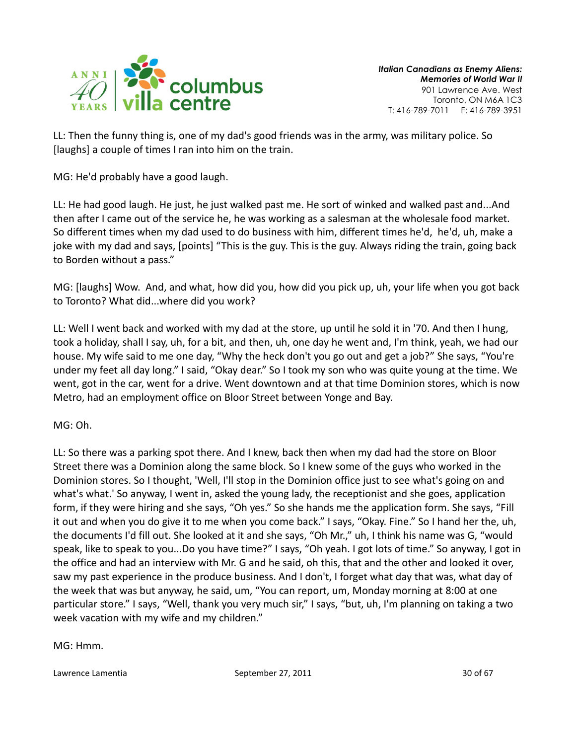LL: Then the funny thing is, one of my dad's good friends was in the army, was military police. So [laughs] a couple of times I ran into him on the train.

MG: He'd probably have a good laugh.

LL: He had good laugh. He just, he just walked past me. He sort of winked and walked past and...And then after I came out of the service he, he was working as a salesman at the wholesale food market. So different times when my dad used to do business with him, different times he'd, he'd, uh, make a joke with my dad and says, [points] "This is the guy. This is the guy. Always riding the train, going back to Borden without a pass."

MG: [laughs] Wow. And, and what, how did you, how did you pick up, uh, your life when you got back to Toronto? What did...where did you work?

LL: Well I went back and worked with my dad at the store, up until he sold it in '70. And then I hung, took a holiday, shall I say, uh, for a bit, and then, uh, one day he went and, I'm think, yeah, we had our house. My wife said to me one day, "Why the heck don't you go out and get a job?" She says, "You're under my feet all day long." I said, "Okay dear." So I took my son who was quite young at the time. We went, got in the car, went for a drive. Went downtown and at that time Dominion stores, which is now Metro, had an employment office on Bloor Street between Yonge and Bay.

MG: Oh.

LL: So there was a parking spot there. And I knew, back then when my dad had the store on Bloor Street there was a Dominion along the same block. So I knew some of the guys who worked in the Dominion stores. So I thought, 'Well, I'll stop in the Dominion office just to see what's going on and what's what.' So anyway, I went in, asked the young lady, the receptionist and she goes, application form, if they were hiring and she says, "Oh yes." So she hands me the application form. She says, "Fill it out and when you do give it to me when you come back." I says, "Okay. Fine." So I hand her the, uh, the documents I'd fill out. She looked at it and she says, "Oh Mr.," uh, I think his name was G, "would speak, like to speak to you...Do you have time?" I says, "Oh yeah. I got lots of time." So anyway, I got in the office and had an interview with Mr. G and he said, oh this, that and the other and looked it over, saw my past experience in the produce business. And I don't, I forget what day that was, what day of the week that was but anyway, he said, um, "You can report, um, Monday morning at 8:00 at one particular store." I says, "Well, thank you very much sir," I says, "but, uh, I'm planning on taking a two week vacation with my wife and my children."

MG: Hmm.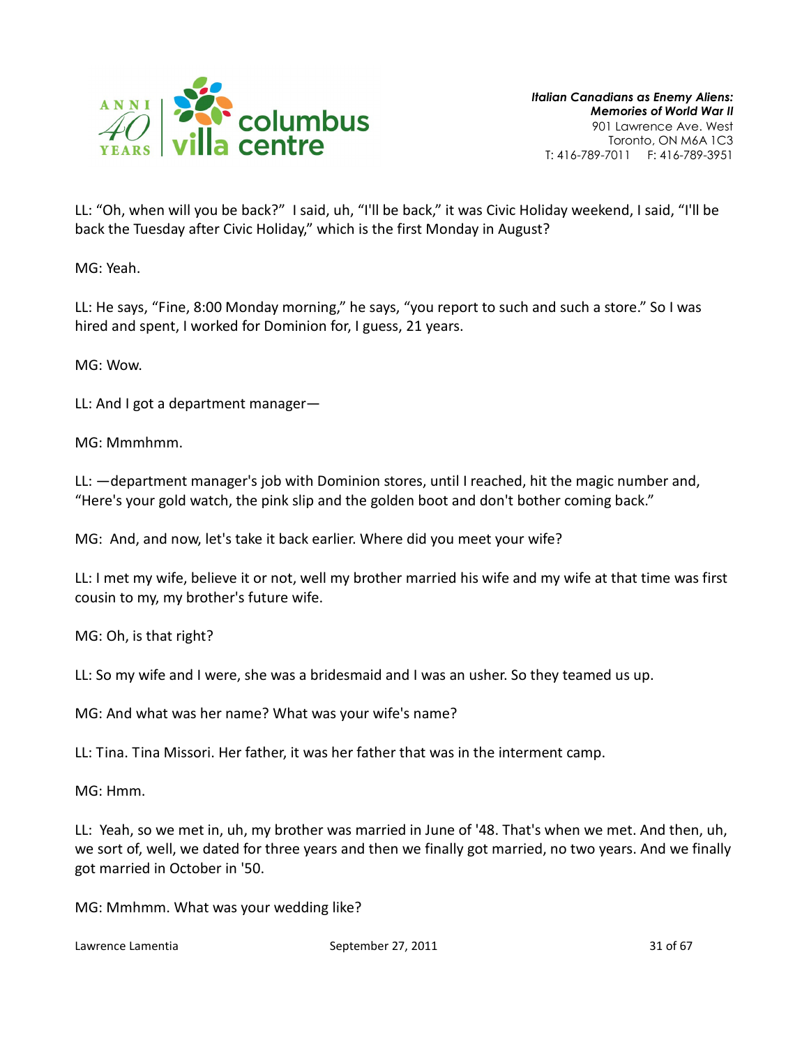LL: “Oh, when will you be back?” I said, uh, “I'll be back,” it was Civic Holiday weekend, I said, “I'll be back the Tuesday after Civic Holiday,” which is the first Monday in August?

MG: Yeah.

LL: He says, “Fine, 8:00 Monday morning,” he says, “you report to such and such a store.” So I was hired and spent, I worked for Dominion for, I guess, 21 years.

MG: Wow.

LL: And I got a department manager—

MG: Mmmhmm.

LL: —department manager's job with Dominion stores, until I reached, hit the magic number and, “Here's your gold watch, the pink slip and the golden boot and don't bother coming back.”

MG: And, and now, let's take it back earlier. Where did you meet your wife?

LL: I met my wife, believe it or not, well my brother married his wife and my wife at that time was first cousin to my, my brother's future wife.

MG: Oh, is that right?

LL: So my wife and I were, she was a bridesmaid and I was an usher. So they teamed us up.

MG: And what was her name? What was your wife's name?

LL: Tina. Tina Missori. Her father, it was her father that was in the interment camp.

MG: Hmm.

LL: Yeah, so we met in, uh, my brother was married in June of '48. That's when we met. And then, uh, we sort of, well, we dated for three years and then we finally got married, no two years. And we finally got married in October in '50.

MG: Mmhmm. What was your wedding like?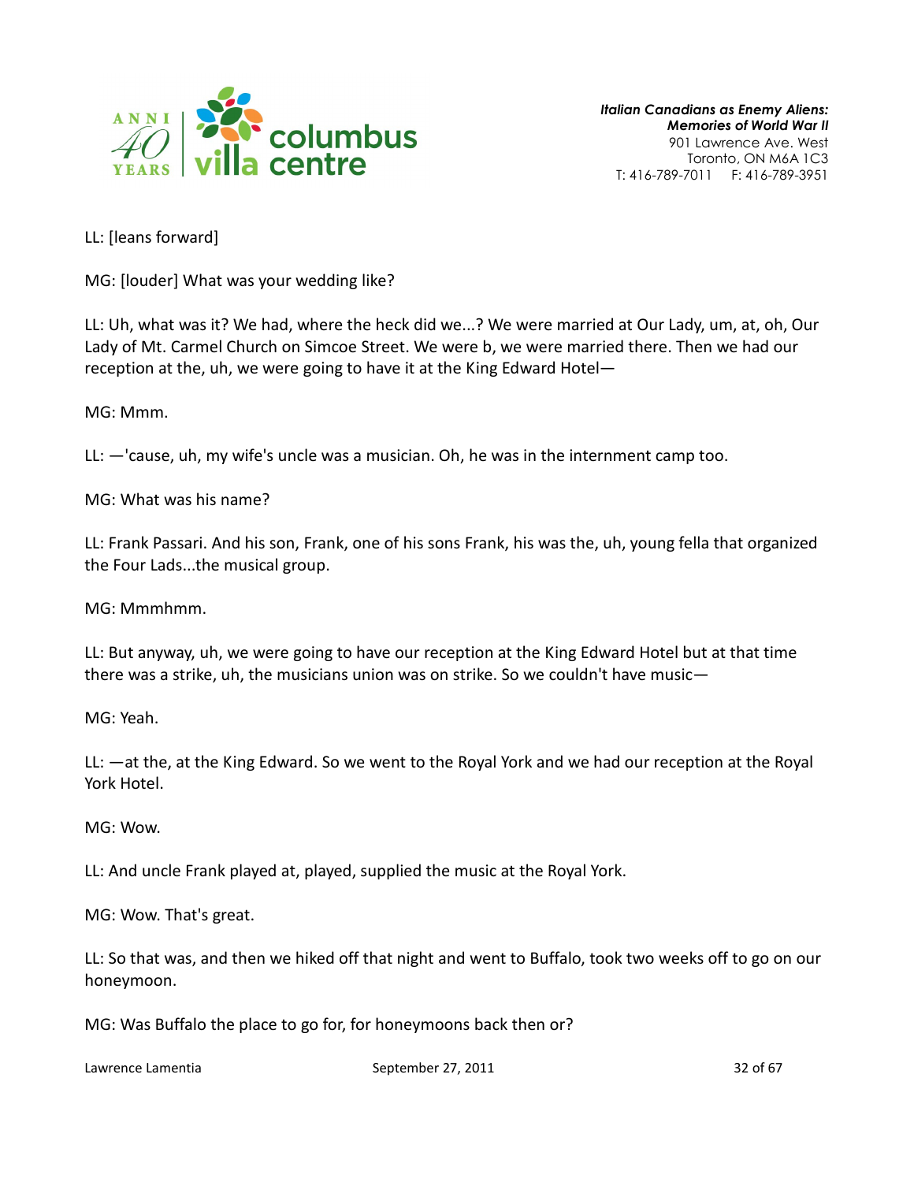LL: [leans forward]

MG: [louder] What was your wedding like?

LL: Uh, what was it? We had, where the heck did we...? We were married at Our Lady, um, at, oh, Our Lady of Mt. Carmel Church on Simcoe Street. We were b, we were married there. Then we had our reception at the, uh, we were going to have it at the King Edward Hotel—

MG: Mmm.

LL: —'cause, uh, my wife's uncle was a musician. Oh, he was in the internment camp too.

MG: What was his name?

LL: Frank Passari. And his son, Frank, one of his sons Frank, his was the, uh, young fella that organized the Four Lads...the musical group.

MG: Mmmhmm.

LL: But anyway, uh, we were going to have our reception at the King Edward Hotel but at that time there was a strike, uh, the musicians union was on strike. So we couldn't have music—

MG: Yeah.

LL: —at the, at the King Edward. So we went to the Royal York and we had our reception at the Royal York Hotel.

MG: Wow.

LL: And uncle Frank played at, played, supplied the music at the Royal York.

MG: Wow. That's great.

LL: So that was, and then we hiked off that night and went to Buffalo, took two weeks off to go on our honeymoon.

MG: Was Buffalo the place to go for, for honeymoons back then or?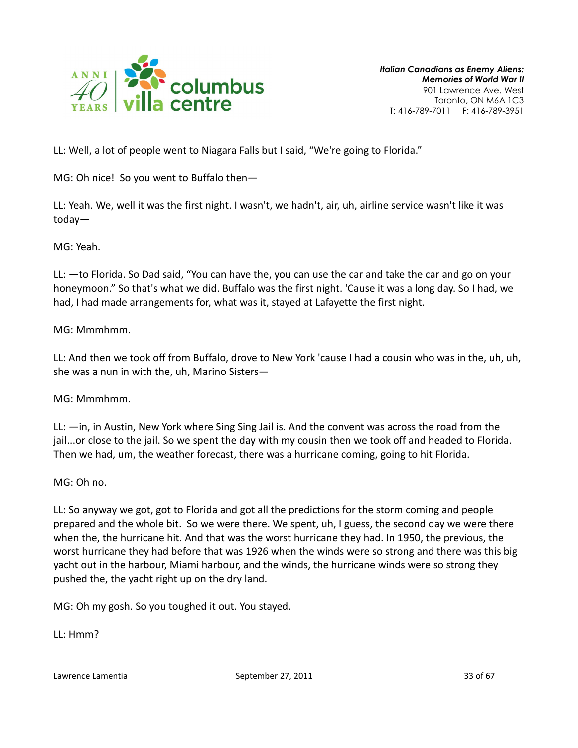LL: Well, a lot of people went to Niagara Falls but I said, “We're going to Florida.”

MG: Oh nice! So you went to Buffalo then—

LL: Yeah. We, well it was the first night. I wasn't, we hadn't, air, uh, airline service wasn't like it was today—

MG: Yeah.

LL: —to Florida. So Dad said, “You can have the, you can use the car and take the car and go on your honeymoon.” So that's what we did. Buffalo was the first night. 'Cause it was a long day. So I had, we had, I had made arrangements for, what was it, stayed at Lafayette the first night.

MG: Mmmhmm.

LL: And then we took off from Buffalo, drove to New York 'cause I had a cousin who was in the, uh, uh, she was a nun in with the, uh, Marino Sisters—

MG: Mmmhmm.

LL: —in, in Austin, New York where Sing Sing Jail is. And the convent was across the road from the jail...or close to the jail. So we spent the day with my cousin then we took off and headed to Florida. Then we had, um, the weather forecast, there was a hurricane coming, going to hit Florida.

MG: Oh no.

LL: So anyway we got, got to Florida and got all the predictions for the storm coming and people prepared and the whole bit. So we were there. We spent, uh, I guess, the second day we were there when the, the hurricane hit. And that was the worst hurricane they had. In 1950, the previous, the worst hurricane they had before that was 1926 when the winds were so strong and there was this big yacht out in the harbour, Miami harbour, and the winds, the hurricane winds were so strong they pushed the, the yacht right up on the dry land.

MG: Oh my gosh. So you toughed it out. You stayed.

LL: Hmm?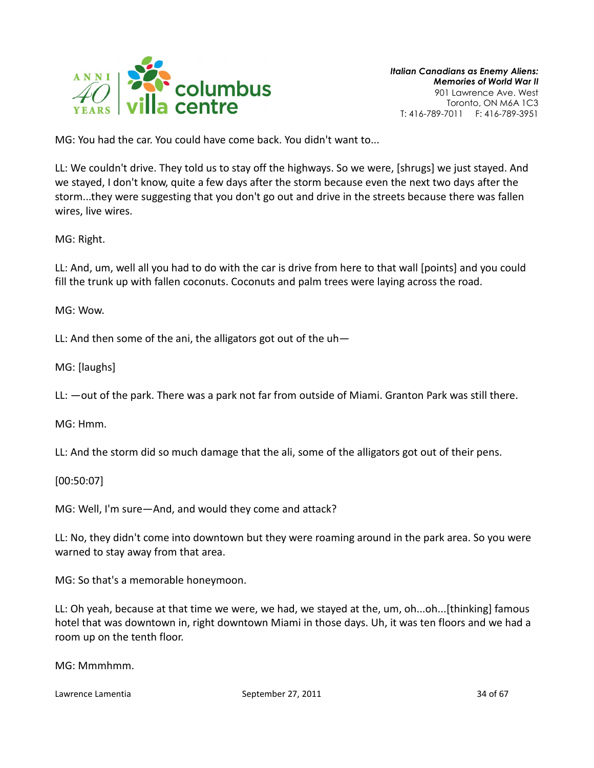MG: You had the car. You could have come back. You didn't want to...

LL: We couldn't drive. They told us to stay off the highways. So we were, [shrugs] we just stayed. And we stayed, I don't know, quite a few days after the storm because even the next two days after the storm...they were suggesting that you don't go out and drive in the streets because there was fallen wires, live wires.

MG: Right.

LL: And, um, well all you had to do with the car is drive from here to that wall [points] and you could fill the trunk up with fallen coconuts. Coconuts and palm trees were laying across the road.

MG: Wow.

LL: And then some of the ani, the alligators got out of the uh—

MG: [laughs]

LL: —out of the park. There was a park not far from outside of Miami. Granton Park was still there.

MG: Hmm.

LL: And the storm did so much damage that the ali, some of the alligators got out of their pens.

[00:50:07]

MG: Well, I'm sure—And, and would they come and attack?

LL: No, they didn't come into downtown but they were roaming around in the park area. So you were warned to stay away from that area.

MG: So that's a memorable honeymoon.

LL: Oh yeah, because at that time we were, we had, we stayed at the, um, oh...oh...[thinking] famous hotel that was downtown in, right downtown Miami in those days. Uh, it was ten floors and we had a room up on the tenth floor.

MG: Mmmhmm.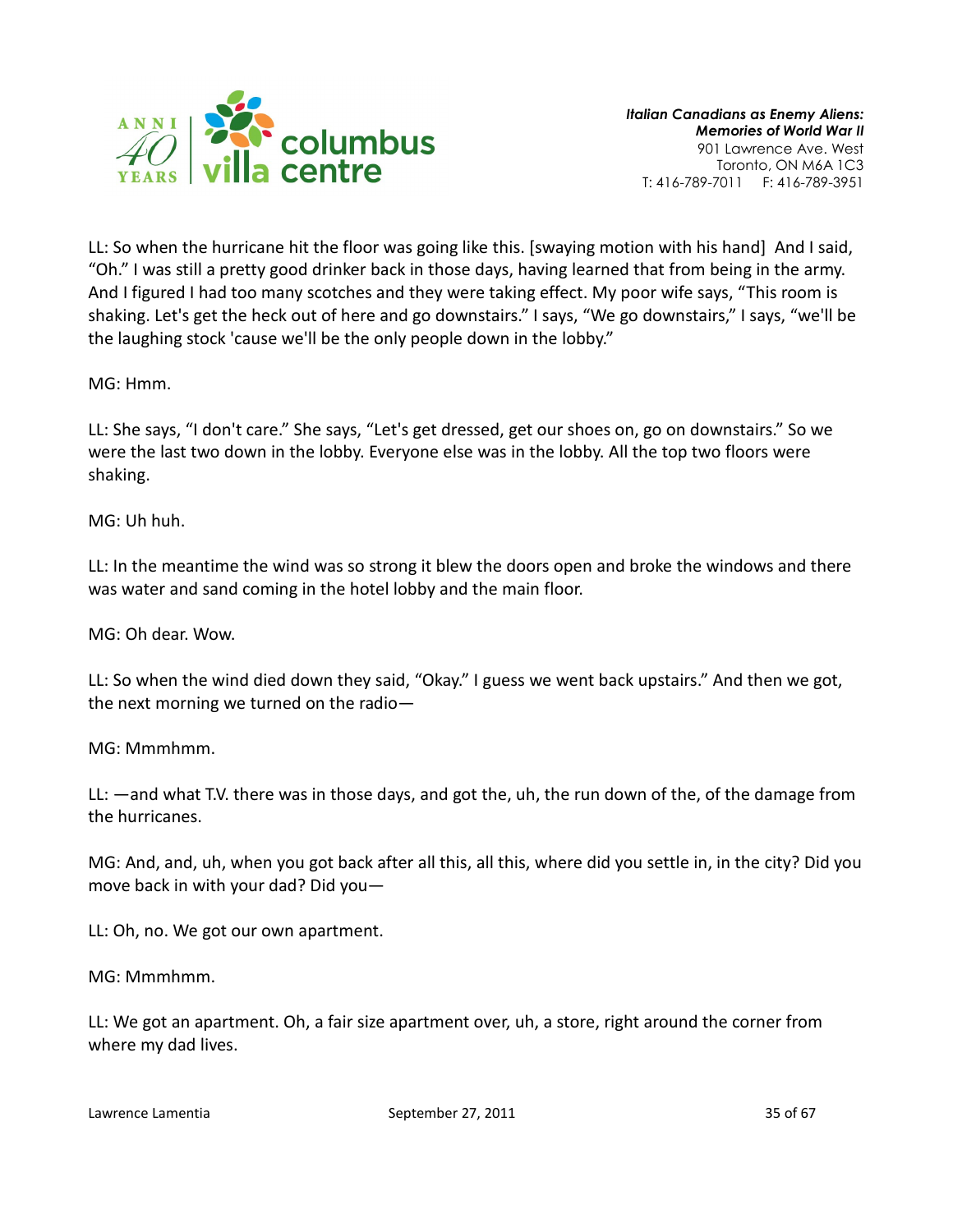LL: So when the hurricane hit the floor was going like this. [swaying motion with his hand]  And I said, "Oh." I was still a pretty good drinker back in those days, having learned that from being in the army. And I figured I had too many scotches and they were taking effect. My poor wife says, "This room is shaking. Let's get the heck out of here and go downstairs." I says, "We go downstairs," I says, "we'll be the laughing stock 'cause we'll be the only people down in the lobby."

MG: Hmm.

LL: She says, "I don't care." She says, "Let's get dressed, get our shoes on, go on downstairs." So we were the last two down in the lobby. Everyone else was in the lobby. All the top two floors were shaking.

MG: Uh huh.

LL: In the meantime the wind was so strong it blew the doors open and broke the windows and there was water and sand coming in the hotel lobby and the main floor.

MG: Oh dear. Wow.

LL: So when the wind died down they said, "Okay." I guess we went back upstairs." And then we got, the next morning we turned on the radio—

MG: Mmmhmm.

LL: —and what T.V. there was in those days, and got the, uh, the run down of the, of the damage from the hurricanes.

MG: And, and, uh, when you got back after all this, all this, where did you settle in, in the city? Did you move back in with your dad? Did you—

LL: Oh, no. We got our own apartment.

MG: Mmmhmm.

LL: We got an apartment. Oh, a fair size apartment over, uh, a store, right around the corner from where my dad lives.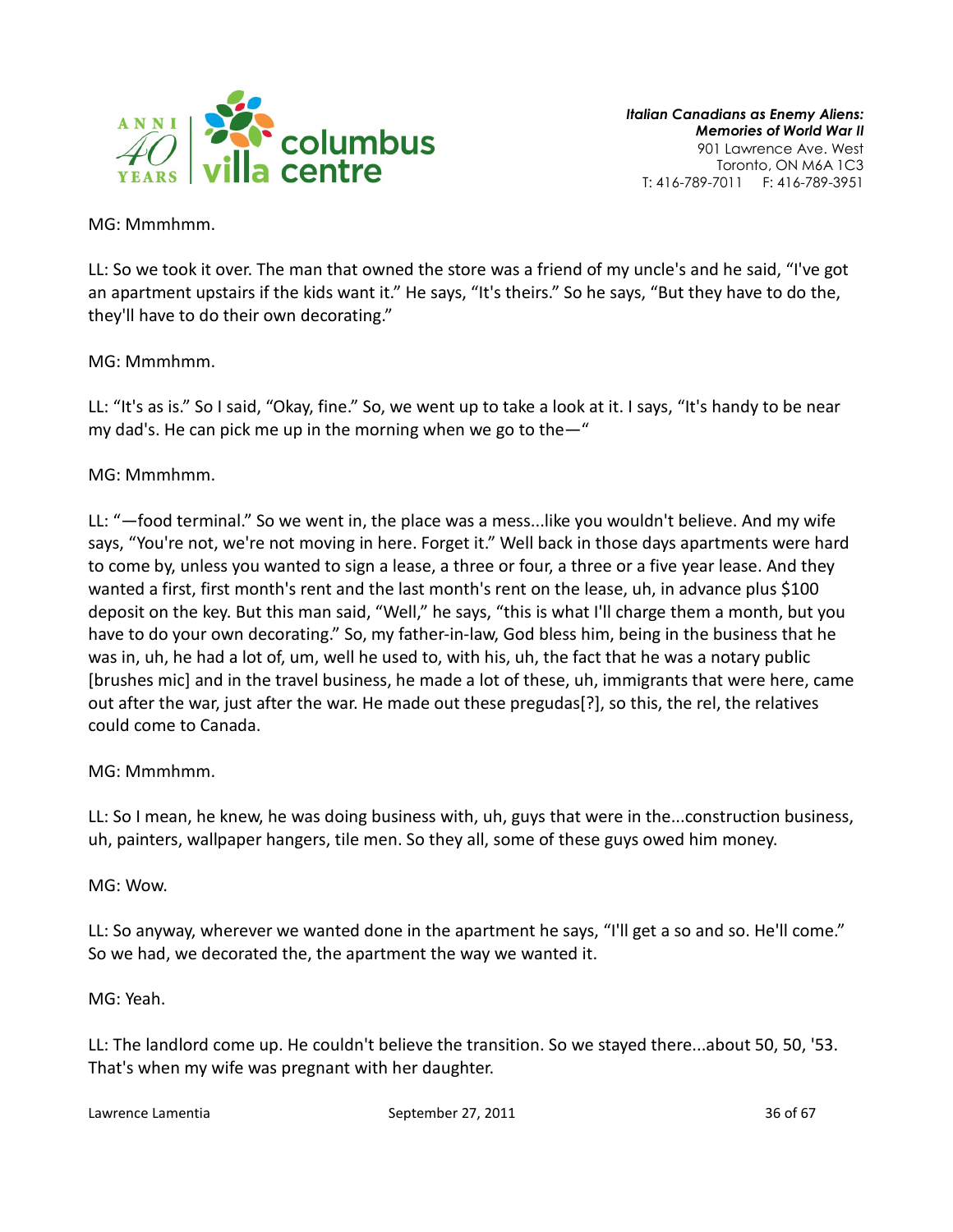MG: Mmmhmm.

LL: So we took it over. The man that owned the store was a friend of my uncle's and he said, "I've got an apartment upstairs if the kids want it." He says, "It's theirs." So he says, "But they have to do the, they'll have to do their own decorating."

MG: Mmmhmm.

LL: "It's as is." So I said, "Okay, fine." So, we went up to take a look at it. I says, "It's handy to be near my dad's. He can pick me up in the morning when we go to the—"

MG: Mmmhmm.

LL: "—food terminal." So we went in, the place was a mess...like you wouldn't believe. And my wife says, "You're not, we're not moving in here. Forget it." Well back in those days apartments were hard to come by, unless you wanted to sign a lease, a three or four, a three or a five year lease. And they wanted a first, first month's rent and the last month's rent on the lease, uh, in advance plus $100 deposit on the key. But this man said, "Well," he says, "this is what I'll charge them a month, but you have to do your own decorating." So, my father-in-law, God bless him, being in the business that he was in, uh, he had a lot of, um, well he used to, with his, uh, the fact that he was a notary public [brushes mic] and in the travel business, he made a lot of these, uh, immigrants that were here, came out after the war, just after the war. He made out these pregudas[?], so this, the rel, the relatives could come to Canada.

MG: Mmmhmm.

LL: So I mean, he knew, he was doing business with, uh, guys that were in the...construction business, uh, painters, wallpaper hangers, tile men. So they all, some of these guys owed him money.

MG: Wow.

LL: So anyway, wherever we wanted done in the apartment he says, "I'll get a so and so. He'll come." So we had, we decorated the, the apartment the way we wanted it.

MG: Yeah.

LL: The landlord come up. He couldn't believe the transition. So we stayed there...about 50, 50, '53. That's when my wife was pregnant with her daughter.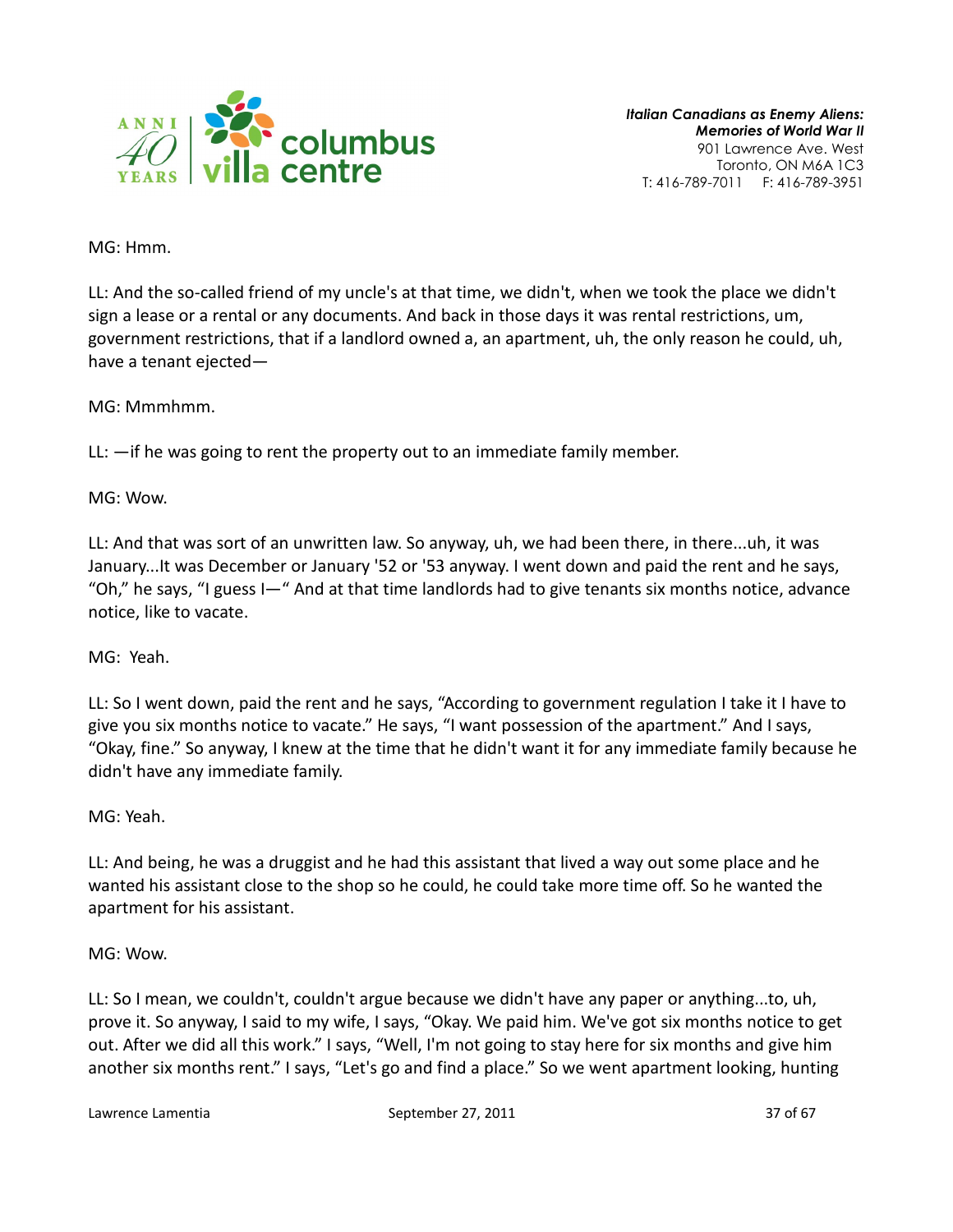MG: Hmm.

LL: And the so-called friend of my uncle's at that time, we didn't, when we took the place we didn't sign a lease or a rental or any documents. And back in those days it was rental restrictions, um, government restrictions, that if a landlord owned a, an apartment, uh, the only reason he could, uh, have a tenant ejected—

MG: Mmmhmm.

LL: —if he was going to rent the property out to an immediate family member.

MG: Wow.

LL: And that was sort of an unwritten law. So anyway, uh, we had been there, in there...uh, it was January...It was December or January '52 or '53 anyway. I went down and paid the rent and he says, "Oh," he says, "I guess I—" And at that time landlords had to give tenants six months notice, advance notice, like to vacate.

MG: Yeah.

LL: So I went down, paid the rent and he says, "According to government regulation I take it I have to give you six months notice to vacate." He says, "I want possession of the apartment." And I says, "Okay, fine." So anyway, I knew at the time that he didn't want it for any immediate family because he didn't have any immediate family.

MG: Yeah.

LL: And being, he was a druggist and he had this assistant that lived a way out some place and he wanted his assistant close to the shop so he could, he could take more time off. So he wanted the apartment for his assistant.

MG: Wow.

LL: So I mean, we couldn't, couldn't argue because we didn't have any paper or anything...to, uh, prove it. So anyway, I said to my wife, I says, "Okay. We paid him. We've got six months notice to get out. After we did all this work." I says, "Well, I'm not going to stay here for six months and give him another six months rent." I says, "Let's go and find a place." So we went apartment looking, hunting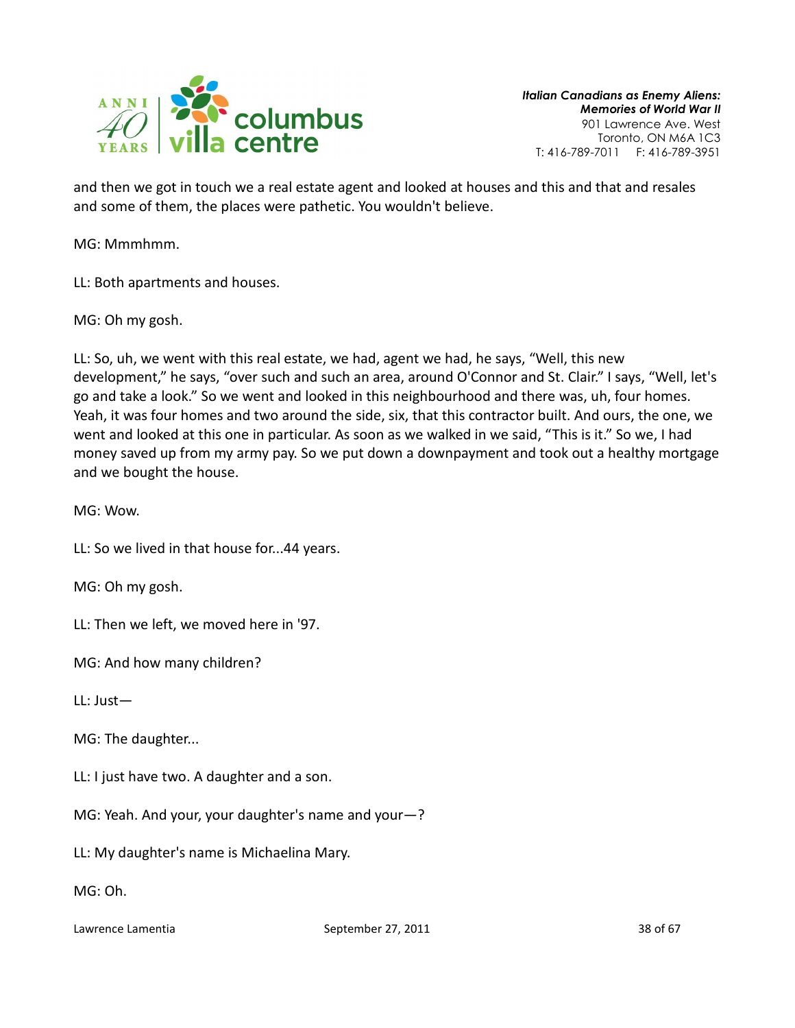and then we got in touch we a real estate agent and looked at houses and this and that and resales and some of them, the places were pathetic. You wouldn't believe.

MG: Mmmhmm.

LL: Both apartments and houses.

MG: Oh my gosh.

LL: So, uh, we went with this real estate, we had, agent we had, he says, "Well, this new development," he says, "over such and such an area, around O'Connor and St. Clair." I says, "Well, let's go and take a look." So we went and looked in this neighbourhood and there was, uh, four homes. Yeah, it was four homes and two around the side, six, that this contractor built. And ours, the one, we went and looked at this one in particular. As soon as we walked in we said, "This is it." So we, I had money saved up from my army pay. So we put down a downpayment and took out a healthy mortgage and we bought the house.

MG: Wow.

LL: So we lived in that house for...44 years.

MG: Oh my gosh.

LL: Then we left, we moved here in '97.

MG: And how many children?

LL: Just—

MG: The daughter...

LL: I just have two. A daughter and a son.

MG: Yeah. And your, your daughter's name and your—?

LL: My daughter's name is Michaelina Mary.

MG: Oh.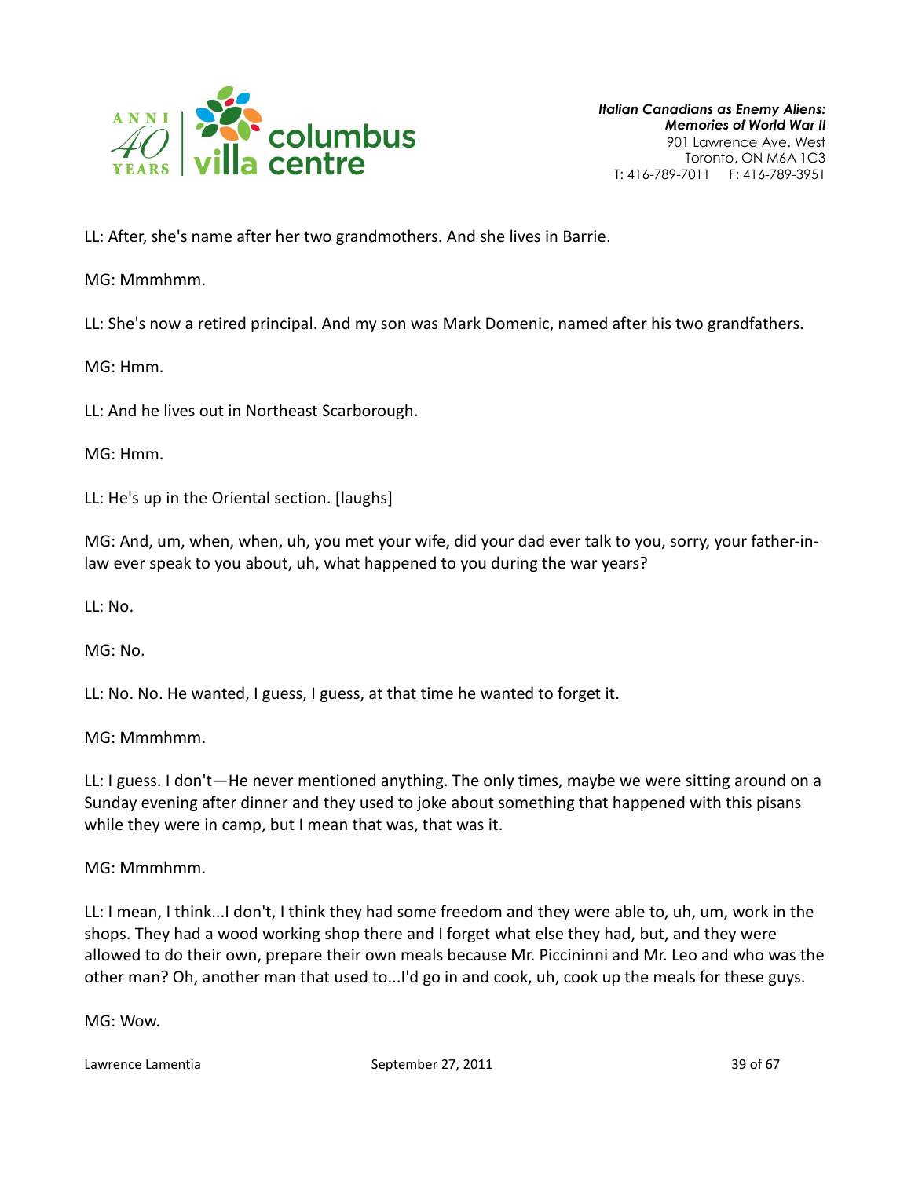LL: After, she's name after her two grandmothers. And she lives in Barrie.

MG: Mmmhmm.

LL: She's now a retired principal. And my son was Mark Domenic, named after his two grandfathers.

MG: Hmm.

LL: And he lives out in Northeast Scarborough.

MG: Hmm.

LL: He's up in the Oriental section. [laughs]

MG: And, um, when, when, uh, you met your wife, did your dad ever talk to you, sorry, your father-in-law ever speak to you about, uh, what happened to you during the war years?

LL: No.

MG: No.

LL: No. No. He wanted, I guess, I guess, at that time he wanted to forget it.

MG: Mmmhmm.

LL: I guess. I don't—He never mentioned anything. The only times, maybe we were sitting around on a Sunday evening after dinner and they used to joke about something that happened with this pisans while they were in camp, but I mean that was, that was it.

MG: Mmmhmm.

LL: I mean, I think...I don't, I think they had some freedom and they were able to, uh, um, work in the shops. They had a wood working shop there and I forget what else they had, but, and they were allowed to do their own, prepare their own meals because Mr. Piccininni and Mr. Leo and who was the other man? Oh, another man that used to...I'd go in and cook, uh, cook up the meals for these guys.

MG: Wow.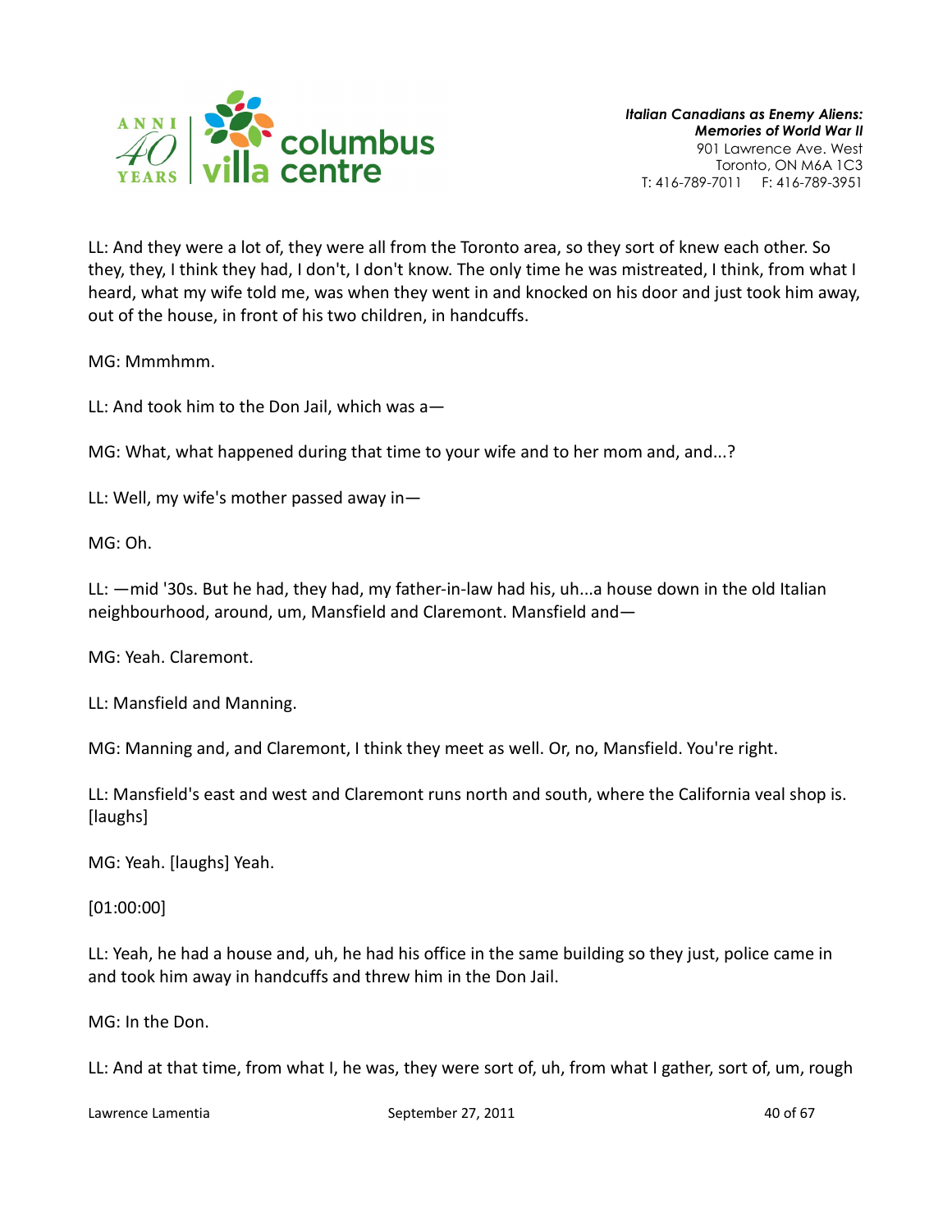LL: And they were a lot of, they were all from the Toronto area, so they sort of knew each other. So they, they, I think they had, I don't, I don't know. The only time he was mistreated, I think, from what I heard, what my wife told me, was when they went in and knocked on his door and just took him away, out of the house, in front of his two children, in handcuffs.

MG: Mmmhmm.

LL: And took him to the Don Jail, which was a—

MG: What, what happened during that time to your wife and to her mom and, and...?

LL: Well, my wife's mother passed away in—

MG: Oh.

LL: —mid '30s. But he had, they had, my father-in-law had his, uh...a house down in the old Italian neighbourhood, around, um, Mansfield and Claremont. Mansfield and—

MG: Yeah. Claremont.

LL: Mansfield and Manning.

MG: Manning and, and Claremont, I think they meet as well. Or, no, Mansfield. You're right.

LL: Mansfield's east and west and Claremont runs north and south, where the California veal shop is. [laughs]

MG: Yeah. [laughs] Yeah.

[01:00:00]

LL: Yeah, he had a house and, uh, he had his office in the same building so they just, police came in and took him away in handcuffs and threw him in the Don Jail.

MG: In the Don.

LL: And at that time, from what I, he was, they were sort of, uh, from what I gather, sort of, um, rough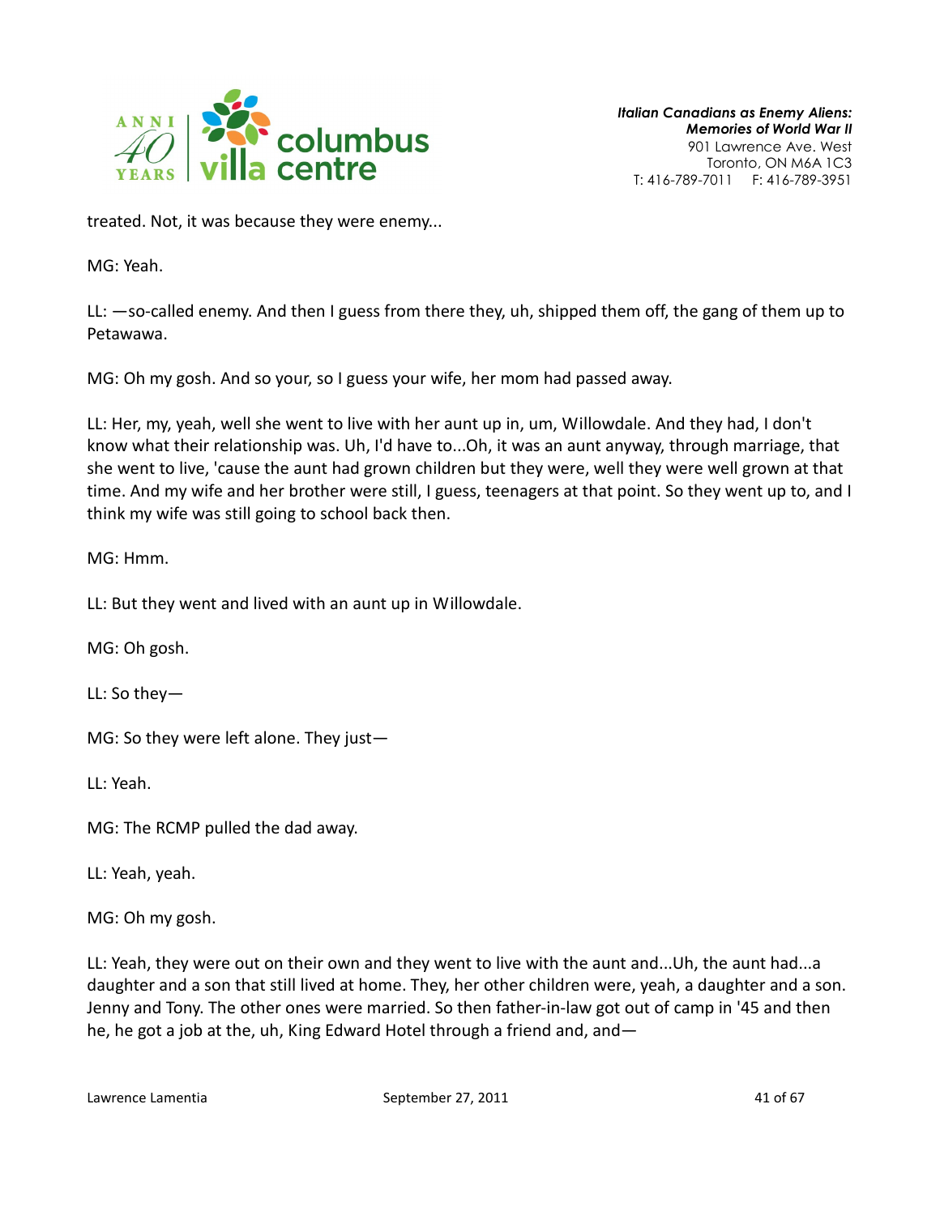treated. Not, it was because they were enemy...

MG: Yeah.

LL: —so-called enemy. And then I guess from there they, uh, shipped them off, the gang of them up to Petawawa.

MG: Oh my gosh. And so your, so I guess your wife, her mom had passed away.

LL: Her, my, yeah, well she went to live with her aunt up in, um, Willowdale. And they had, I don't know what their relationship was. Uh, I'd have to...Oh, it was an aunt anyway, through marriage, that she went to live, 'cause the aunt had grown children but they were, well they were well grown at that time. And my wife and her brother were still, I guess, teenagers at that point. So they went up to, and I think my wife was still going to school back then.

MG: Hmm.

LL: But they went and lived with an aunt up in Willowdale.

MG: Oh gosh.

LL: So they—

MG: So they were left alone. They just—

LL: Yeah.

MG: The RCMP pulled the dad away.

LL: Yeah, yeah.

MG: Oh my gosh.

LL: Yeah, they were out on their own and they went to live with the aunt and...Uh, the aunt had...a daughter and a son that still lived at home. They, her other children were, yeah, a daughter and a son. Jenny and Tony. The other ones were married. So then father-in-law got out of camp in '45 and then he, he got a job at the, uh, King Edward Hotel through a friend and, and—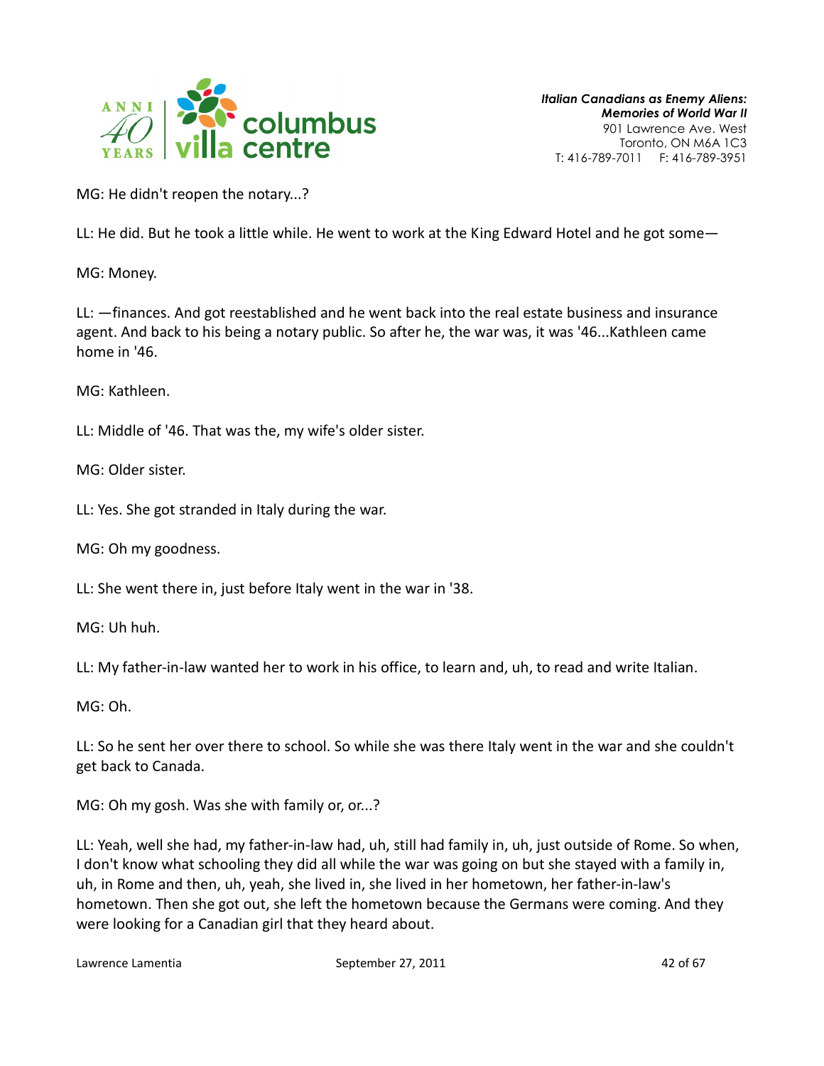MG: He didn't reopen the notary...?

LL: He did. But he took a little while. He went to work at the King Edward Hotel and he got some—

MG: Money.

LL: —finances. And got reestablished and he went back into the real estate business and insurance agent. And back to his being a notary public. So after he, the war was, it was '46...Kathleen came home in '46.

MG: Kathleen.

LL: Middle of '46. That was the, my wife's older sister.

MG: Older sister.

LL: Yes. She got stranded in Italy during the war.

MG: Oh my goodness.

LL: She went there in, just before Italy went in the war in '38.

MG: Uh huh.

LL: My father-in-law wanted her to work in his office, to learn and, uh, to read and write Italian.

MG: Oh.

LL: So he sent her over there to school. So while she was there Italy went in the war and she couldn't get back to Canada.

MG: Oh my gosh. Was she with family or, or...?

LL: Yeah, well she had, my father-in-law had, uh, still had family in, uh, just outside of Rome. So when, I don't know what schooling they did all while the war was going on but she stayed with a family in, uh, in Rome and then, uh, yeah, she lived in, she lived in her hometown, her father-in-law's hometown. Then she got out, she left the hometown because the Germans were coming. And they were looking for a Canadian girl that they heard about.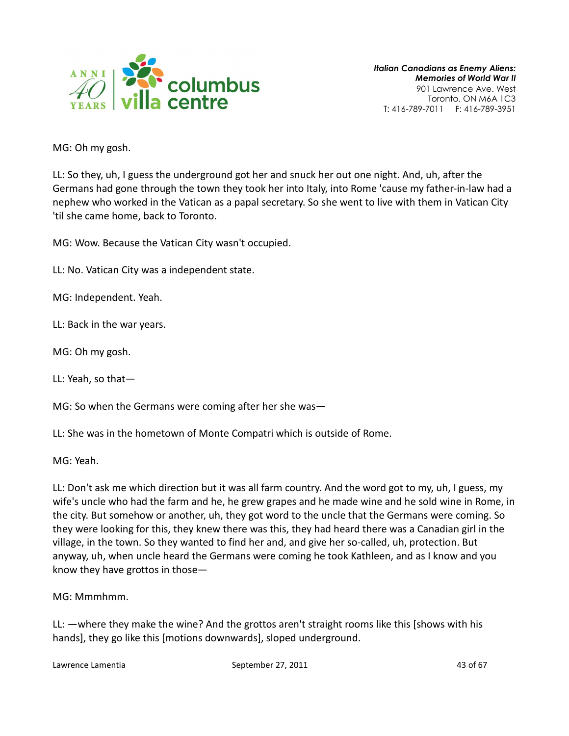MG: Oh my gosh.

LL: So they, uh, I guess the underground got her and snuck her out one night. And, uh, after the Germans had gone through the town they took her into Italy, into Rome 'cause my father-in-law had a nephew who worked in the Vatican as a papal secretary. So she went to live with them in Vatican City 'til she came home, back to Toronto.

MG: Wow. Because the Vatican City wasn't occupied.

LL: No. Vatican City was a independent state.

MG: Independent. Yeah.

LL: Back in the war years.

MG: Oh my gosh.

LL: Yeah, so that—

MG: So when the Germans were coming after her she was—

LL: She was in the hometown of Monte Compatri which is outside of Rome.

MG: Yeah.

LL: Don't ask me which direction but it was all farm country. And the word got to my, uh, I guess, my wife's uncle who had the farm and he, he grew grapes and he made wine and he sold wine in Rome, in the city. But somehow or another, uh, they got word to the uncle that the Germans were coming. So they were looking for this, they knew there was this, they had heard there was a Canadian girl in the village, in the town. So they wanted to find her and, and give her so-called, uh, protection. But anyway, uh, when uncle heard the Germans were coming he took Kathleen, and as I know and you know they have grottos in those—

MG: Mmmhmm.

LL: —where they make the wine? And the grottos aren't straight rooms like this [shows with his hands], they go like this [motions downwards], sloped underground.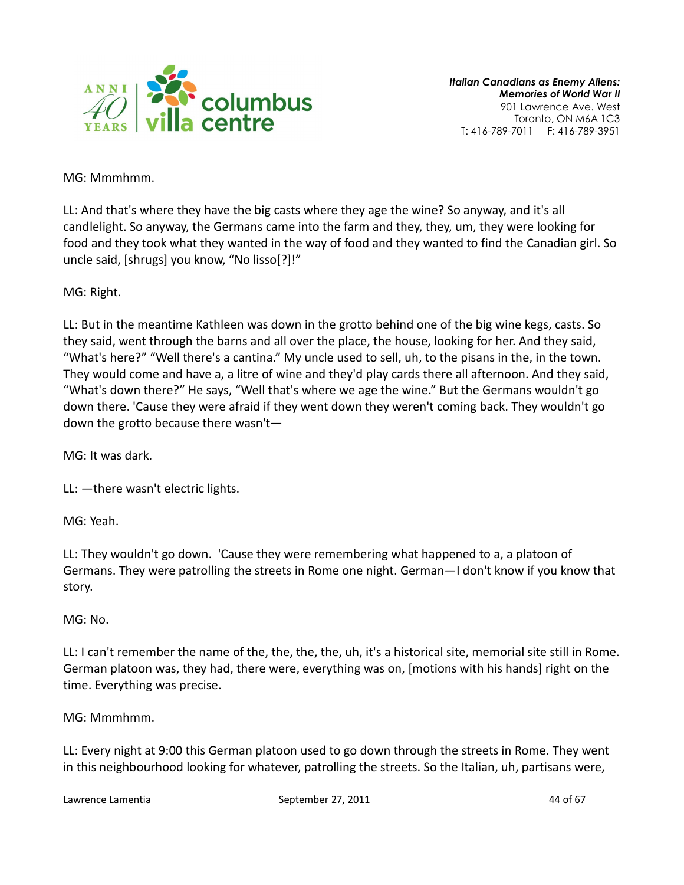MG: Mmmhmm.

LL: And that's where they have the big casts where they age the wine? So anyway, and it's all candlelight. So anyway, the Germans came into the farm and they, they, um, they were looking for food and they took what they wanted in the way of food and they wanted to find the Canadian girl. So uncle said, [shrugs] you know, "No lisso[?]!"

MG: Right.

LL: But in the meantime Kathleen was down in the grotto behind one of the big wine kegs, casts. So they said, went through the barns and all over the place, the house, looking for her. And they said, "What's here?" "Well there's a cantina." My uncle used to sell, uh, to the pisans in the, in the town. They would come and have a, a litre of wine and they'd play cards there all afternoon. And they said, "What's down there?" He says, "Well that's where we age the wine." But the Germans wouldn't go down there. 'Cause they were afraid if they went down they weren't coming back. They wouldn't go down the grotto because there wasn't—

MG: It was dark.

LL: —there wasn't electric lights.

MG: Yeah.

LL: They wouldn't go down. 'Cause they were remembering what happened to a, a platoon of Germans. They were patrolling the streets in Rome one night. German—I don't know if you know that story.

MG: No.

LL: I can't remember the name of the, the, the, the, uh, it's a historical site, memorial site still in Rome. German platoon was, they had, there were, everything was on, [motions with his hands] right on the time. Everything was precise.

MG: Mmmhmm.

LL: Every night at 9:00 this German platoon used to go down through the streets in Rome. They went in this neighbourhood looking for whatever, patrolling the streets. So the Italian, uh, partisans were,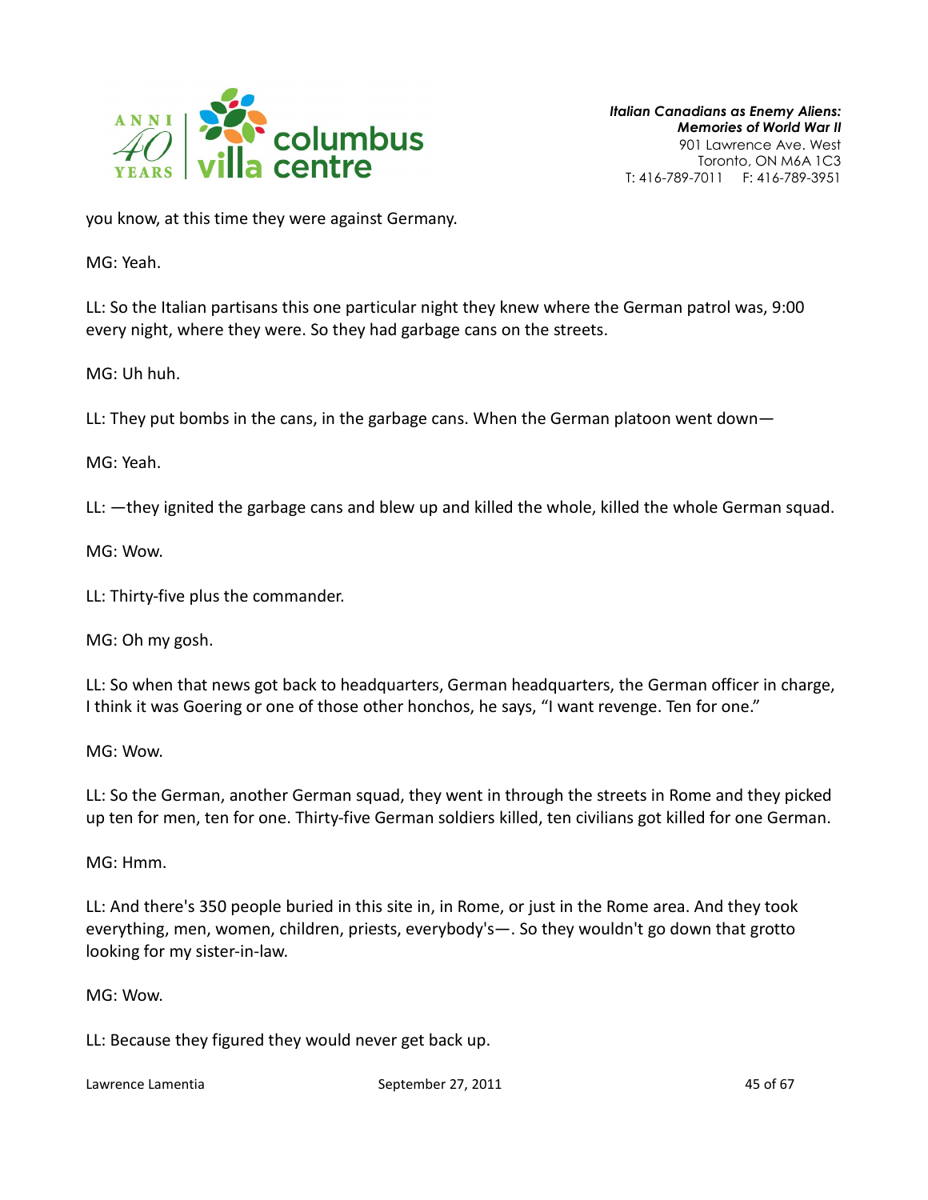you know, at this time they were against Germany.

MG: Yeah.

LL: So the Italian partisans this one particular night they knew where the German patrol was, 9:00 every night, where they were. So they had garbage cans on the streets.

MG: Uh huh.

LL: They put bombs in the cans, in the garbage cans. When the German platoon went down—

MG: Yeah.

LL: —they ignited the garbage cans and blew up and killed the whole, killed the whole German squad.

MG: Wow.

LL: Thirty-five plus the commander.

MG: Oh my gosh.

LL: So when that news got back to headquarters, German headquarters, the German officer in charge, I think it was Goering or one of those other honchos, he says, "I want revenge. Ten for one."

MG: Wow.

LL: So the German, another German squad, they went in through the streets in Rome and they picked up ten for men, ten for one. Thirty-five German soldiers killed, ten civilians got killed for one German.

MG: Hmm.

LL: And there's 350 people buried in this site in, in Rome, or just in the Rome area. And they took everything, men, women, children, priests, everybody's—. So they wouldn't go down that grotto looking for my sister-in-law.

MG: Wow.

LL: Because they figured they would never get back up.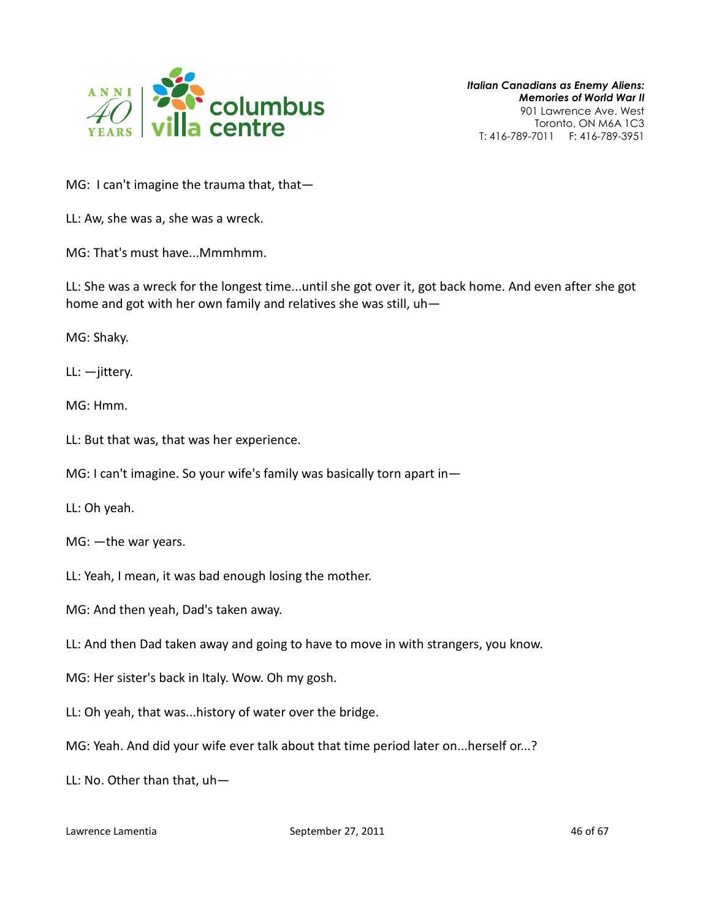MG: I can't imagine the trauma that, that—

LL: Aw, she was a, she was a wreck.

MG: That's must have...Mmmhmm.

LL: She was a wreck for the longest time...until she got over it, got back home. And even after she got home and got with her own family and relatives she was still, uh—

MG: Shaky.

LL: —jittery.

MG: Hmm.

LL: But that was, that was her experience.

MG: I can't imagine. So your wife's family was basically torn apart in—

LL: Oh yeah.

MG: —the war years.

LL: Yeah, I mean, it was bad enough losing the mother.

MG: And then yeah, Dad's taken away.

LL: And then Dad taken away and going to have to move in with strangers, you know.

MG: Her sister's back in Italy. Wow. Oh my gosh.

LL: Oh yeah, that was...history of water over the bridge.

MG: Yeah. And did your wife ever talk about that time period later on...herself or...?

LL: No. Other than that, uh—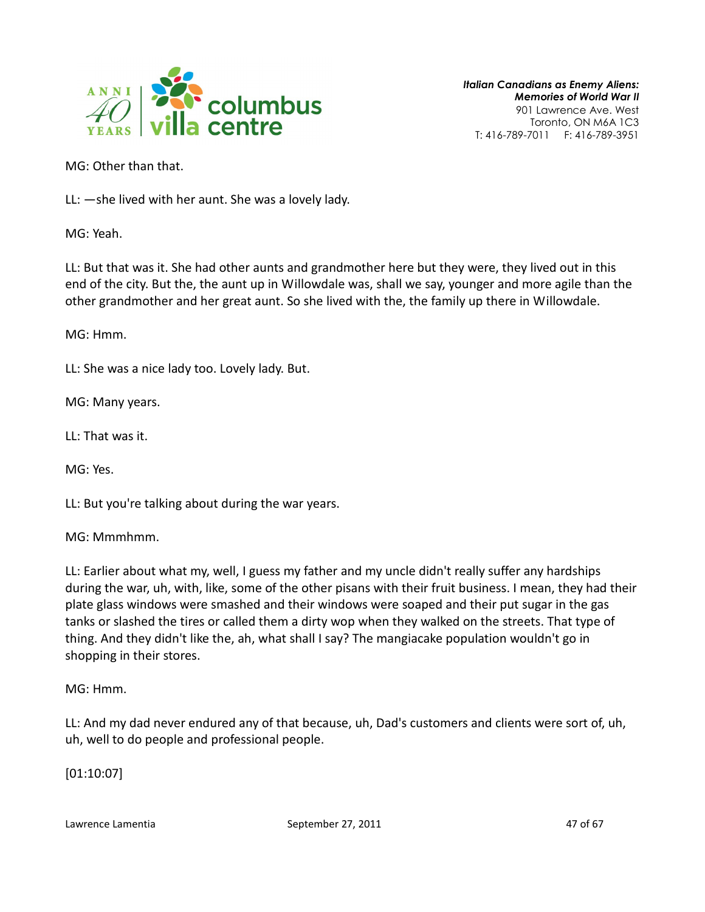MG: Other than that.

LL: —she lived with her aunt. She was a lovely lady.

MG: Yeah.

LL: But that was it. She had other aunts and grandmother here but they were, they lived out in this end of the city. But the, the aunt up in Willowdale was, shall we say, younger and more agile than the other grandmother and her great aunt. So she lived with the, the family up there in Willowdale.

MG: Hmm.

LL: She was a nice lady too. Lovely lady. But.

MG: Many years.

LL: That was it.

MG: Yes.

LL: But you're talking about during the war years.

MG: Mmmhmm.

LL: Earlier about what my, well, I guess my father and my uncle didn't really suffer any hardships during the war, uh, with, like, some of the other pisans with their fruit business. I mean, they had their plate glass windows were smashed and their windows were soaped and their put sugar in the gas tanks or slashed the tires or called them a dirty wop when they walked on the streets. That type of thing. And they didn't like the, ah, what shall I say? The mangiacake population wouldn't go in shopping in their stores.

MG: Hmm.

LL: And my dad never endured any of that because, uh, Dad's customers and clients were sort of, uh, uh, well to do people and professional people.

[01:10:07]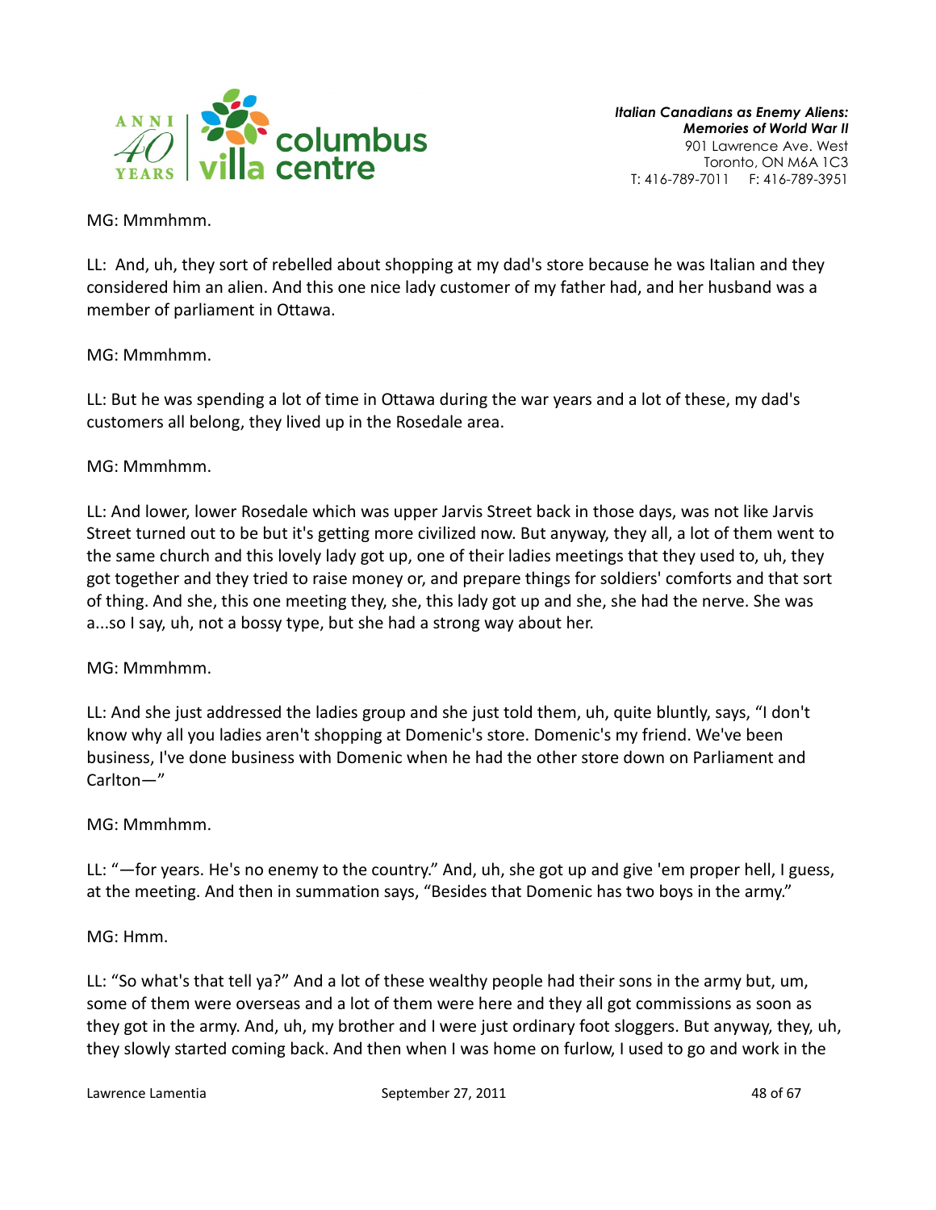MG: Mmmhmm.

LL: And, uh, they sort of rebelled about shopping at my dad's store because he was Italian and they considered him an alien. And this one nice lady customer of my father had, and her husband was a member of parliament in Ottawa.

MG: Mmmhmm.

LL: But he was spending a lot of time in Ottawa during the war years and a lot of these, my dad's customers all belong, they lived up in the Rosedale area.

MG: Mmmhmm.

LL: And lower, lower Rosedale which was upper Jarvis Street back in those days, was not like Jarvis Street turned out to be but it's getting more civilized now. But anyway, they all, a lot of them went to the same church and this lovely lady got up, one of their ladies meetings that they used to, uh, they got together and they tried to raise money or, and prepare things for soldiers' comforts and that sort of thing. And she, this one meeting they, she, this lady got up and she, she had the nerve. She was a...so I say, uh, not a bossy type, but she had a strong way about her.

MG: Mmmhmm.

LL: And she just addressed the ladies group and she just told them, uh, quite bluntly, says, "I don't know why all you ladies aren't shopping at Domenic's store. Domenic's my friend. We've been business, I've done business with Domenic when he had the other store down on Parliament and Carlton—"

MG: Mmmhmm.

LL: "—for years. He's no enemy to the country." And, uh, she got up and give 'em proper hell, I guess, at the meeting. And then in summation says, "Besides that Domenic has two boys in the army."

MG: Hmm.

LL: "So what's that tell ya?" And a lot of these wealthy people had their sons in the army but, um, some of them were overseas and a lot of them were here and they all got commissions as soon as they got in the army. And, uh, my brother and I were just ordinary foot sloggers. But anyway, they, uh, they slowly started coming back. And then when I was home on furlow, I used to go and work in the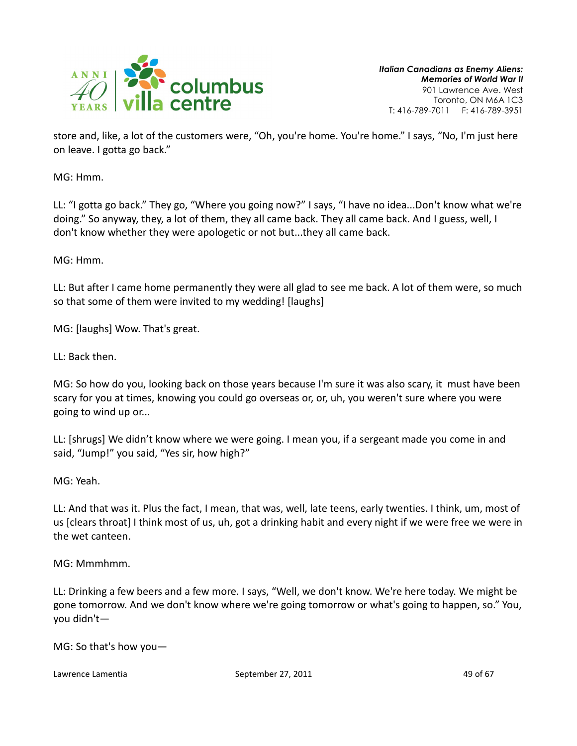store and, like, a lot of the customers were, "Oh, you're home. You're home." I says, "No, I'm just here on leave. I gotta go back."

MG: Hmm.

LL: "I gotta go back." They go, "Where you going now?" I says, "I have no idea...Don't know what we're doing." So anyway, they, a lot of them, they all came back. They all came back. And I guess, well, I don't know whether they were apologetic or not but...they all came back.

MG: Hmm.

LL: But after I came home permanently they were all glad to see me back. A lot of them were, so much so that some of them were invited to my wedding! [laughs]

MG: [laughs] Wow. That's great.

LL: Back then.

MG: So how do you, looking back on those years because I'm sure it was also scary, it must have been scary for you at times, knowing you could go overseas or, or, uh, you weren't sure where you were going to wind up or...

LL: [shrugs] We didn't know where we were going. I mean you, if a sergeant made you come in and said, "Jump!" you said, "Yes sir, how high?"

MG: Yeah.

LL: And that was it. Plus the fact, I mean, that was, well, late teens, early twenties. I think, um, most of us [clears throat] I think most of us, uh, got a drinking habit and every night if we were free we were in the wet canteen.

MG: Mmmhmm.

LL: Drinking a few beers and a few more. I says, "Well, we don't know. We're here today. We might be gone tomorrow. And we don't know where we're going tomorrow or what's going to happen, so." You, you didn't—

MG: So that's how you—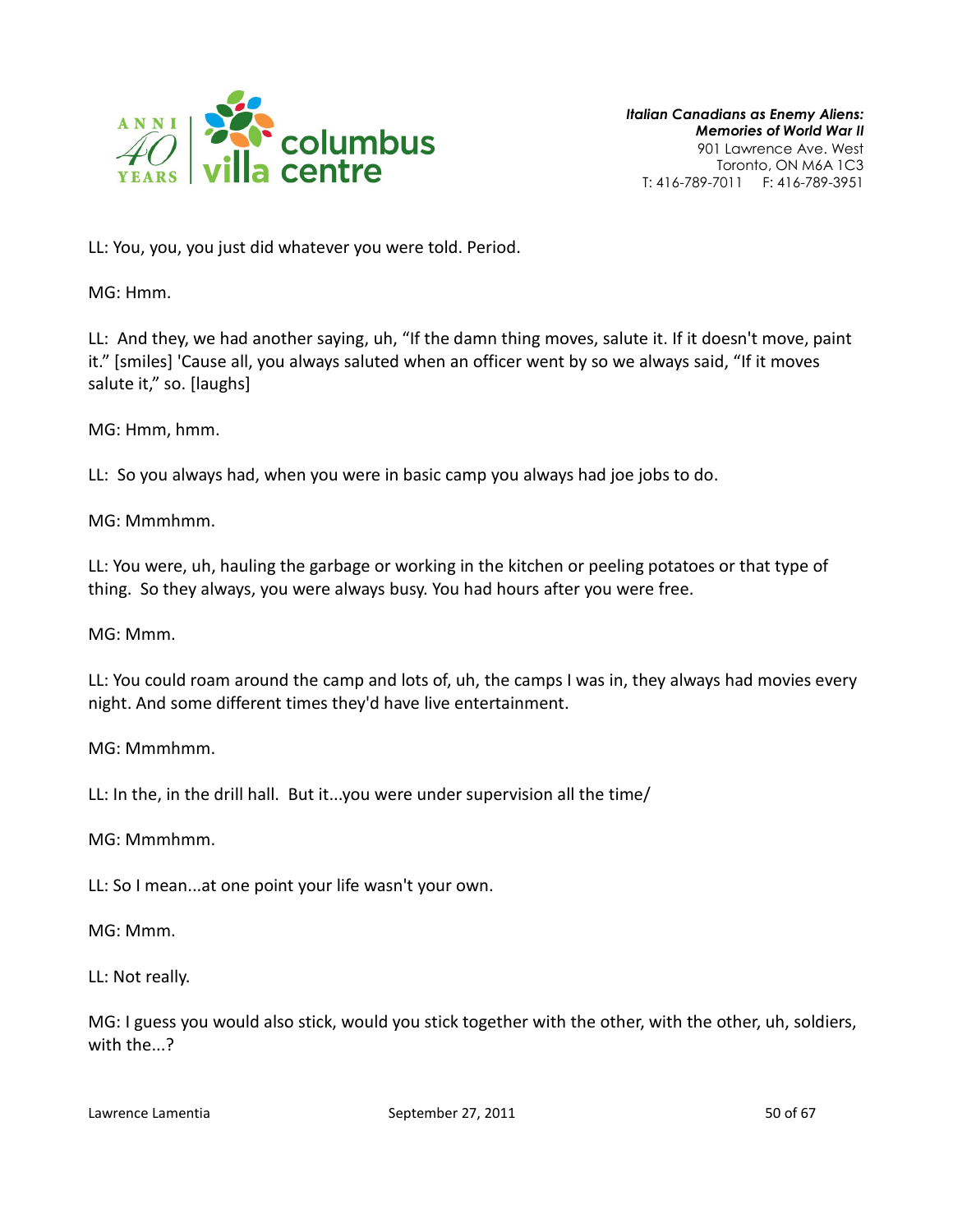LL: You, you, you just did whatever you were told. Period.

MG: Hmm.

LL: And they, we had another saying, uh, "If the damn thing moves, salute it. If it doesn't move, paint it." [smiles] 'Cause all, you always saluted when an officer went by so we always said, "If it moves salute it," so. [laughs]

MG: Hmm, hmm.

LL: So you always had, when you were in basic camp you always had joe jobs to do.

MG: Mmmhmm.

LL: You were, uh, hauling the garbage or working in the kitchen or peeling potatoes or that type of thing. So they always, you were always busy. You had hours after you were free.

MG: Mmm.

LL: You could roam around the camp and lots of, uh, the camps I was in, they always had movies every night. And some different times they'd have live entertainment.

MG: Mmmhmm.

LL: In the, in the drill hall. But it...you were under supervision all the time/

MG: Mmmhmm.

LL: So I mean...at one point your life wasn't your own.

MG: Mmm.

LL: Not really.

MG: I guess you would also stick, would you stick together with the other, with the other, uh, soldiers, with the...?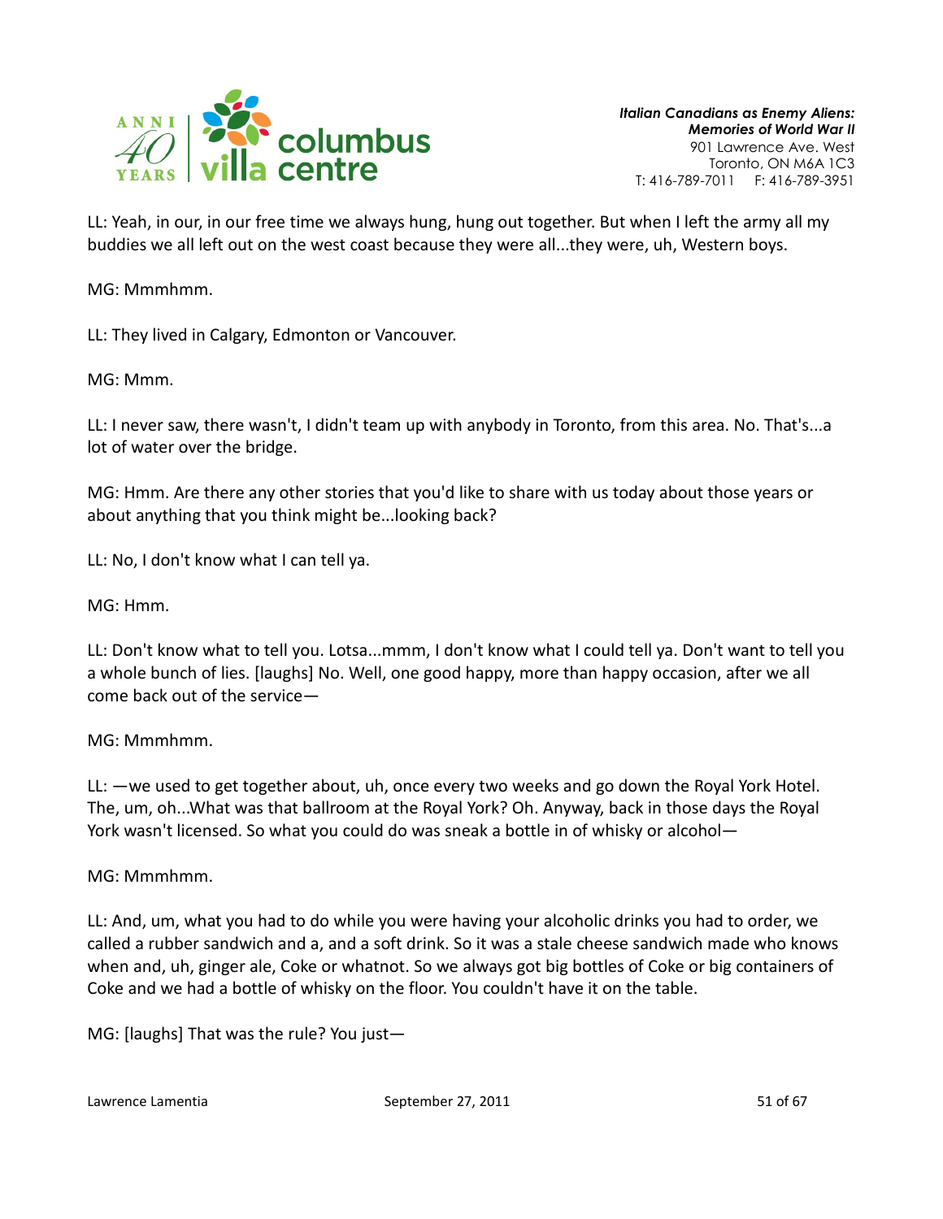LL: Yeah, in our, in our free time we always hung, hung out together. But when I left the army all my buddies we all left out on the west coast because they were all...they were, uh, Western boys.

MG: Mmmhmm.

LL: They lived in Calgary, Edmonton or Vancouver.

MG: Mmm.

LL: I never saw, there wasn't, I didn't team up with anybody in Toronto, from this area. No. That's...a lot of water over the bridge.

MG: Hmm. Are there any other stories that you'd like to share with us today about those years or about anything that you think might be...looking back?

LL: No, I don't know what I can tell ya.

MG: Hmm.

LL: Don't know what to tell you. Lotsa...mmm, I don't know what I could tell ya. Don't want to tell you a whole bunch of lies. [laughs] No. Well, one good happy, more than happy occasion, after we all come back out of the service—

MG: Mmmhmm.

LL: —we used to get together about, uh, once every two weeks and go down the Royal York Hotel. The, um, oh...What was that ballroom at the Royal York? Oh. Anyway, back in those days the Royal York wasn't licensed. So what you could do was sneak a bottle in of whisky or alcohol—

MG: Mmmhmm.

LL: And, um, what you had to do while you were having your alcoholic drinks you had to order, we called a rubber sandwich and a, and a soft drink. So it was a stale cheese sandwich made who knows when and, uh, ginger ale, Coke or whatnot. So we always got big bottles of Coke or big containers of Coke and we had a bottle of whisky on the floor. You couldn't have it on the table.

MG: [laughs] That was the rule? You just—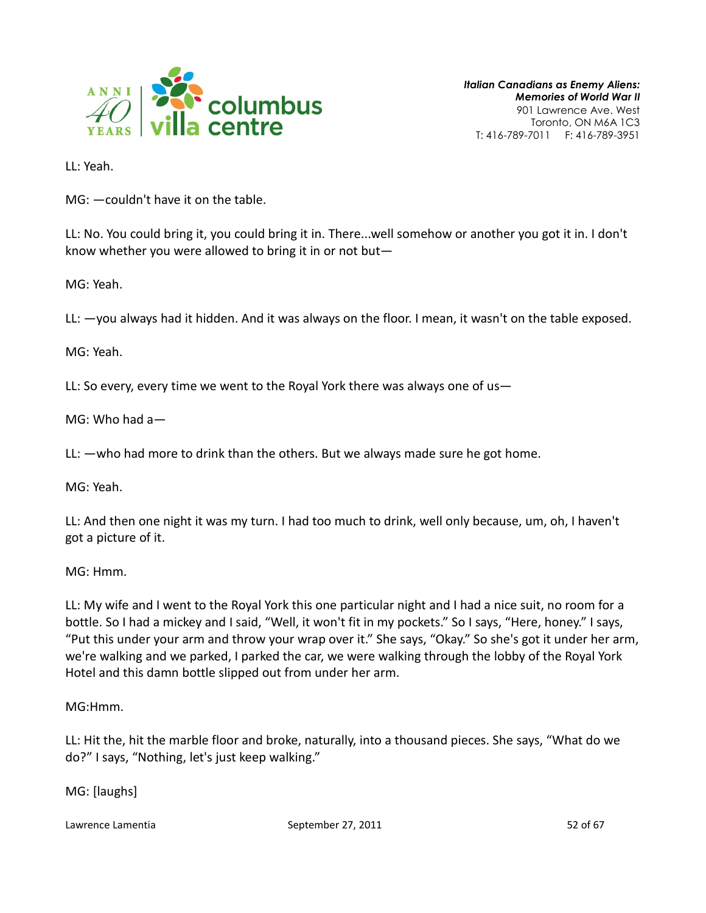LL: Yeah.

MG: —couldn't have it on the table.

LL: No. You could bring it, you could bring it in. There...well somehow or another you got it in. I don't know whether you were allowed to bring it in or not but—

MG: Yeah.

LL: —you always had it hidden. And it was always on the floor. I mean, it wasn't on the table exposed.

MG: Yeah.

LL: So every, every time we went to the Royal York there was always one of us—

MG: Who had a—

LL: —who had more to drink than the others. But we always made sure he got home.

MG: Yeah.

LL: And then one night it was my turn. I had too much to drink, well only because, um, oh, I haven't got a picture of it.

MG: Hmm.

LL: My wife and I went to the Royal York this one particular night and I had a nice suit, no room for a bottle. So I had a mickey and I said, "Well, it won't fit in my pockets." So I says, "Here, honey." I says, "Put this under your arm and throw your wrap over it." She says, "Okay." So she's got it under her arm, we're walking and we parked, I parked the car, we were walking through the lobby of the Royal York Hotel and this damn bottle slipped out from under her arm.

MG:Hmm.

LL: Hit the, hit the marble floor and broke, naturally, into a thousand pieces. She says, "What do we do?" I says, "Nothing, let's just keep walking."

MG: [laughs]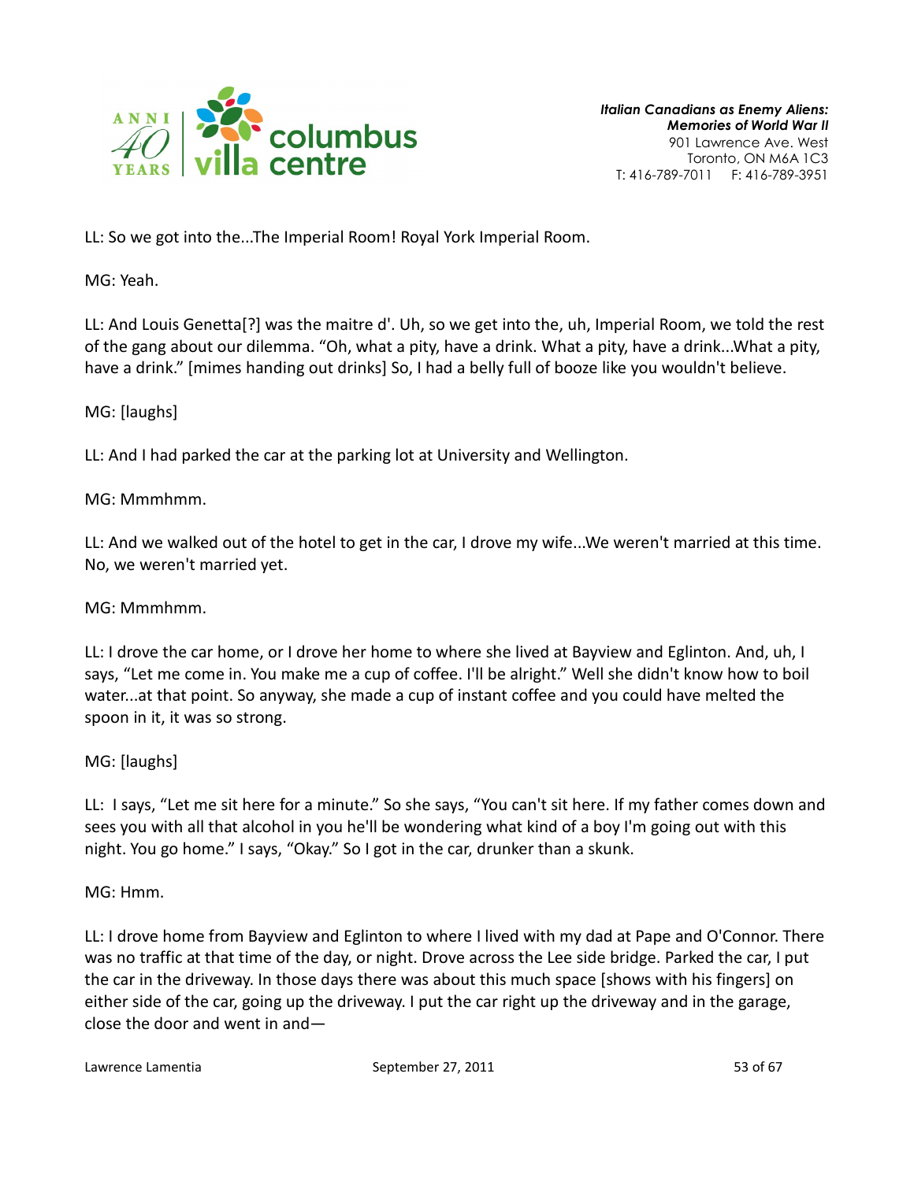LL: So we got into the...The Imperial Room! Royal York Imperial Room.

MG: Yeah.

LL: And Louis Genetta[?] was the maitre d'. Uh, so we get into the, uh, Imperial Room, we told the rest of the gang about our dilemma. "Oh, what a pity, have a drink. What a pity, have a drink...What a pity, have a drink." [mimes handing out drinks] So, I had a belly full of booze like you wouldn't believe.

MG: [laughs]

LL: And I had parked the car at the parking lot at University and Wellington.

MG: Mmmhmm.

LL: And we walked out of the hotel to get in the car, I drove my wife...We weren't married at this time. No, we weren't married yet.

MG: Mmmhmm.

LL: I drove the car home, or I drove her home to where she lived at Bayview and Eglinton. And, uh, I says, "Let me come in. You make me a cup of coffee. I'll be alright." Well she didn't know how to boil water...at that point. So anyway, she made a cup of instant coffee and you could have melted the spoon in it, it was so strong.

MG: [laughs]

LL: I says, "Let me sit here for a minute." So she says, "You can't sit here. If my father comes down and sees you with all that alcohol in you he'll be wondering what kind of a boy I'm going out with this night. You go home." I says, "Okay." So I got in the car, drunker than a skunk.

MG: Hmm.

LL: I drove home from Bayview and Eglinton to where I lived with my dad at Pape and O'Connor. There was no traffic at that time of the day, or night. Drove across the Lee side bridge. Parked the car, I put the car in the driveway. In those days there was about this much space [shows with his fingers] on either side of the car, going up the driveway. I put the car right up the driveway and in the garage, close the door and went in and—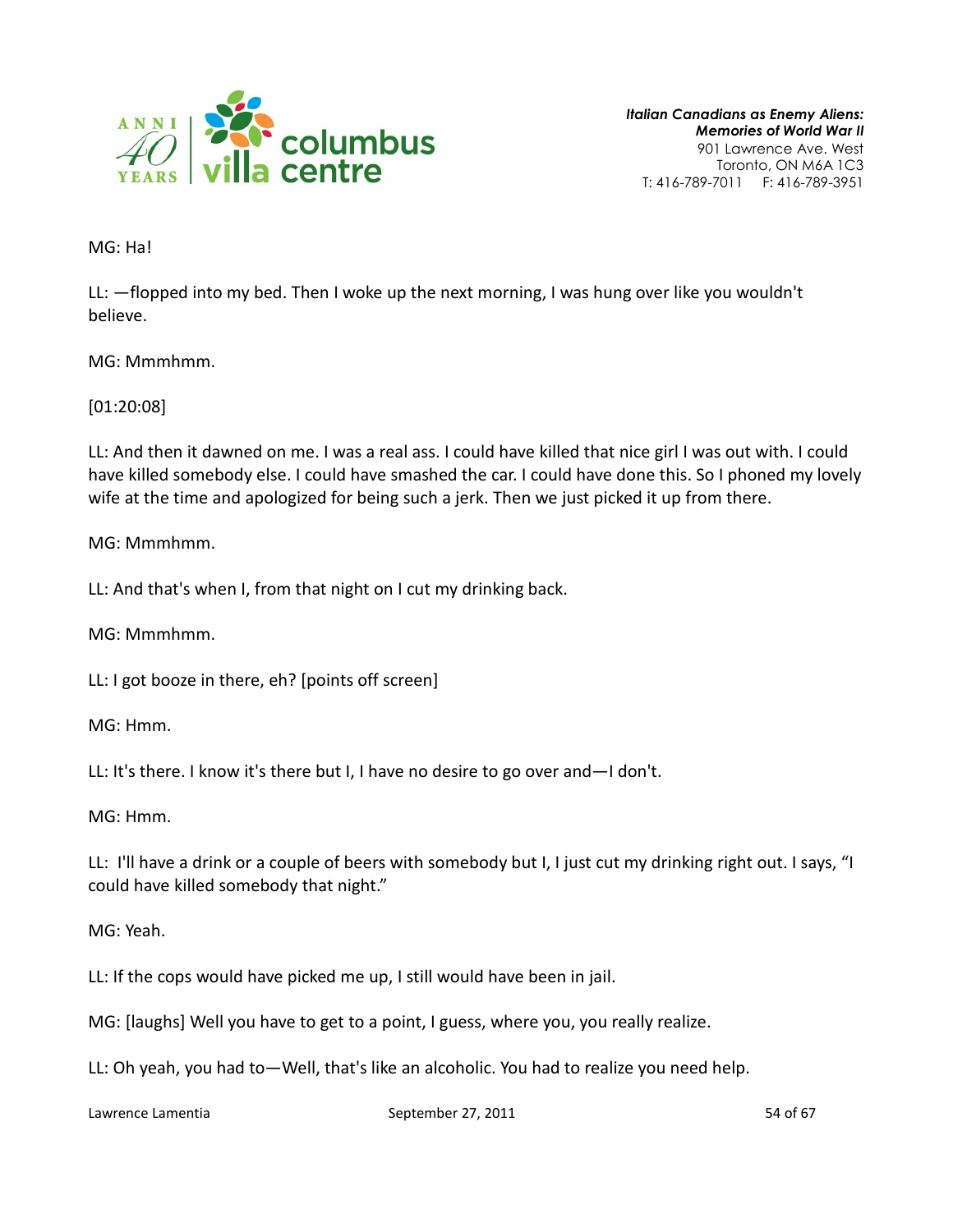MG: Ha!

LL: —flopped into my bed. Then I woke up the next morning, I was hung over like you wouldn't believe.

MG: Mmmhmm.

[01:20:08]

LL: And then it dawned on me. I was a real ass. I could have killed that nice girl I was out with. I could have killed somebody else. I could have smashed the car. I could have done this. So I phoned my lovely wife at the time and apologized for being such a jerk. Then we just picked it up from there.

MG: Mmmhmm.

LL: And that's when I, from that night on I cut my drinking back.

MG: Mmmhmm.

LL: I got booze in there, eh? [points off screen]

MG: Hmm.

LL: It's there. I know it's there but I, I have no desire to go over and—I don't.

MG: Hmm.

LL: I'll have a drink or a couple of beers with somebody but I, I just cut my drinking right out. I says, "I could have killed somebody that night."

MG: Yeah.

LL: If the cops would have picked me up, I still would have been in jail.

MG: [laughs] Well you have to get to a point, I guess, where you, you really realize.

LL: Oh yeah, you had to—Well, that's like an alcoholic. You had to realize you need help.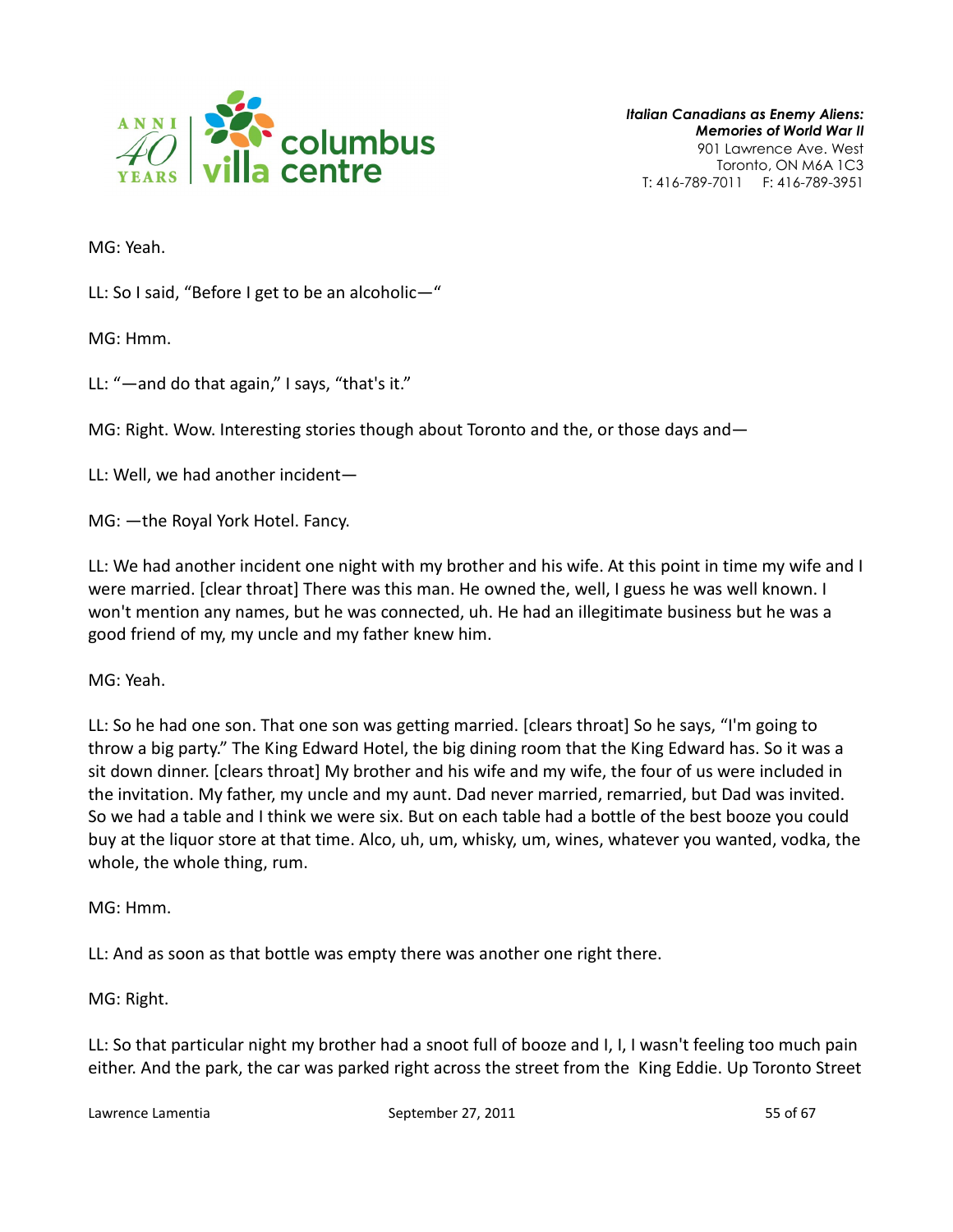MG: Yeah.

LL: So I said, "Before I get to be an alcoholic—"

MG: Hmm.

LL: "—and do that again," I says, "that's it."

MG: Right. Wow. Interesting stories though about Toronto and the, or those days and—

LL: Well, we had another incident—

MG: —the Royal York Hotel. Fancy.

LL: We had another incident one night with my brother and his wife. At this point in time my wife and I were married. [clear throat] There was this man. He owned the, well, I guess he was well known. I won't mention any names, but he was connected, uh. He had an illegitimate business but he was a good friend of my, my uncle and my father knew him.

MG: Yeah.

LL: So he had one son. That one son was getting married. [clears throat] So he says, "I'm going to throw a big party." The King Edward Hotel, the big dining room that the King Edward has. So it was a sit down dinner. [clears throat] My brother and his wife and my wife, the four of us were included in the invitation. My father, my uncle and my aunt. Dad never married, remarried, but Dad was invited. So we had a table and I think we were six. But on each table had a bottle of the best booze you could buy at the liquor store at that time. Alco, uh, um, whisky, um, wines, whatever you wanted, vodka, the whole, the whole thing, rum.

MG: Hmm.

LL: And as soon as that bottle was empty there was another one right there.

MG: Right.

LL: So that particular night my brother had a snoot full of booze and I, I, I wasn't feeling too much pain either. And the park, the car was parked right across the street from the King Eddie. Up Toronto Street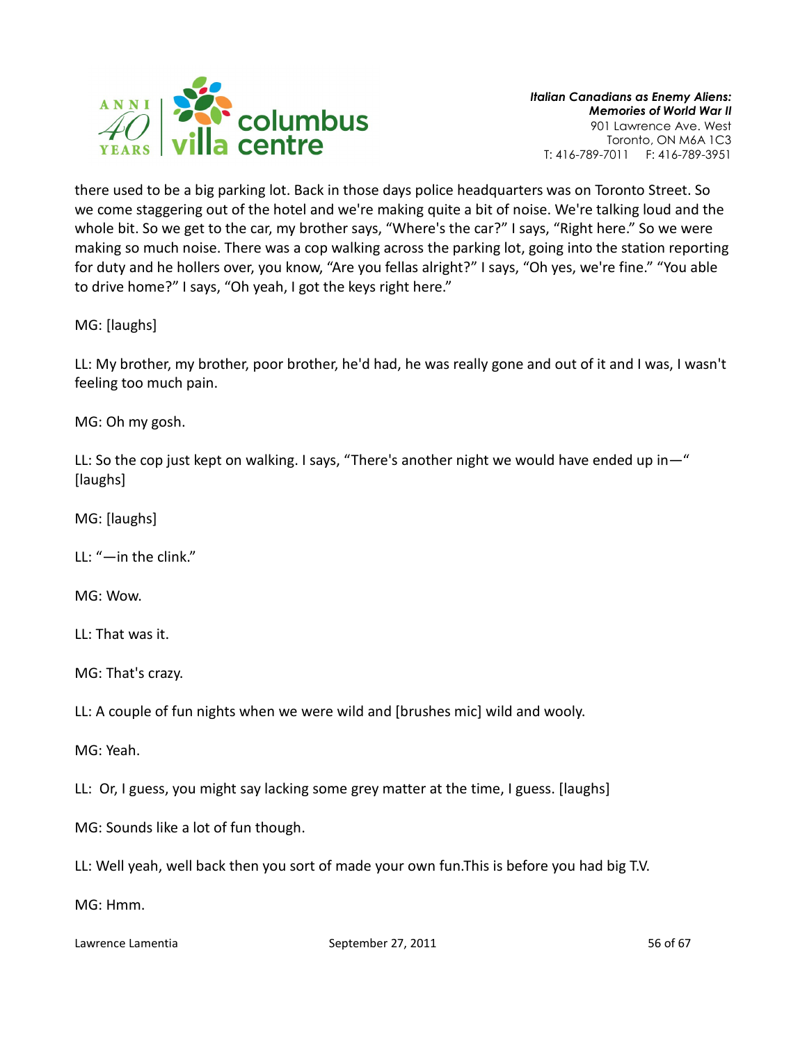there used to be a big parking lot. Back in those days police headquarters was on Toronto Street. So we come staggering out of the hotel and we're making quite a bit of noise. We're talking loud and the whole bit. So we get to the car, my brother says, "Where's the car?" I says, "Right here." So we were making so much noise. There was a cop walking across the parking lot, going into the station reporting for duty and he hollers over, you know, "Are you fellas alright?" I says, "Oh yes, we're fine." "You able to drive home?" I says, "Oh yeah, I got the keys right here."

MG: [laughs]

LL: My brother, my brother, poor brother, he'd had, he was really gone and out of it and I was, I wasn't feeling too much pain.

MG: Oh my gosh.

LL: So the cop just kept on walking. I says, "There's another night we would have ended up in—" [laughs]

MG: [laughs]

LL: "—in the clink."

MG: Wow.

LL: That was it.

MG: That's crazy.

LL: A couple of fun nights when we were wild and [brushes mic] wild and wooly.

MG: Yeah.

LL: Or, I guess, you might say lacking some grey matter at the time, I guess. [laughs]

MG: Sounds like a lot of fun though.

LL: Well yeah, well back then you sort of made your own fun.This is before you had big T.V.

MG: Hmm.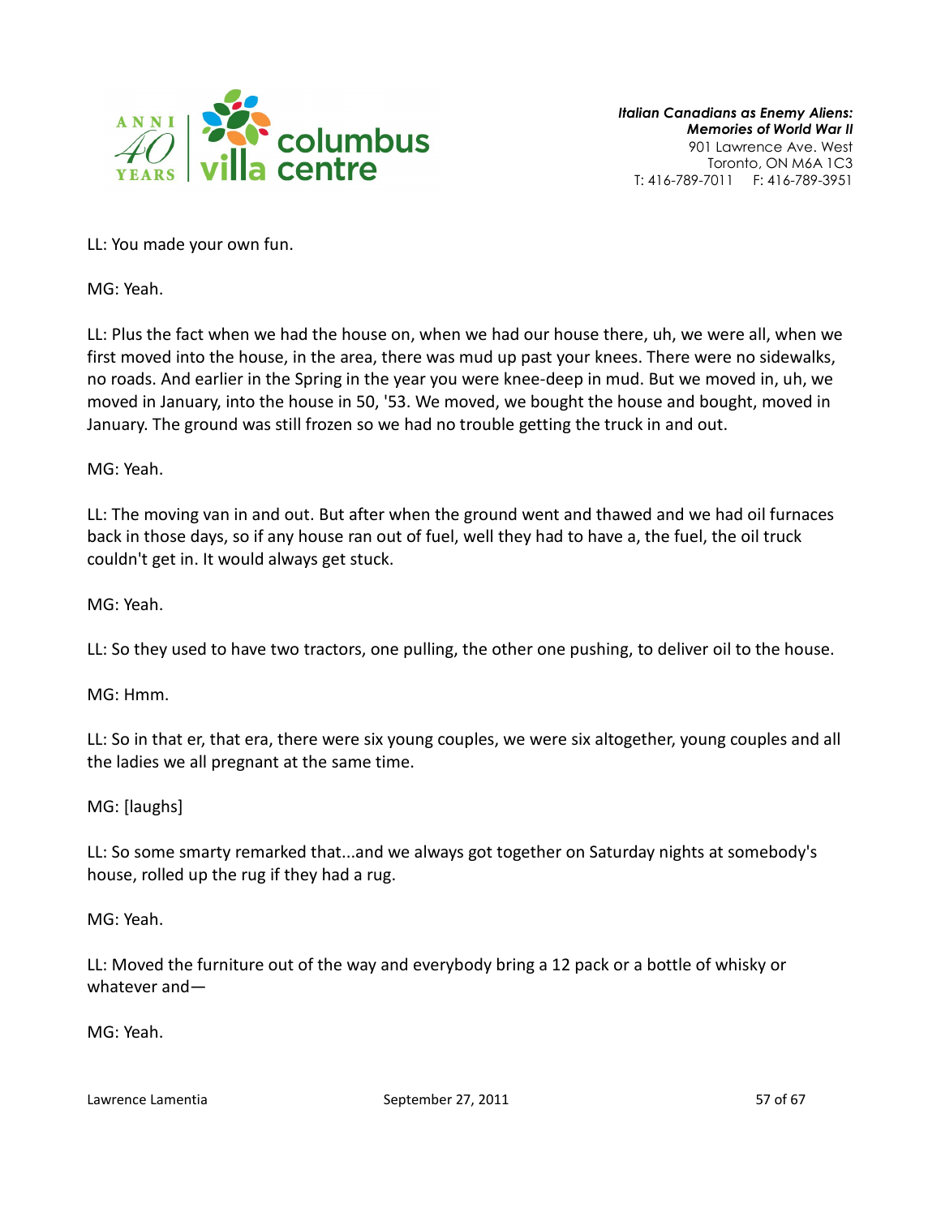LL: You made your own fun.

MG: Yeah.

LL: Plus the fact when we had the house on, when we had our house there, uh, we were all, when we first moved into the house, in the area, there was mud up past your knees. There were no sidewalks, no roads. And earlier in the Spring in the year you were knee-deep in mud. But we moved in, uh, we moved in January, into the house in 50, '53. We moved, we bought the house and bought, moved in January. The ground was still frozen so we had no trouble getting the truck in and out.

MG: Yeah.

LL: The moving van in and out. But after when the ground went and thawed and we had oil furnaces back in those days, so if any house ran out of fuel, well they had to have a, the fuel, the oil truck couldn't get in. It would always get stuck.

MG: Yeah.

LL: So they used to have two tractors, one pulling, the other one pushing, to deliver oil to the house.

MG: Hmm.

LL: So in that er, that era, there were six young couples, we were six altogether, young couples and all the ladies we all pregnant at the same time.

MG: [laughs]

LL: So some smarty remarked that...and we always got together on Saturday nights at somebody's house, rolled up the rug if they had a rug.

MG: Yeah.

LL: Moved the furniture out of the way and everybody bring a 12 pack or a bottle of whisky or whatever and—

MG: Yeah.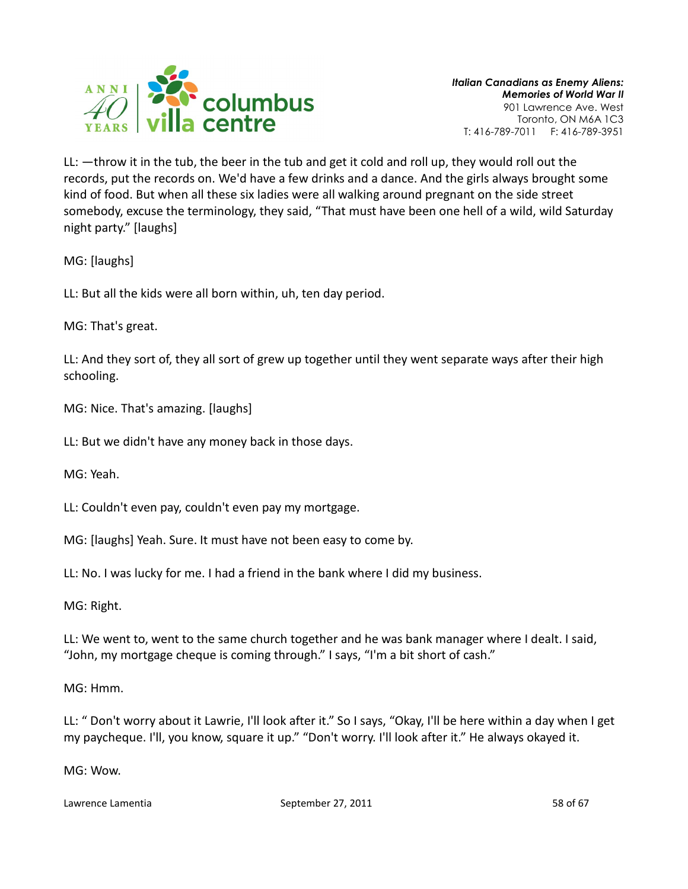LL: —throw it in the tub, the beer in the tub and get it cold and roll up, they would roll out the records, put the records on. We'd have a few drinks and a dance. And the girls always brought some kind of food. But when all these six ladies were all walking around pregnant on the side street somebody, excuse the terminology, they said, "That must have been one hell of a wild, wild Saturday night party." [laughs]

MG: [laughs]

LL: But all the kids were all born within, uh, ten day period.

MG: That's great.

LL: And they sort of, they all sort of grew up together until they went separate ways after their high schooling.

MG: Nice. That's amazing. [laughs]

LL: But we didn't have any money back in those days.

MG: Yeah.

LL: Couldn't even pay, couldn't even pay my mortgage.

MG: [laughs] Yeah. Sure. It must have not been easy to come by.

LL: No. I was lucky for me. I had a friend in the bank where I did my business.

MG: Right.

LL: We went to, went to the same church together and he was bank manager where I dealt. I said, "John, my mortgage cheque is coming through." I says, "I'm a bit short of cash."

MG: Hmm.

LL: " Don't worry about it Lawrie, I'll look after it." So I says, "Okay, I'll be here within a day when I get my paycheque. I'll, you know, square it up." "Don't worry. I'll look after it." He always okayed it.

MG: Wow.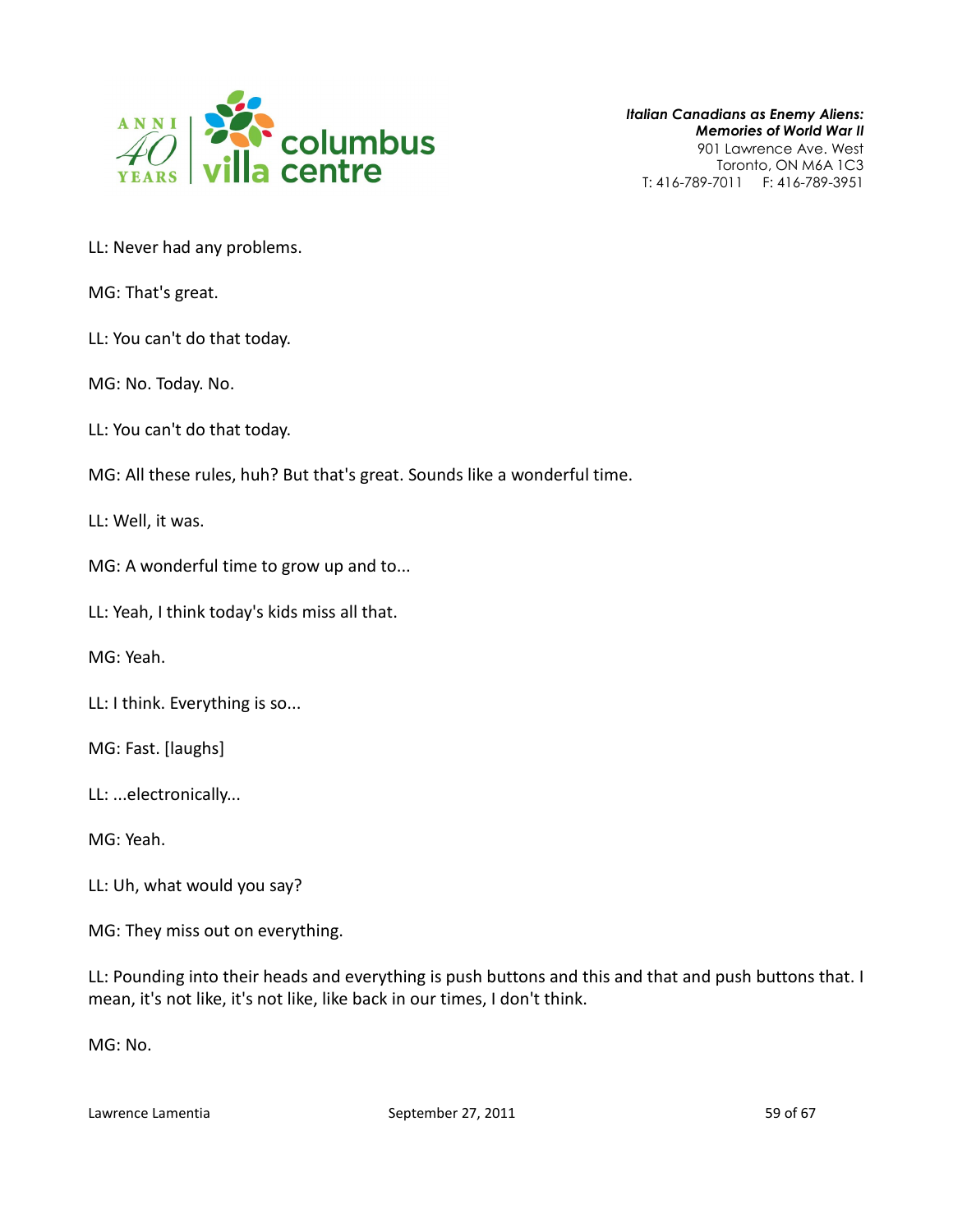LL: Never had any problems.

MG: That's great.

LL: You can't do that today.

MG: No. Today. No.

LL: You can't do that today.

MG: All these rules, huh? But that's great. Sounds like a wonderful time.

LL: Well, it was.

MG: A wonderful time to grow up and to...

LL: Yeah, I think today's kids miss all that.

MG: Yeah.

LL: I think. Everything is so...

MG: Fast. [laughs]

LL: ...electronically...

MG: Yeah.

LL: Uh, what would you say?

MG: They miss out on everything.

LL: Pounding into their heads and everything is push buttons and this and that and push buttons that. I mean, it's not like, it's not like, like back in our times, I don't think.

MG: No.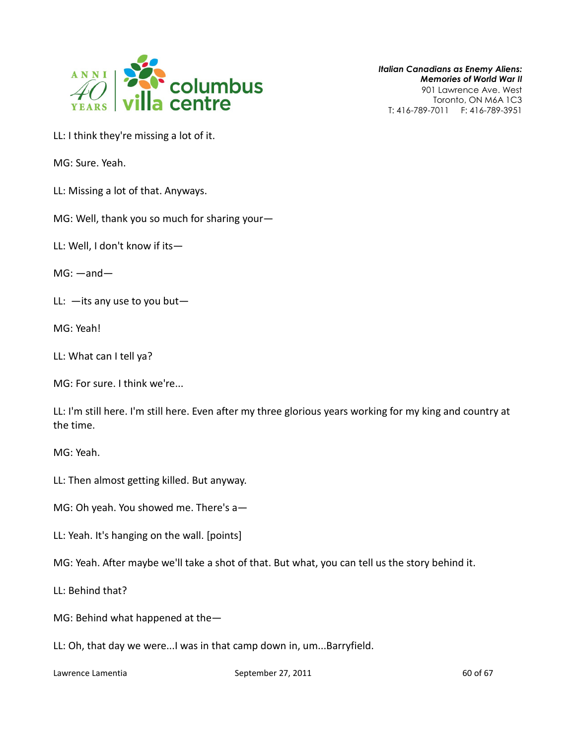LL: I think they're missing a lot of it.

MG: Sure. Yeah.

LL: Missing a lot of that. Anyways.

MG: Well, thank you so much for sharing your—

LL: Well, I don't know if its—

MG: —and—

LL: —its any use to you but—

MG: Yeah!

LL: What can I tell ya?

MG: For sure. I think we're...

LL: I'm still here. I'm still here. Even after my three glorious years working for my king and country at the time.

MG: Yeah.

LL: Then almost getting killed. But anyway.

MG: Oh yeah. You showed me. There's a—

LL: Yeah. It's hanging on the wall. [points]

MG: Yeah. After maybe we'll take a shot of that. But what, you can tell us the story behind it.

LL: Behind that?

MG: Behind what happened at the—

LL: Oh, that day we were...I was in that camp down in, um...Barryfield.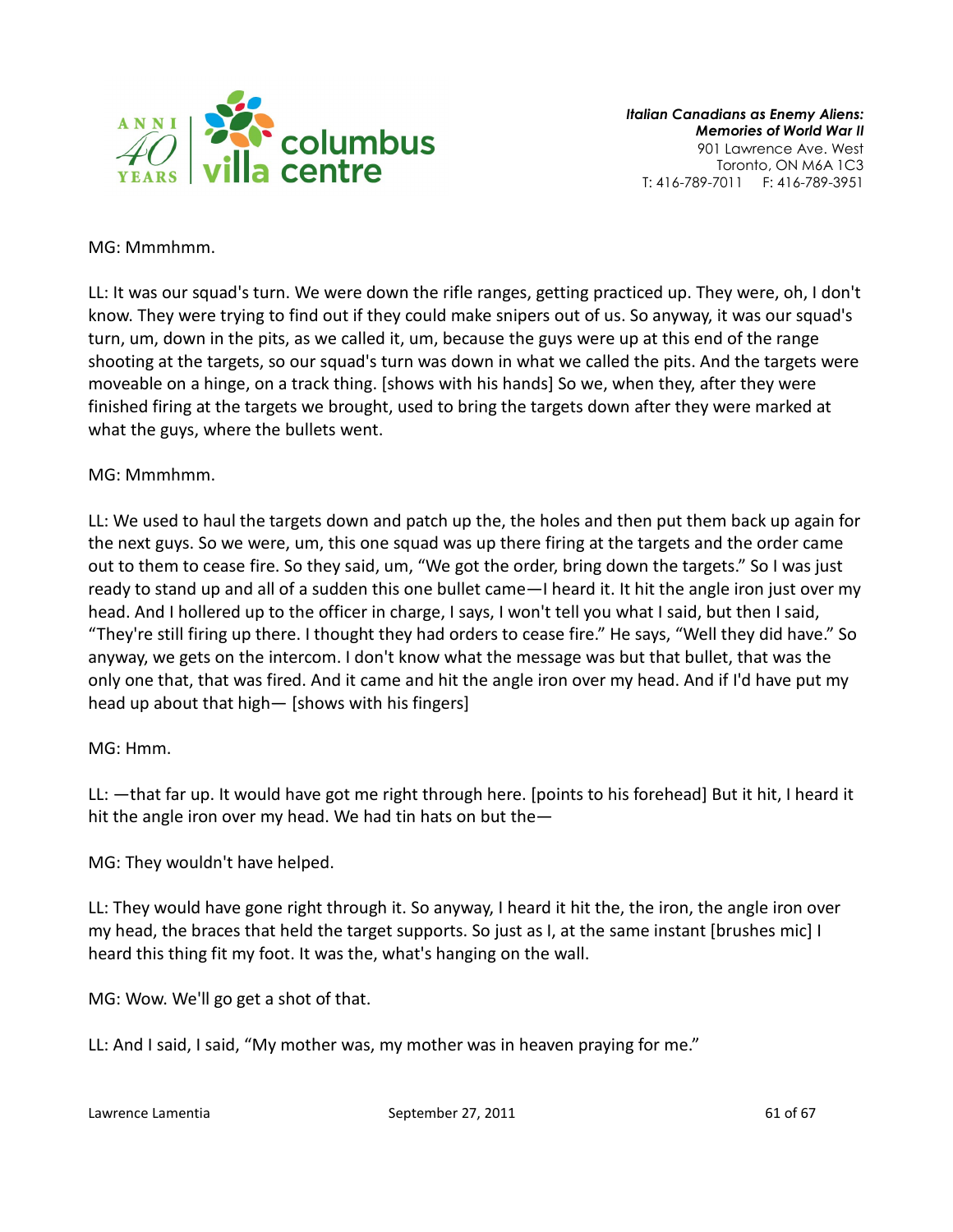MG: Mmmhmm.

LL: It was our squad's turn. We were down the rifle ranges, getting practiced up. They were, oh, I don't know. They were trying to find out if they could make snipers out of us. So anyway, it was our squad's turn, um, down in the pits, as we called it, um, because the guys were up at this end of the range shooting at the targets, so our squad's turn was down in what we called the pits. And the targets were moveable on a hinge, on a track thing. [shows with his hands] So we, when they, after they were finished firing at the targets we brought, used to bring the targets down after they were marked at what the guys, where the bullets went.

MG: Mmmhmm.

LL: We used to haul the targets down and patch up the, the holes and then put them back up again for the next guys. So we were, um, this one squad was up there firing at the targets and the order came out to them to cease fire. So they said, um, "We got the order, bring down the targets." So I was just ready to stand up and all of a sudden this one bullet came—I heard it. It hit the angle iron just over my head. And I hollered up to the officer in charge, I says, I won't tell you what I said, but then I said, "They're still firing up there. I thought they had orders to cease fire." He says, "Well they did have." So anyway, we gets on the intercom. I don't know what the message was but that bullet, that was the only one that, that was fired. And it came and hit the angle iron over my head. And if I'd have put my head up about that high— [shows with his fingers]

MG: Hmm.

LL: —that far up. It would have got me right through here. [points to his forehead] But it hit, I heard it hit the angle iron over my head. We had tin hats on but the—

MG: They wouldn't have helped.

LL: They would have gone right through it. So anyway, I heard it hit the, the iron, the angle iron over my head, the braces that held the target supports. So just as I, at the same instant [brushes mic] I heard this thing fit my foot. It was the, what's hanging on the wall.

MG: Wow. We'll go get a shot of that.

LL: And I said, I said, "My mother was, my mother was in heaven praying for me."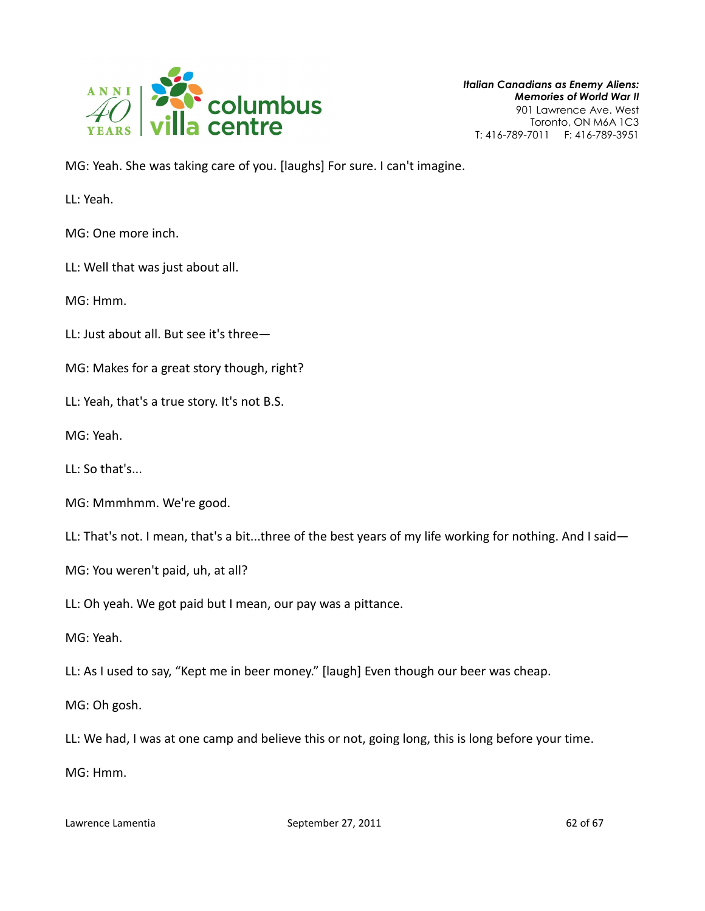MG: Yeah. She was taking care of you. [laughs] For sure. I can't imagine.

LL: Yeah.

MG: One more inch.

LL: Well that was just about all.

MG: Hmm.

LL: Just about all. But see it's three—

MG: Makes for a great story though, right?

LL: Yeah, that's a true story. It's not B.S.

MG: Yeah.

LL: So that's...

MG: Mmmhmm. We're good.

LL: That's not. I mean, that's a bit...three of the best years of my life working for nothing. And I said—

MG: You weren't paid, uh, at all?

LL: Oh yeah. We got paid but I mean, our pay was a pittance.

MG: Yeah.

LL: As I used to say, "Kept me in beer money." [laugh] Even though our beer was cheap.

MG: Oh gosh.

LL: We had, I was at one camp and believe this or not, going long, this is long before your time.

MG: Hmm.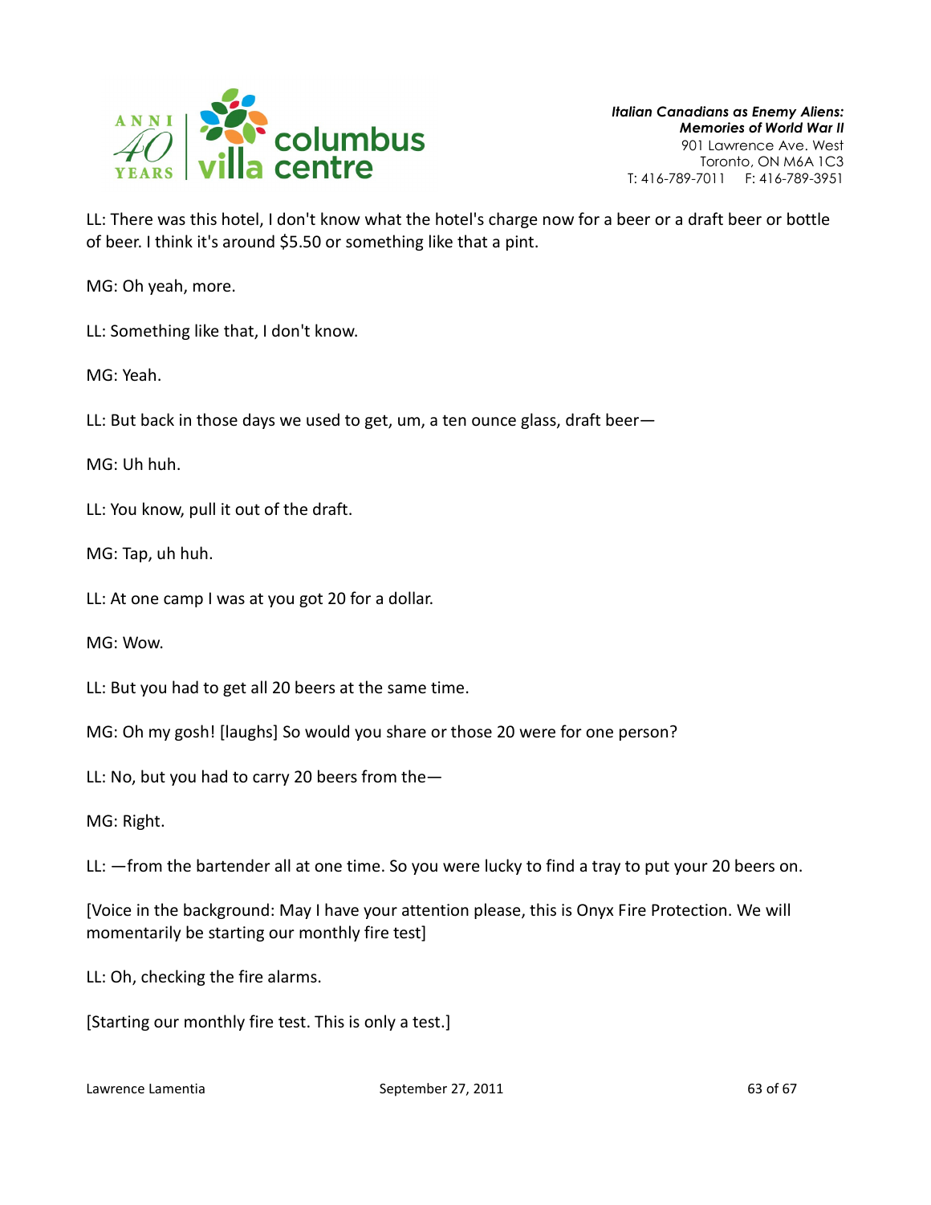LL: There was this hotel, I don't know what the hotel's charge now for a beer or a draft beer or bottle of beer. I think it's around $5.50 or something like that a pint.

MG: Oh yeah, more.

LL: Something like that, I don't know.

MG: Yeah.

LL: But back in those days we used to get, um, a ten ounce glass, draft beer—

MG: Uh huh.

LL: You know, pull it out of the draft.

MG: Tap, uh huh.

LL: At one camp I was at you got 20 for a dollar.

MG: Wow.

LL: But you had to get all 20 beers at the same time.

MG: Oh my gosh! [laughs] So would you share or those 20 were for one person?

LL: No, but you had to carry 20 beers from the—

MG: Right.

LL: —from the bartender all at one time. So you were lucky to find a tray to put your 20 beers on.

[Voice in the background: May I have your attention please, this is Onyx Fire Protection. We will momentarily be starting our monthly fire test]

LL: Oh, checking the fire alarms.

[Starting our monthly fire test. This is only a test.]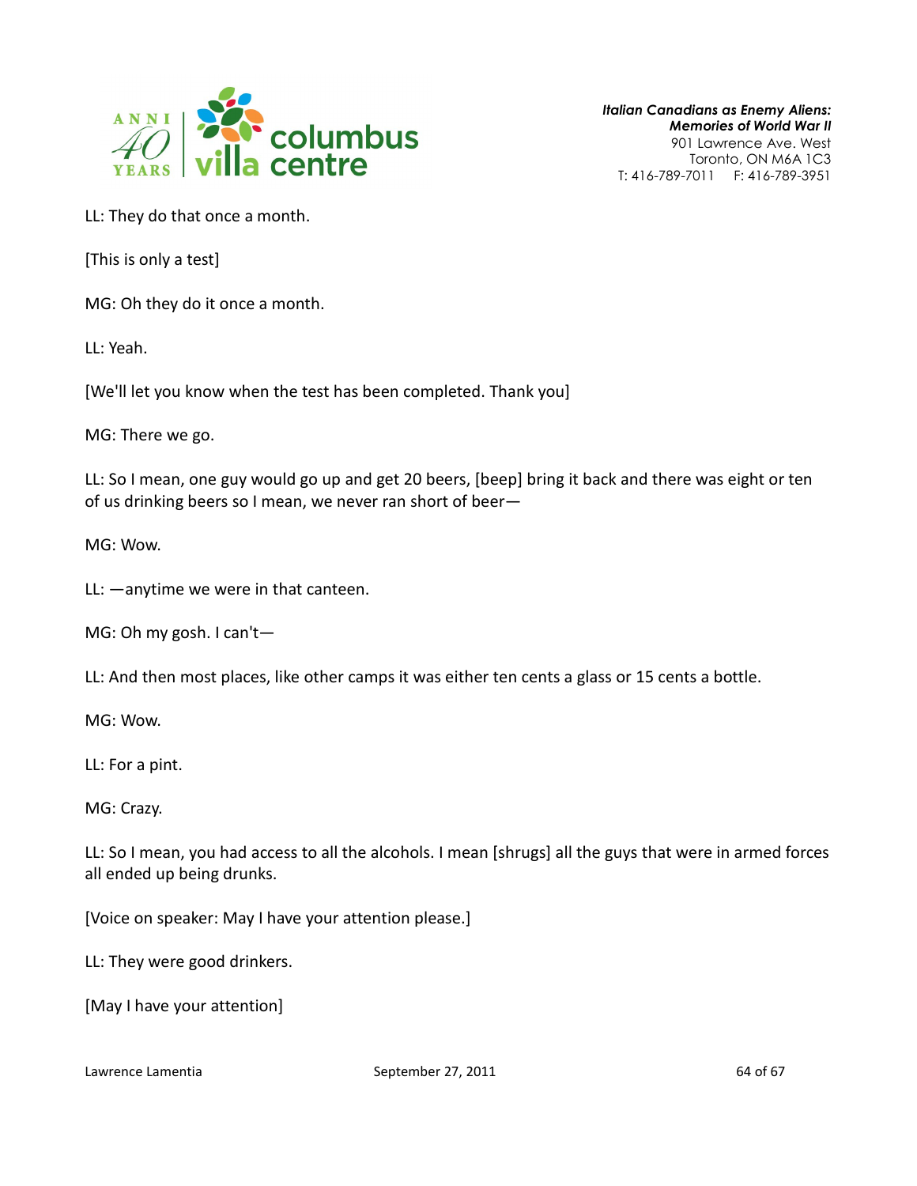LL: They do that once a month.

[This is only a test]

MG: Oh they do it once a month.

LL: Yeah.

[We'll let you know when the test has been completed. Thank you]

MG: There we go.

LL: So I mean, one guy would go up and get 20 beers, [beep] bring it back and there was eight or ten of us drinking beers so I mean, we never ran short of beer—

MG: Wow.

LL: —anytime we were in that canteen.

MG: Oh my gosh. I can't—

LL: And then most places, like other camps it was either ten cents a glass or 15 cents a bottle.

MG: Wow.

LL: For a pint.

MG: Crazy.

LL: So I mean, you had access to all the alcohols. I mean [shrugs] all the guys that were in armed forces all ended up being drunks.

[Voice on speaker: May I have your attention please.]

LL: They were good drinkers.

[May I have your attention]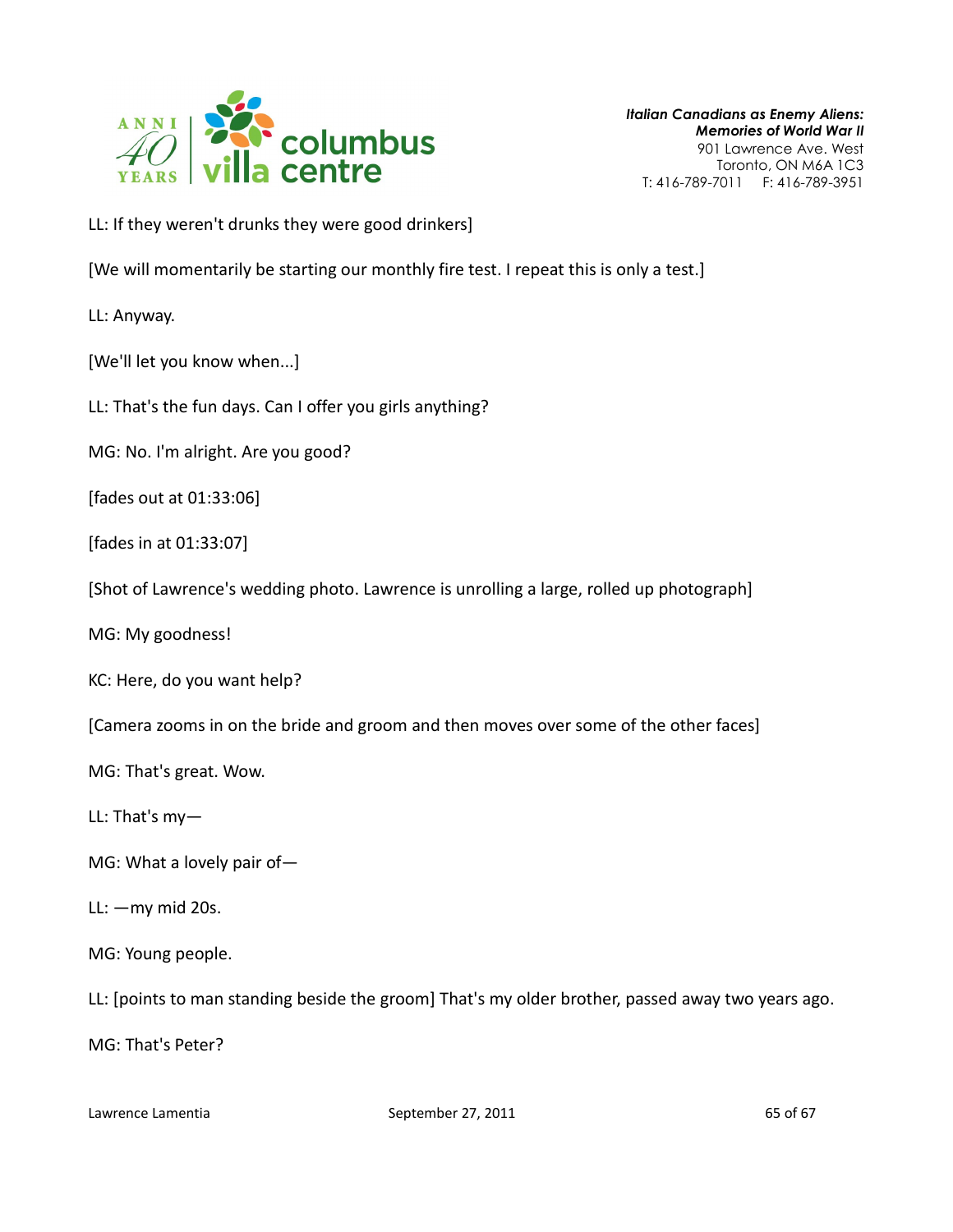LL: If they weren't drunks they were good drinkers]

[We will momentarily be starting our monthly fire test. I repeat this is only a test.]

LL: Anyway.

[We'll let you know when...]

LL: That's the fun days. Can I offer you girls anything?

MG: No. I'm alright. Are you good?

[fades out at 01:33:06]

[fades in at 01:33:07]

[Shot of Lawrence's wedding photo. Lawrence is unrolling a large, rolled up photograph]

MG: My goodness!

KC: Here, do you want help?

[Camera zooms in on the bride and groom and then moves over some of the other faces]

MG: That's great. Wow.

LL: That's my—

MG: What a lovely pair of—

LL: —my mid 20s.

MG: Young people.

LL: [points to man standing beside the groom] That's my older brother, passed away two years ago.

MG: That's Peter?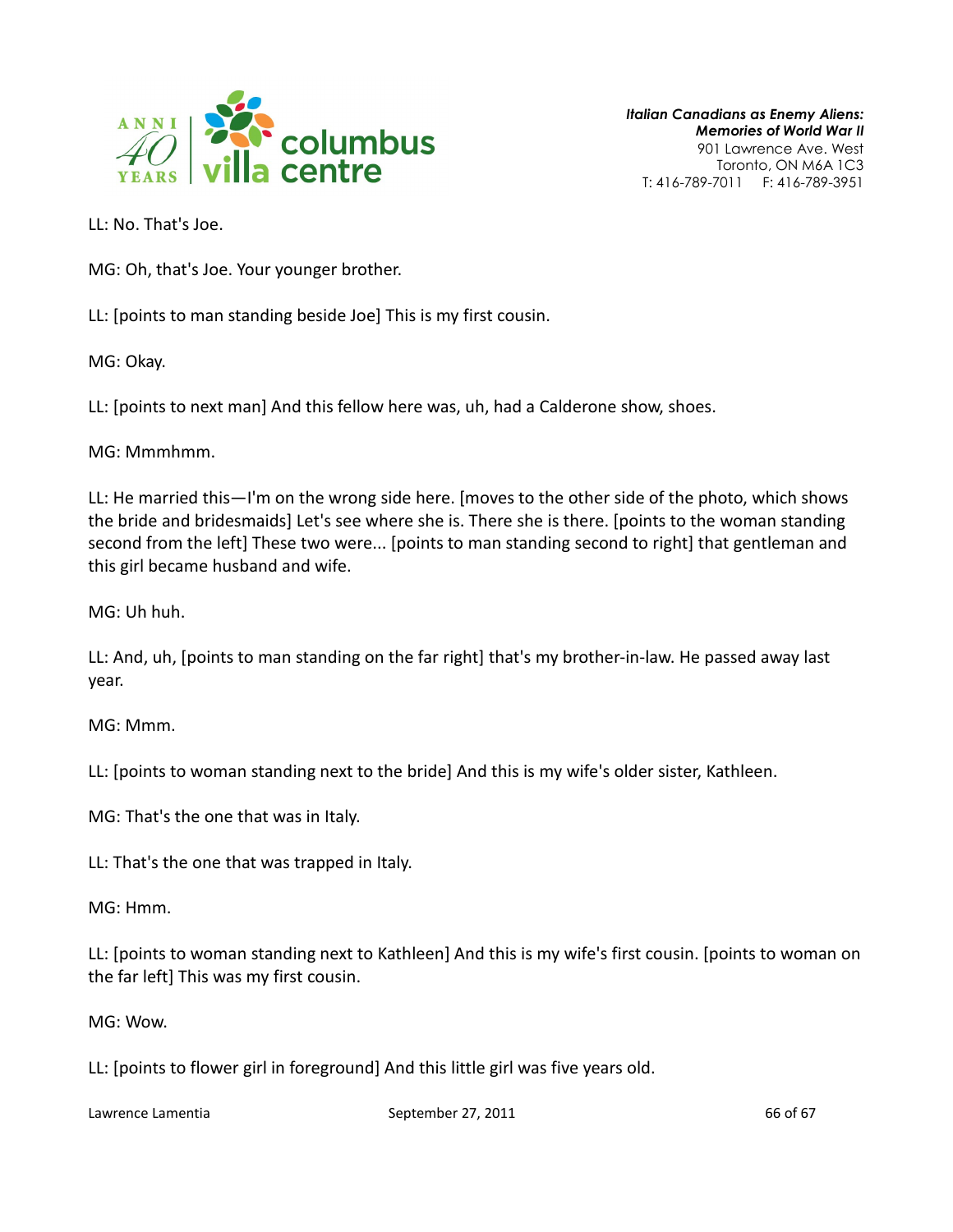LL: No. That's Joe.

MG: Oh, that's Joe. Your younger brother.

LL: [points to man standing beside Joe] This is my first cousin.

MG: Okay.

LL: [points to next man] And this fellow here was, uh, had a Calderone show, shoes.

MG: Mmmhmm.

LL: He married this—I'm on the wrong side here. [moves to the other side of the photo, which shows the bride and bridesmaids] Let's see where she is. There she is there. [points to the woman standing second from the left] These two were... [points to man standing second to right] that gentleman and this girl became husband and wife.

MG: Uh huh.

LL: And, uh, [points to man standing on the far right] that's my brother-in-law. He passed away last year.

MG: Mmm.

LL: [points to woman standing next to the bride] And this is my wife's older sister, Kathleen.

MG: That's the one that was in Italy.

LL: That's the one that was trapped in Italy.

MG: Hmm.

LL: [points to woman standing next to Kathleen] And this is my wife's first cousin. [points to woman on the far left] This was my first cousin.

MG: Wow.

LL: [points to flower girl in foreground] And this little girl was five years old.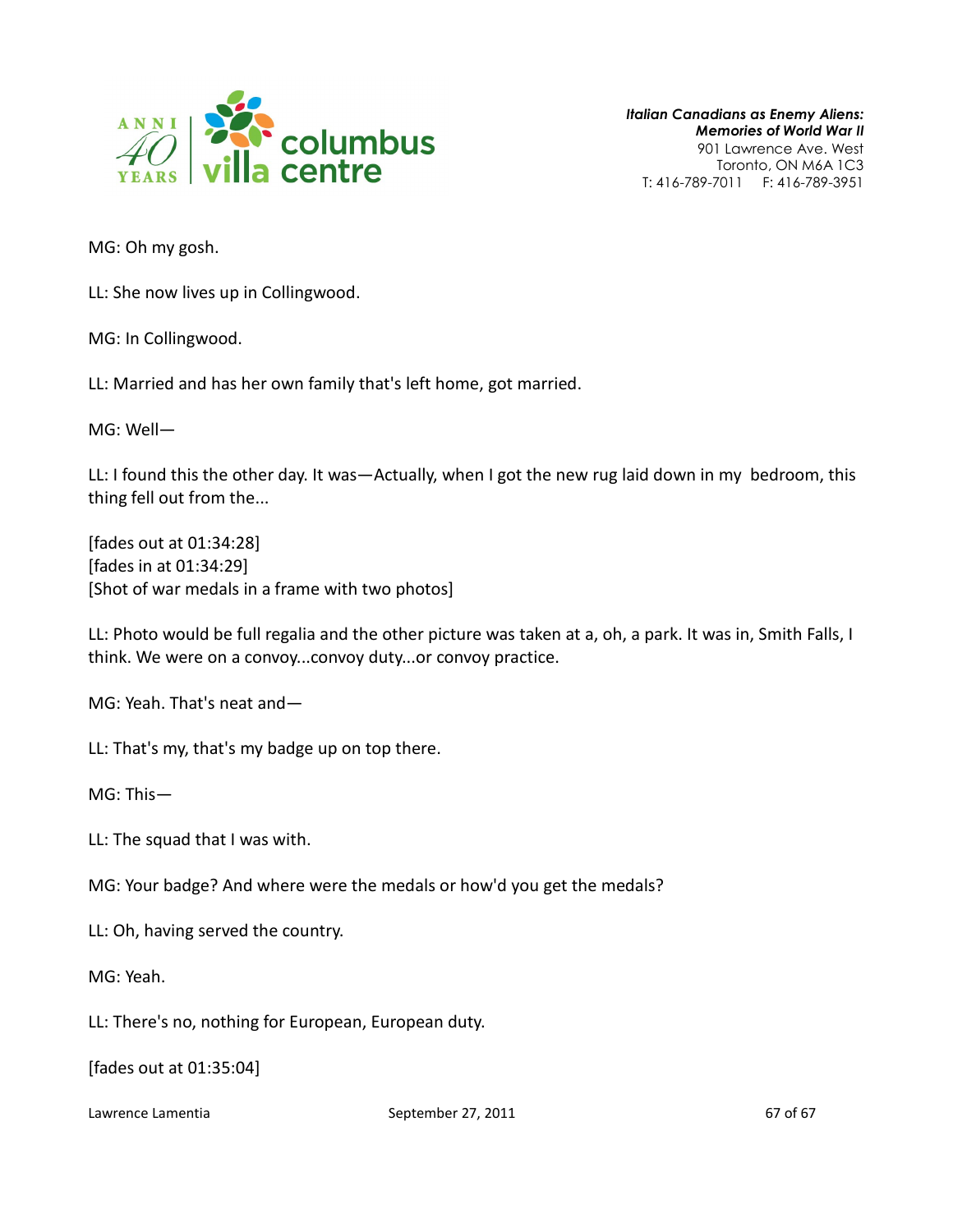MG: Oh my gosh.

LL: She now lives up in Collingwood.

MG: In Collingwood.

LL: Married and has her own family that's left home, got married.

MG: Well—

LL: I found this the other day. It was—Actually, when I got the new rug laid down in my bedroom, this thing fell out from the...

[fades out at 01:34:28]
[fades in at 01:34:29]
[Shot of war medals in a frame with two photos]

LL: Photo would be full regalia and the other picture was taken at a, oh, a park. It was in, Smith Falls, I think. We were on a convoy...convoy duty...or convoy practice.

MG: Yeah. That's neat and—

LL: That's my, that's my badge up on top there.

MG: This—

LL: The squad that I was with.

MG: Your badge? And where were the medals or how'd you get the medals?

LL: Oh, having served the country.

MG: Yeah.

LL: There's no, nothing for European, European duty.

[fades out at 01:35:04]